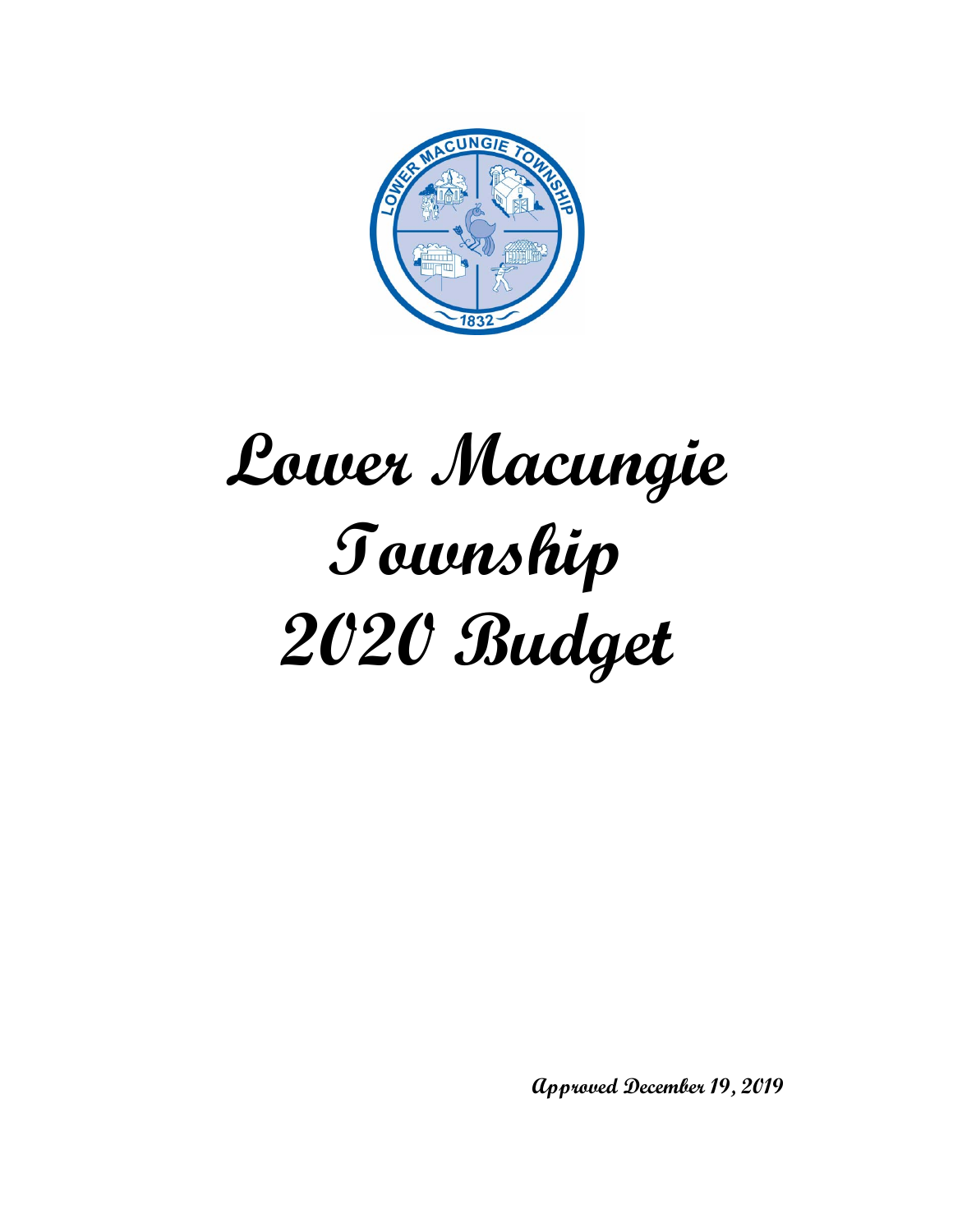# Lower Macungie Township 2020 Budget

**Approved December 19, 2019**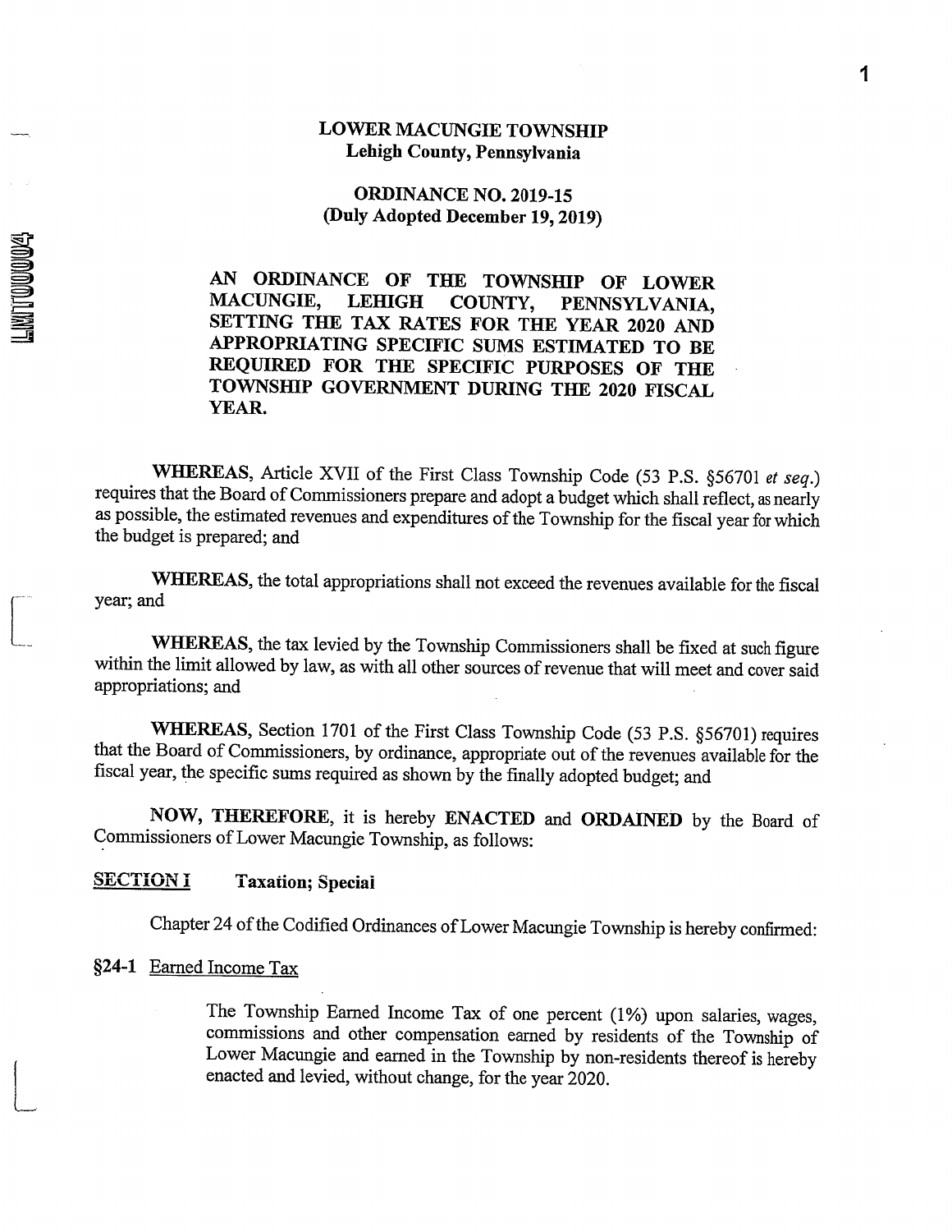# LOWER MACUNGIE TOWNSHIP
## Lehigh County, Pennsylvania

## ORDINANCE NO. 2019-15
**(Duly Adopted December 19, 2019)**

**AN ORDINANCE OF THE TOWNSHIP OF LOWER MACUNGIE, LEHIGH COUNTY, PENNSYLVANIA, SETTING THE TAX RATES FOR THE YEAR 2020 AND APPROPRIATING SPECIFIC SUMS ESTIMATED TO BE REQUIRED FOR THE SPECIFIC PURPOSES OF THE TOWNSHIP GOVERNMENT DURING THE 2020 FISCAL YEAR.**

**WHEREAS**, Article XVII of the First Class Township Code (53 P.S. §56701 *et seq.*) requires that the Board of Commissioners prepare and adopt a budget which shall reflect, as nearly as possible, the estimated revenues and expenditures of the Township for the fiscal year for which the budget is prepared; and

**WHEREAS**, the total appropriations shall not exceed the revenues available for the fiscal year; and

**WHEREAS**, the tax levied by the Township Commissioners shall be fixed at such figure within the limit allowed by law, as with all other sources of revenue that will meet and cover said appropriations; and

**WHEREAS**, Section 1701 of the First Class Township Code (53 P.S. §56701) requires that the Board of Commissioners, by ordinance, appropriate out of the revenues available for the fiscal year, the specific sums required as shown by the finally adopted budget; and

**NOW, THEREFORE**, it is hereby **ENACTED** and **ORDAINED** by the Board of Commissioners of Lower Macungie Township, as follows:

**SECTION I** **Taxation; Special**

Chapter 24 of the Codified Ordinances of Lower Macungie Township is hereby confirmed:

**§24-1** Earned Income Tax

The Township Earned Income Tax of one percent (1%) upon salaries, wages, commissions and other compensation earned by residents of the Township of Lower Macungie and earned in the Township by non-residents thereof is hereby enacted and levied, without change, for the year 2020.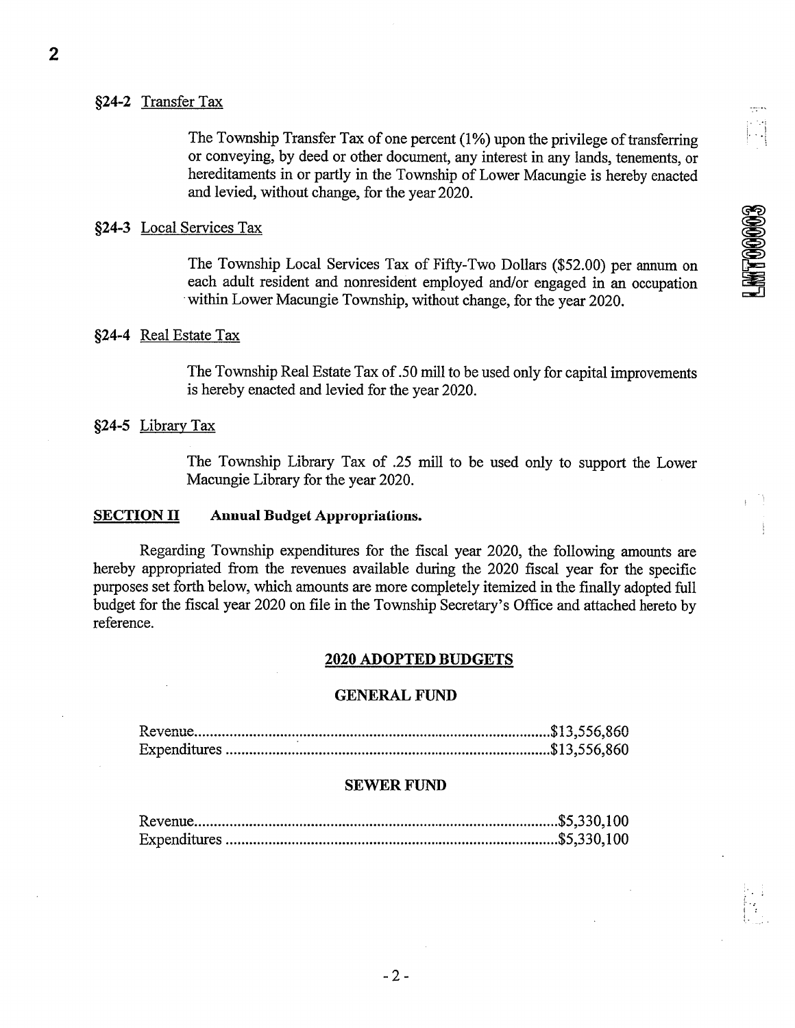### §24-2 Transfer Tax

The Township Transfer Tax of one percent (1%) upon the privilege of transferring or conveying, by deed or other document, any interest in any lands, tenements, or hereditaments in or partly in the Township of Lower Macungie is hereby enacted and levied, without change, for the year 2020.

### §24-3 Local Services Tax

The Township Local Services Tax of Fifty-Two Dollars ($52.00) per annum on each adult resident and nonresident employed and/or engaged in an occupation within Lower Macungie Township, without change, for the year 2020.

### §24-4 Real Estate Tax

The Township Real Estate Tax of .50 mill to be used only for capital improvements is hereby enacted and levied for the year 2020.

### §24-5 Library Tax

The Township Library Tax of .25 mill to be used only to support the Lower Macungie Library for the year 2020.

## SECTION II Annual Budget Appropriations.

Regarding Township expenditures for the fiscal year 2020, the following amounts are hereby appropriated from the revenues available during the 2020 fiscal year for the specific purposes set forth below, which amounts are more completely itemized in the finally adopted full budget for the fiscal year 2020 on file in the Township Secretary's Office and attached hereto by reference.

### 2020 ADOPTED BUDGETS

#### GENERAL FUND

| | |
|---|---|
| Revenue | $13,556,860 |
| Expenditures | $13,556,860 |

#### SEWER FUND

| | |
|---|---|
| Revenue | $5,330,100 |
| Expenditures | $5,330,100 |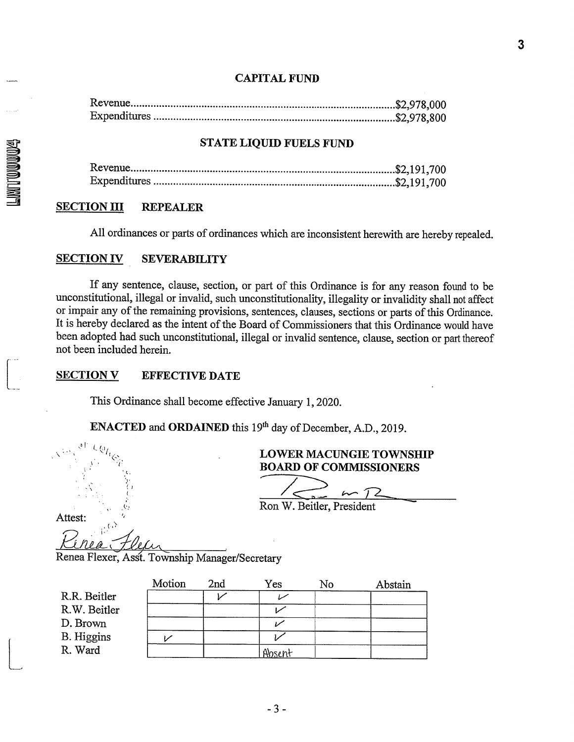## CAPITAL FUND

Revenue.............................................................................................$2,978,000
Expenditures .....................................................................................$2,978,800

## STATE LIQUID FUELS FUND

Revenue.............................................................................................$2,191,700
Expenditures .....................................................................................$2,191,700

## SECTION III REPEALER

All ordinances or parts of ordinances which are inconsistent herewith are hereby repealed.

## SECTION IV SEVERABILITY

If any sentence, clause, section, or part of this Ordinance is for any reason found to be unconstitutional, illegal or invalid, such unconstitutionality, illegality or invalidity shall not affect or impair any of the remaining provisions, sentences, clauses, sections or parts of this Ordinance. It is hereby declared as the intent of the Board of Commissioners that this Ordinance would have been adopted had such unconstitutional, illegal or invalid sentence, clause, section or part thereof not been included herein.

## SECTION V EFFECTIVE DATE

This Ordinance shall become effective January 1, 2020.

**ENACTED** and **ORDAINED** this 19th day of December, A.D., 2019.

**LOWER MACUNGIE TOWNSHIP BOARD OF COMMISSIONERS**

Ron W. Beitler, President

Attest:

Renea Flexer, Asst. Township Manager/Secretary

| | Motion | 2nd | Yes | No | Abstain |
|---|---|---|---|---|---|
| R.R. Beitler | | ✓ | ✓ | | |
| R.W. Beitler | | | ✓ | | |
| D. Brown | | | ✓ | | |
| B. Higgins | ✓ | | ✓ | | |
| R. Ward | | | Absent | | |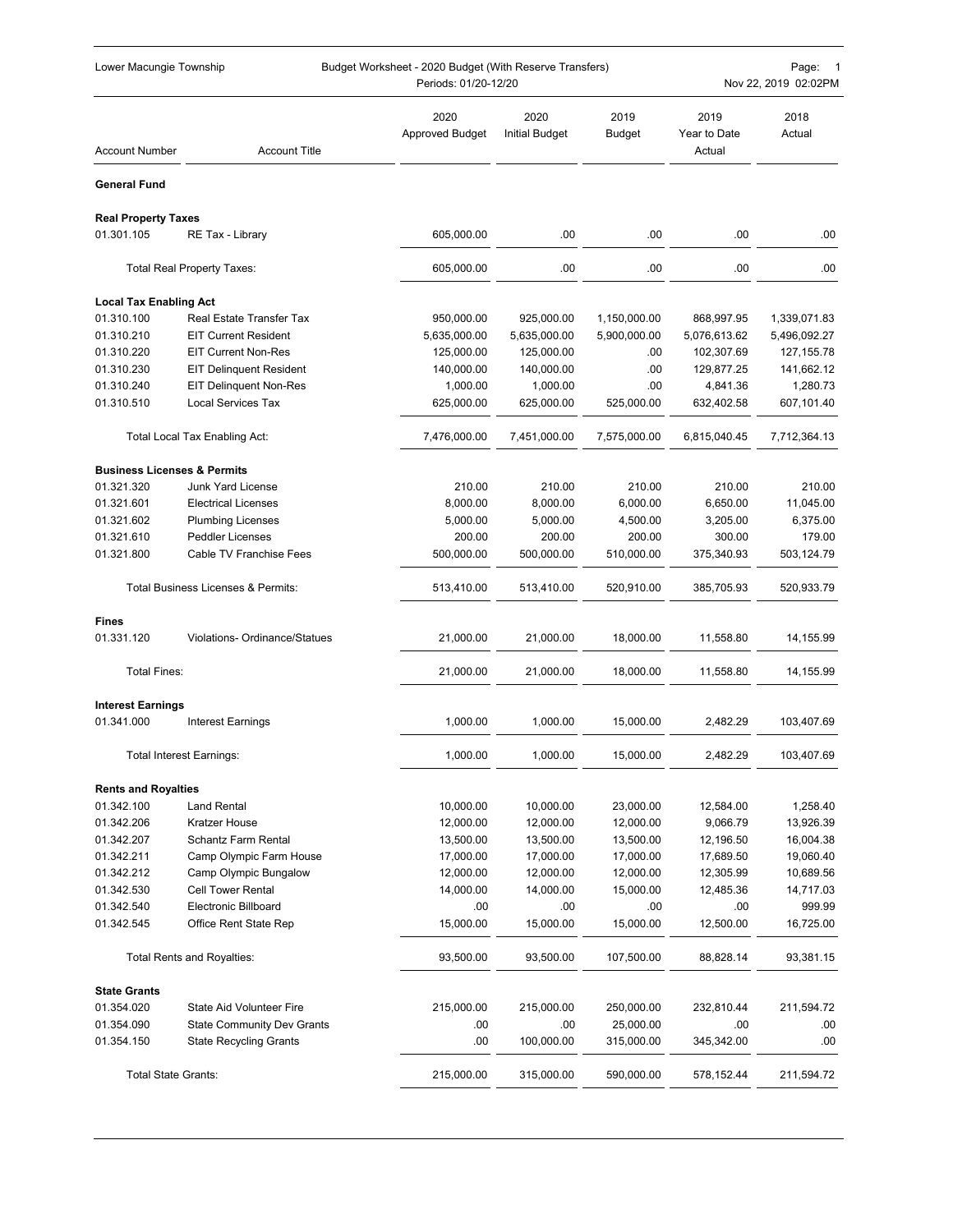Lower Macungie Township — Budget Worksheet - 2020 Budget (With Reserve Transfers)
Periods: 01/20-12/20

| Account Number | Account Title | 2020 Approved Budget | 2020 Initial Budget | 2019 Budget | 2019 Year to Date Actual | 2018 Actual |
|---|---|---|---|---|---|---|
| **General Fund** | | | | | | |
| **Real Property Taxes** | | | | | | |
| 01.301.105 | RE Tax - Library | 605,000.00 | .00 | .00 | .00 | .00 |
| | Total Real Property Taxes: | 605,000.00 | .00 | .00 | .00 | .00 |
| **Local Tax Enabling Act** | | | | | | |
| 01.310.100 | Real Estate Transfer Tax | 950,000.00 | 925,000.00 | 1,150,000.00 | 868,997.95 | 1,339,071.83 |
| 01.310.210 | EIT Current Resident | 5,635,000.00 | 5,635,000.00 | 5,900,000.00 | 5,076,613.62 | 5,496,092.27 |
| 01.310.220 | EIT Current Non-Res | 125,000.00 | 125,000.00 | .00 | 102,307.69 | 127,155.78 |
| 01.310.230 | EIT Delinquent Resident | 140,000.00 | 140,000.00 | .00 | 129,877.25 | 141,662.12 |
| 01.310.240 | EIT Delinquent Non-Res | 1,000.00 | 1,000.00 | .00 | 4,841.36 | 1,280.73 |
| 01.310.510 | Local Services Tax | 625,000.00 | 625,000.00 | 525,000.00 | 632,402.58 | 607,101.40 |
| | Total Local Tax Enabling Act: | 7,476,000.00 | 7,451,000.00 | 7,575,000.00 | 6,815,040.45 | 7,712,364.13 |
| **Business Licenses & Permits** | | | | | | |
| 01.321.320 | Junk Yard License | 210.00 | 210.00 | 210.00 | 210.00 | 210.00 |
| 01.321.601 | Electrical Licenses | 8,000.00 | 8,000.00 | 6,000.00 | 6,650.00 | 11,045.00 |
| 01.321.602 | Plumbing Licenses | 5,000.00 | 5,000.00 | 4,500.00 | 3,205.00 | 6,375.00 |
| 01.321.610 | Peddler Licenses | 200.00 | 200.00 | 200.00 | 300.00 | 179.00 |
| 01.321.800 | Cable TV Franchise Fees | 500,000.00 | 500,000.00 | 510,000.00 | 375,340.93 | 503,124.79 |
| | Total Business Licenses & Permits: | 513,410.00 | 513,410.00 | 520,910.00 | 385,705.93 | 520,933.79 |
| **Fines** | | | | | | |
| 01.331.120 | Violations- Ordinance/Statues | 21,000.00 | 21,000.00 | 18,000.00 | 11,558.80 | 14,155.99 |
| | Total Fines: | 21,000.00 | 21,000.00 | 18,000.00 | 11,558.80 | 14,155.99 |
| **Interest Earnings** | | | | | | |
| 01.341.000 | Interest Earnings | 1,000.00 | 1,000.00 | 15,000.00 | 2,482.29 | 103,407.69 |
| | Total Interest Earnings: | 1,000.00 | 1,000.00 | 15,000.00 | 2,482.29 | 103,407.69 |
| **Rents and Royalties** | | | | | | |
| 01.342.100 | Land Rental | 10,000.00 | 10,000.00 | 23,000.00 | 12,584.00 | 1,258.40 |
| 01.342.206 | Kratzer House | 12,000.00 | 12,000.00 | 12,000.00 | 9,066.79 | 13,926.39 |
| 01.342.207 | Schantz Farm Rental | 13,500.00 | 13,500.00 | 13,500.00 | 12,196.50 | 16,004.38 |
| 01.342.211 | Camp Olympic Farm House | 17,000.00 | 17,000.00 | 17,000.00 | 17,689.50 | 19,060.40 |
| 01.342.212 | Camp Olympic Bungalow | 12,000.00 | 12,000.00 | 12,000.00 | 12,305.99 | 10,689.56 |
| 01.342.530 | Cell Tower Rental | 14,000.00 | 14,000.00 | 15,000.00 | 12,485.36 | 14,717.03 |
| 01.342.540 | Electronic Billboard | .00 | .00 | .00 | .00 | 999.99 |
| 01.342.545 | Office Rent State Rep | 15,000.00 | 15,000.00 | 15,000.00 | 12,500.00 | 16,725.00 |
| | Total Rents and Royalties: | 93,500.00 | 93,500.00 | 107,500.00 | 88,828.14 | 93,381.15 |
| **State Grants** | | | | | | |
| 01.354.020 | State Aid Volunteer Fire | 215,000.00 | 215,000.00 | 250,000.00 | 232,810.44 | 211,594.72 |
| 01.354.090 | State Community Dev Grants | .00 | .00 | 25,000.00 | .00 | .00 |
| 01.354.150 | State Recycling Grants | .00 | 100,000.00 | 315,000.00 | 345,342.00 | .00 |
| | Total State Grants: | 215,000.00 | 315,000.00 | 590,000.00 | 578,152.44 | 211,594.72 |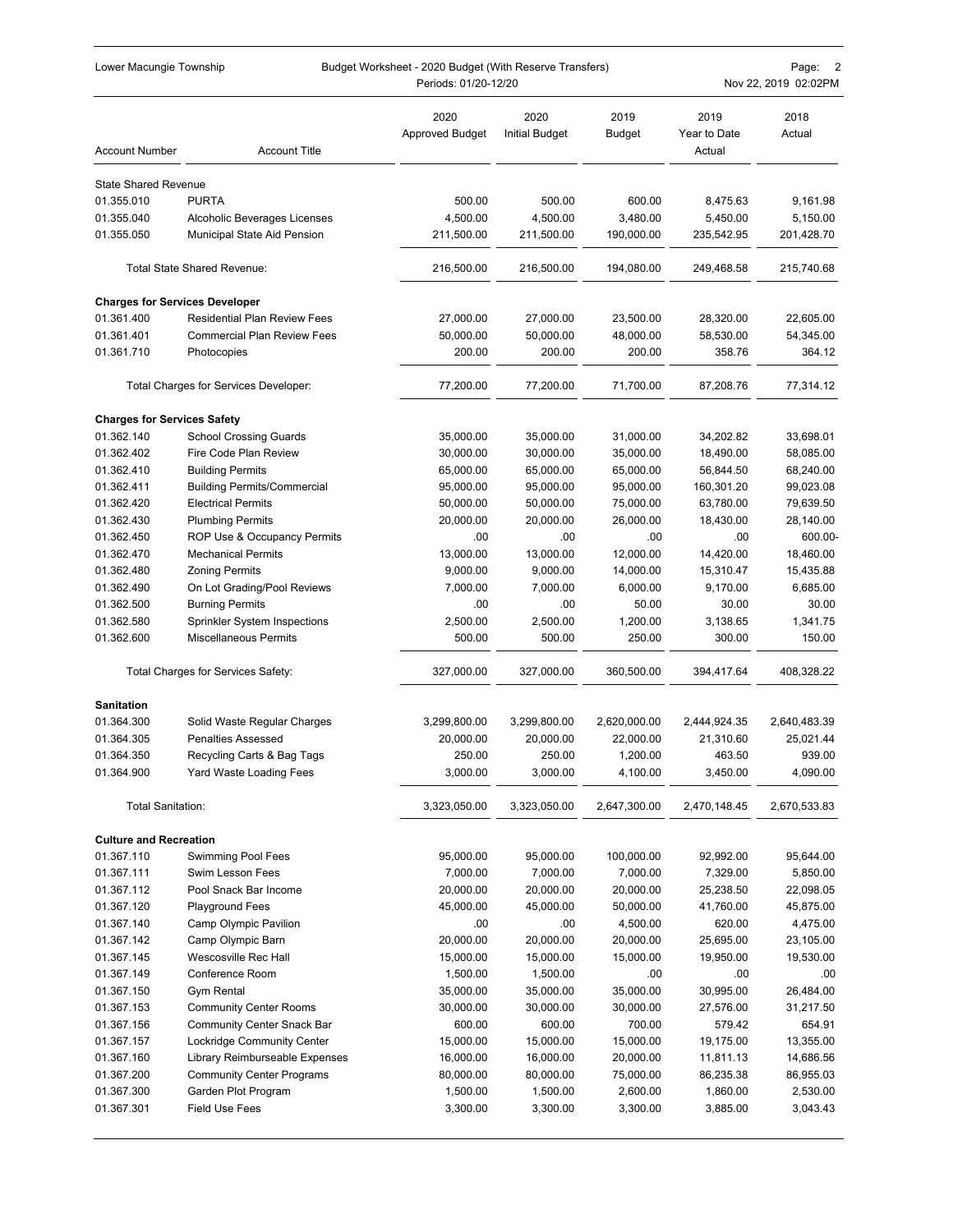Lower Macungie Township — Budget Worksheet - 2020 Budget (With Reserve Transfers) — Periods: 01/20-12/20

| Account Number | Account Title | 2020 Approved Budget | 2020 Initial Budget | 2019 Budget | 2019 Year to Date Actual | 2018 Actual |
|---|---|---|---|---|---|---|
| **State Shared Revenue** | | | | | | |
| 01.355.010 | PURTA | 500.00 | 500.00 | 600.00 | 8,475.63 | 9,161.98 |
| 01.355.040 | Alcoholic Beverages Licenses | 4,500.00 | 4,500.00 | 3,480.00 | 5,450.00 | 5,150.00 |
| 01.355.050 | Municipal State Aid Pension | 211,500.00 | 211,500.00 | 190,000.00 | 235,542.95 | 201,428.70 |
| | Total State Shared Revenue: | 216,500.00 | 216,500.00 | 194,080.00 | 249,468.58 | 215,740.68 |
| **Charges for Services Developer** | | | | | | |
| 01.361.400 | Residential Plan Review Fees | 27,000.00 | 27,000.00 | 23,500.00 | 28,320.00 | 22,605.00 |
| 01.361.401 | Commercial Plan Review Fees | 50,000.00 | 50,000.00 | 48,000.00 | 58,530.00 | 54,345.00 |
| 01.361.710 | Photocopies | 200.00 | 200.00 | 200.00 | 358.76 | 364.12 |
| | Total Charges for Services Developer: | 77,200.00 | 77,200.00 | 71,700.00 | 87,208.76 | 77,314.12 |
| **Charges for Services Safety** | | | | | | |
| 01.362.140 | School Crossing Guards | 35,000.00 | 35,000.00 | 31,000.00 | 34,202.82 | 33,698.01 |
| 01.362.402 | Fire Code Plan Review | 30,000.00 | 30,000.00 | 35,000.00 | 18,490.00 | 58,085.00 |
| 01.362.410 | Building Permits | 65,000.00 | 65,000.00 | 65,000.00 | 56,844.50 | 68,240.00 |
| 01.362.411 | Building Permits/Commercial | 95,000.00 | 95,000.00 | 95,000.00 | 160,301.20 | 99,023.08 |
| 01.362.420 | Electrical Permits | 50,000.00 | 50,000.00 | 75,000.00 | 63,780.00 | 79,639.50 |
| 01.362.430 | Plumbing Permits | 20,000.00 | 20,000.00 | 26,000.00 | 18,430.00 | 28,140.00 |
| 01.362.450 | ROP Use & Occupancy Permits | .00 | .00 | .00 | .00 | 600.00- |
| 01.362.470 | Mechanical Permits | 13,000.00 | 13,000.00 | 12,000.00 | 14,420.00 | 18,460.00 |
| 01.362.480 | Zoning Permits | 9,000.00 | 9,000.00 | 14,000.00 | 15,310.47 | 15,435.88 |
| 01.362.490 | On Lot Grading/Pool Reviews | 7,000.00 | 7,000.00 | 6,000.00 | 9,170.00 | 6,685.00 |
| 01.362.500 | Burning Permits | .00 | .00 | 50.00 | 30.00 | 30.00 |
| 01.362.580 | Sprinkler System Inspections | 2,500.00 | 2,500.00 | 1,200.00 | 3,138.65 | 1,341.75 |
| 01.362.600 | Miscellaneous Permits | 500.00 | 500.00 | 250.00 | 300.00 | 150.00 |
| | Total Charges for Services Safety: | 327,000.00 | 327,000.00 | 360,500.00 | 394,417.64 | 408,328.22 |
| **Sanitation** | | | | | | |
| 01.364.300 | Solid Waste Regular Charges | 3,299,800.00 | 3,299,800.00 | 2,620,000.00 | 2,444,924.35 | 2,640,483.39 |
| 01.364.305 | Penalties Assessed | 20,000.00 | 20,000.00 | 22,000.00 | 21,310.60 | 25,021.44 |
| 01.364.350 | Recycling Carts & Bag Tags | 250.00 | 250.00 | 1,200.00 | 463.50 | 939.00 |
| 01.364.900 | Yard Waste Loading Fees | 3,000.00 | 3,000.00 | 4,100.00 | 3,450.00 | 4,090.00 |
| | Total Sanitation: | 3,323,050.00 | 3,323,050.00 | 2,647,300.00 | 2,470,148.45 | 2,670,533.83 |
| **Culture and Recreation** | | | | | | |
| 01.367.110 | Swimming Pool Fees | 95,000.00 | 95,000.00 | 100,000.00 | 92,992.00 | 95,644.00 |
| 01.367.111 | Swim Lesson Fees | 7,000.00 | 7,000.00 | 7,000.00 | 7,329.00 | 5,850.00 |
| 01.367.112 | Pool Snack Bar Income | 20,000.00 | 20,000.00 | 20,000.00 | 25,238.50 | 22,098.05 |
| 01.367.120 | Playground Fees | 45,000.00 | 45,000.00 | 50,000.00 | 41,760.00 | 45,875.00 |
| 01.367.140 | Camp Olympic Pavilion | .00 | .00 | 4,500.00 | 620.00 | 4,475.00 |
| 01.367.142 | Camp Olympic Barn | 20,000.00 | 20,000.00 | 20,000.00 | 25,695.00 | 23,105.00 |
| 01.367.145 | Wescosville Rec Hall | 15,000.00 | 15,000.00 | 15,000.00 | 19,950.00 | 19,530.00 |
| 01.367.149 | Conference Room | 1,500.00 | 1,500.00 | .00 | .00 | .00 |
| 01.367.150 | Gym Rental | 35,000.00 | 35,000.00 | 35,000.00 | 30,995.00 | 26,484.00 |
| 01.367.153 | Community Center Rooms | 30,000.00 | 30,000.00 | 30,000.00 | 27,576.00 | 31,217.50 |
| 01.367.156 | Community Center Snack Bar | 600.00 | 600.00 | 700.00 | 579.42 | 654.91 |
| 01.367.157 | Lockridge Community Center | 15,000.00 | 15,000.00 | 15,000.00 | 19,175.00 | 13,355.00 |
| 01.367.160 | Library Reimburseable Expenses | 16,000.00 | 16,000.00 | 20,000.00 | 11,811.13 | 14,686.56 |
| 01.367.200 | Community Center Programs | 80,000.00 | 80,000.00 | 75,000.00 | 86,235.38 | 86,955.03 |
| 01.367.300 | Garden Plot Program | 1,500.00 | 1,500.00 | 2,600.00 | 1,860.00 | 2,530.00 |
| 01.367.301 | Field Use Fees | 3,300.00 | 3,300.00 | 3,300.00 | 3,885.00 | 3,043.43 |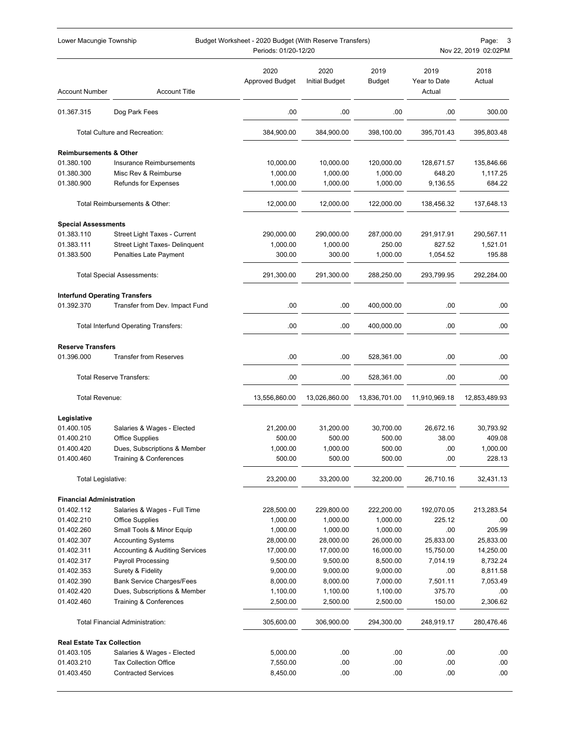| Account Number | Account Title | 2020 Approved Budget | 2020 Initial Budget | 2019 Budget | 2019 Year to Date Actual | 2018 Actual |
|---|---|---|---|---|---|---|
| 01.367.315 | Dog Park Fees | .00 | .00 | .00 | .00 | 300.00 |
| | Total Culture and Recreation: | 384,900.00 | 384,900.00 | 398,100.00 | 395,701.43 | 395,803.48 |
| **Reimbursements & Other** | | | | | | |
| 01.380.100 | Insurance Reimbursements | 10,000.00 | 10,000.00 | 120,000.00 | 128,671.57 | 135,846.66 |
| 01.380.300 | Misc Rev & Reimburse | 1,000.00 | 1,000.00 | 1,000.00 | 648.20 | 1,117.25 |
| 01.380.900 | Refunds for Expenses | 1,000.00 | 1,000.00 | 1,000.00 | 9,136.55 | 684.22 |
| | Total Reimbursements & Other: | 12,000.00 | 12,000.00 | 122,000.00 | 138,456.32 | 137,648.13 |
| **Special Assessments** | | | | | | |
| 01.383.110 | Street Light Taxes - Current | 290,000.00 | 290,000.00 | 287,000.00 | 291,917.91 | 290,567.11 |
| 01.383.111 | Street Light Taxes- Delinquent | 1,000.00 | 1,000.00 | 250.00 | 827.52 | 1,521.01 |
| 01.383.500 | Penalties Late Payment | 300.00 | 300.00 | 1,000.00 | 1,054.52 | 195.88 |
| | Total Special Assessments: | 291,300.00 | 291,300.00 | 288,250.00 | 293,799.95 | 292,284.00 |
| **Interfund Operating Transfers** | | | | | | |
| 01.392.370 | Transfer from Dev. Impact Fund | .00 | .00 | 400,000.00 | .00 | .00 |
| | Total Interfund Operating Transfers: | .00 | .00 | 400,000.00 | .00 | .00 |
| **Reserve Transfers** | | | | | | |
| 01.396.000 | Transfer from Reserves | .00 | .00 | 528,361.00 | .00 | .00 |
| | Total Reserve Transfers: | .00 | .00 | 528,361.00 | .00 | .00 |
| | Total Revenue: | 13,556,860.00 | 13,026,860.00 | 13,836,701.00 | 11,910,969.18 | 12,853,489.93 |
| **Legislative** | | | | | | |
| 01.400.105 | Salaries & Wages - Elected | 21,200.00 | 31,200.00 | 30,700.00 | 26,672.16 | 30,793.92 |
| 01.400.210 | Office Supplies | 500.00 | 500.00 | 500.00 | 38.00 | 409.08 |
| 01.400.420 | Dues, Subscriptions & Member | 1,000.00 | 1,000.00 | 500.00 | .00 | 1,000.00 |
| 01.400.460 | Training & Conferences | 500.00 | 500.00 | 500.00 | .00 | 228.13 |
| | Total Legislative: | 23,200.00 | 33,200.00 | 32,200.00 | 26,710.16 | 32,431.13 |
| **Financial Administration** | | | | | | |
| 01.402.112 | Salaries & Wages - Full Time | 228,500.00 | 229,800.00 | 222,200.00 | 192,070.05 | 213,283.54 |
| 01.402.210 | Office Supplies | 1,000.00 | 1,000.00 | 1,000.00 | 225.12 | .00 |
| 01.402.260 | Small Tools & Minor Equip | 1,000.00 | 1,000.00 | 1,000.00 | .00 | 205.99 |
| 01.402.307 | Accounting Systems | 28,000.00 | 28,000.00 | 26,000.00 | 25,833.00 | 25,833.00 |
| 01.402.311 | Accounting & Auditing Services | 17,000.00 | 17,000.00 | 16,000.00 | 15,750.00 | 14,250.00 |
| 01.402.317 | Payroll Processing | 9,500.00 | 9,500.00 | 8,500.00 | 7,014.19 | 8,732.24 |
| 01.402.353 | Surety & Fidelity | 9,000.00 | 9,000.00 | 9,000.00 | .00 | 8,811.58 |
| 01.402.390 | Bank Service Charges/Fees | 8,000.00 | 8,000.00 | 7,000.00 | 7,501.11 | 7,053.49 |
| 01.402.420 | Dues, Subscriptions & Member | 1,100.00 | 1,100.00 | 1,100.00 | 375.70 | .00 |
| 01.402.460 | Training & Conferences | 2,500.00 | 2,500.00 | 2,500.00 | 150.00 | 2,306.62 |
| | Total Financial Administration: | 305,600.00 | 306,900.00 | 294,300.00 | 248,919.17 | 280,476.46 |
| **Real Estate Tax Collection** | | | | | | |
| 01.403.105 | Salaries & Wages - Elected | 5,000.00 | .00 | .00 | .00 | .00 |
| 01.403.210 | Tax Collection Office | 7,550.00 | .00 | .00 | .00 | .00 |
| 01.403.450 | Contracted Services | 8,450.00 | .00 | .00 | .00 | .00 |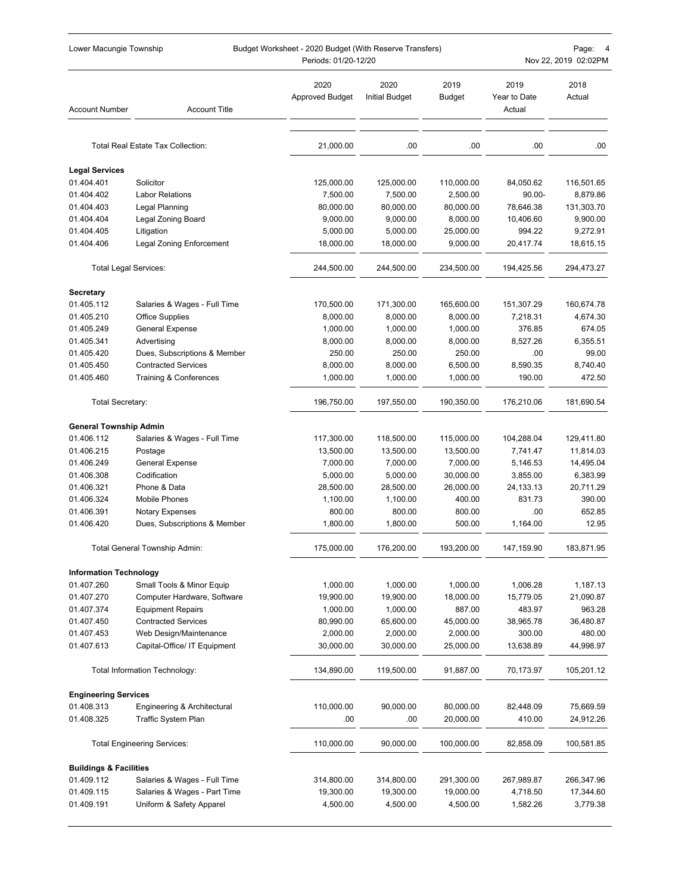| Account Number | Account Title | 2020 Approved Budget | 2020 Initial Budget | 2019 Budget | 2019 Year to Date Actual | 2018 Actual |
|---|---|---|---|---|---|---|
| | Total Real Estate Tax Collection: | 21,000.00 | .00 | .00 | .00 | .00 |
| **Legal Services** | | | | | | |
| 01.404.401 | Solicitor | 125,000.00 | 125,000.00 | 110,000.00 | 84,050.62 | 116,501.65 |
| 01.404.402 | Labor Relations | 7,500.00 | 7,500.00 | 2,500.00 | 90.00- | 8,879.86 |
| 01.404.403 | Legal Planning | 80,000.00 | 80,000.00 | 80,000.00 | 78,646.38 | 131,303.70 |
| 01.404.404 | Legal Zoning Board | 9,000.00 | 9,000.00 | 8,000.00 | 10,406.60 | 9,900.00 |
| 01.404.405 | Litigation | 5,000.00 | 5,000.00 | 25,000.00 | 994.22 | 9,272.91 |
| 01.404.406 | Legal Zoning Enforcement | 18,000.00 | 18,000.00 | 9,000.00 | 20,417.74 | 18,615.15 |
| | Total Legal Services: | 244,500.00 | 244,500.00 | 234,500.00 | 194,425.56 | 294,473.27 |
| **Secretary** | | | | | | |
| 01.405.112 | Salaries & Wages - Full Time | 170,500.00 | 171,300.00 | 165,600.00 | 151,307.29 | 160,674.78 |
| 01.405.210 | Office Supplies | 8,000.00 | 8,000.00 | 8,000.00 | 7,218.31 | 4,674.30 |
| 01.405.249 | General Expense | 1,000.00 | 1,000.00 | 1,000.00 | 376.85 | 674.05 |
| 01.405.341 | Advertising | 8,000.00 | 8,000.00 | 8,000.00 | 8,527.26 | 6,355.51 |
| 01.405.420 | Dues, Subscriptions & Member | 250.00 | 250.00 | 250.00 | .00 | 99.00 |
| 01.405.450 | Contracted Services | 8,000.00 | 8,000.00 | 6,500.00 | 8,590.35 | 8,740.40 |
| 01.405.460 | Training & Conferences | 1,000.00 | 1,000.00 | 1,000.00 | 190.00 | 472.50 |
| | Total Secretary: | 196,750.00 | 197,550.00 | 190,350.00 | 176,210.06 | 181,690.54 |
| **General Township Admin** | | | | | | |
| 01.406.112 | Salaries & Wages - Full Time | 117,300.00 | 118,500.00 | 115,000.00 | 104,288.04 | 129,411.80 |
| 01.406.215 | Postage | 13,500.00 | 13,500.00 | 13,500.00 | 7,741.47 | 11,814.03 |
| 01.406.249 | General Expense | 7,000.00 | 7,000.00 | 7,000.00 | 5,146.53 | 14,495.04 |
| 01.406.308 | Codification | 5,000.00 | 5,000.00 | 30,000.00 | 3,855.00 | 6,383.99 |
| 01.406.321 | Phone & Data | 28,500.00 | 28,500.00 | 26,000.00 | 24,133.13 | 20,711.29 |
| 01.406.324 | Mobile Phones | 1,100.00 | 1,100.00 | 400.00 | 831.73 | 390.00 |
| 01.406.391 | Notary Expenses | 800.00 | 800.00 | 800.00 | .00 | 652.85 |
| 01.406.420 | Dues, Subscriptions & Member | 1,800.00 | 1,800.00 | 500.00 | 1,164.00 | 12.95 |
| | Total General Township Admin: | 175,000.00 | 176,200.00 | 193,200.00 | 147,159.90 | 183,871.95 |
| **Information Technology** | | | | | | |
| 01.407.260 | Small Tools & Minor Equip | 1,000.00 | 1,000.00 | 1,000.00 | 1,006.28 | 1,187.13 |
| 01.407.270 | Computer Hardware, Software | 19,900.00 | 19,900.00 | 18,000.00 | 15,779.05 | 21,090.87 |
| 01.407.374 | Equipment Repairs | 1,000.00 | 1,000.00 | 887.00 | 483.97 | 963.28 |
| 01.407.450 | Contracted Services | 80,990.00 | 65,600.00 | 45,000.00 | 38,965.78 | 36,480.87 |
| 01.407.453 | Web Design/Maintenance | 2,000.00 | 2,000.00 | 2,000.00 | 300.00 | 480.00 |
| 01.407.613 | Capital-Office/ IT Equipment | 30,000.00 | 30,000.00 | 25,000.00 | 13,638.89 | 44,998.97 |
| | Total Information Technology: | 134,890.00 | 119,500.00 | 91,887.00 | 70,173.97 | 105,201.12 |
| **Engineering Services** | | | | | | |
| 01.408.313 | Engineering & Architectural | 110,000.00 | 90,000.00 | 80,000.00 | 82,448.09 | 75,669.59 |
| 01.408.325 | Traffic System Plan | .00 | .00 | 20,000.00 | 410.00 | 24,912.26 |
| | Total Engineering Services: | 110,000.00 | 90,000.00 | 100,000.00 | 82,858.09 | 100,581.85 |
| **Buildings & Facilities** | | | | | | |
| 01.409.112 | Salaries & Wages - Full Time | 314,800.00 | 314,800.00 | 291,300.00 | 267,989.87 | 266,347.96 |
| 01.409.115 | Salaries & Wages - Part Time | 19,300.00 | 19,300.00 | 19,000.00 | 4,718.50 | 17,344.60 |
| 01.409.191 | Uniform & Safety Apparel | 4,500.00 | 4,500.00 | 4,500.00 | 1,582.26 | 3,779.38 |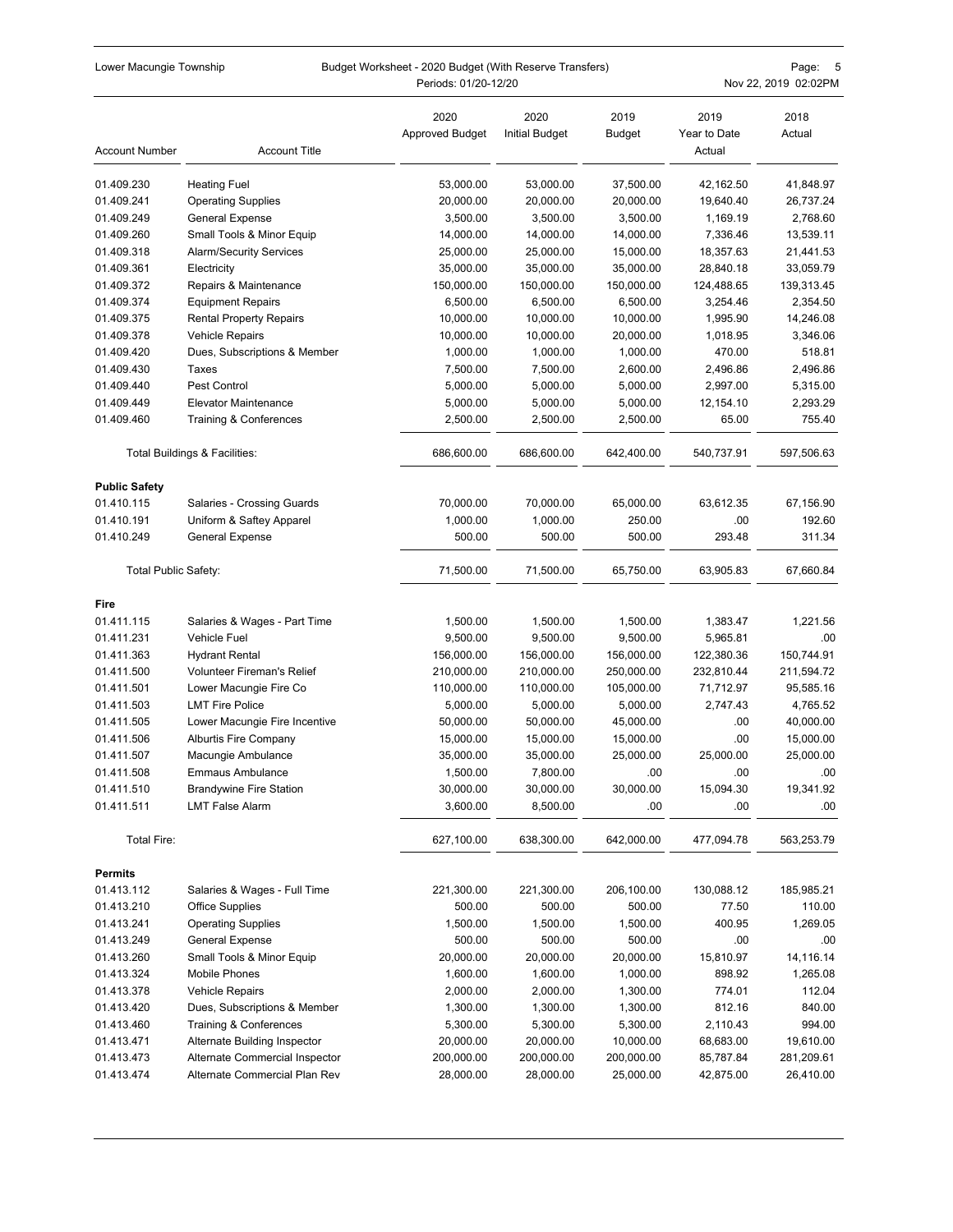| Account Number | Account Title | 2020 Approved Budget | 2020 Initial Budget | 2019 Budget | 2019 Year to Date Actual | 2018 Actual |
|---|---|---|---|---|---|---|
| 01.409.230 | Heating Fuel | 53,000.00 | 53,000.00 | 37,500.00 | 42,162.50 | 41,848.97 |
| 01.409.241 | Operating Supplies | 20,000.00 | 20,000.00 | 20,000.00 | 19,640.40 | 26,737.24 |
| 01.409.249 | General Expense | 3,500.00 | 3,500.00 | 3,500.00 | 1,169.19 | 2,768.60 |
| 01.409.260 | Small Tools & Minor Equip | 14,000.00 | 14,000.00 | 14,000.00 | 7,336.46 | 13,539.11 |
| 01.409.318 | Alarm/Security Services | 25,000.00 | 25,000.00 | 15,000.00 | 18,357.63 | 21,441.53 |
| 01.409.361 | Electricity | 35,000.00 | 35,000.00 | 35,000.00 | 28,840.18 | 33,059.79 |
| 01.409.372 | Repairs & Maintenance | 150,000.00 | 150,000.00 | 150,000.00 | 124,488.65 | 139,313.45 |
| 01.409.374 | Equipment Repairs | 6,500.00 | 6,500.00 | 6,500.00 | 3,254.46 | 2,354.50 |
| 01.409.375 | Rental Property Repairs | 10,000.00 | 10,000.00 | 10,000.00 | 1,995.90 | 14,246.08 |
| 01.409.378 | Vehicle Repairs | 10,000.00 | 10,000.00 | 20,000.00 | 1,018.95 | 3,346.06 |
| 01.409.420 | Dues, Subscriptions & Member | 1,000.00 | 1,000.00 | 1,000.00 | 470.00 | 518.81 |
| 01.409.430 | Taxes | 7,500.00 | 7,500.00 | 2,600.00 | 2,496.86 | 2,496.86 |
| 01.409.440 | Pest Control | 5,000.00 | 5,000.00 | 5,000.00 | 2,997.00 | 5,315.00 |
| 01.409.449 | Elevator Maintenance | 5,000.00 | 5,000.00 | 5,000.00 | 12,154.10 | 2,293.29 |
| 01.409.460 | Training & Conferences | 2,500.00 | 2,500.00 | 2,500.00 | 65.00 | 755.40 |
| | Total Buildings & Facilities: | 686,600.00 | 686,600.00 | 642,400.00 | 540,737.91 | 597,506.63 |
| **Public Safety** | | | | | | |
| 01.410.115 | Salaries - Crossing Guards | 70,000.00 | 70,000.00 | 65,000.00 | 63,612.35 | 67,156.90 |
| 01.410.191 | Uniform & Saftey Apparel | 1,000.00 | 1,000.00 | 250.00 | .00 | 192.60 |
| 01.410.249 | General Expense | 500.00 | 500.00 | 500.00 | 293.48 | 311.34 |
| | Total Public Safety: | 71,500.00 | 71,500.00 | 65,750.00 | 63,905.83 | 67,660.84 |
| **Fire** | | | | | | |
| 01.411.115 | Salaries & Wages - Part Time | 1,500.00 | 1,500.00 | 1,500.00 | 1,383.47 | 1,221.56 |
| 01.411.231 | Vehicle Fuel | 9,500.00 | 9,500.00 | 9,500.00 | 5,965.81 | .00 |
| 01.411.363 | Hydrant Rental | 156,000.00 | 156,000.00 | 156,000.00 | 122,380.36 | 150,744.91 |
| 01.411.500 | Volunteer Fireman's Relief | 210,000.00 | 210,000.00 | 250,000.00 | 232,810.44 | 211,594.72 |
| 01.411.501 | Lower Macungie Fire Co | 110,000.00 | 110,000.00 | 105,000.00 | 71,712.97 | 95,585.16 |
| 01.411.503 | LMT Fire Police | 5,000.00 | 5,000.00 | 5,000.00 | 2,747.43 | 4,765.52 |
| 01.411.505 | Lower Macungie Fire Incentive | 50,000.00 | 50,000.00 | 45,000.00 | .00 | 40,000.00 |
| 01.411.506 | Alburtis Fire Company | 15,000.00 | 15,000.00 | 15,000.00 | .00 | 15,000.00 |
| 01.411.507 | Macungie Ambulance | 35,000.00 | 35,000.00 | 25,000.00 | 25,000.00 | 25,000.00 |
| 01.411.508 | Emmaus Ambulance | 1,500.00 | 7,800.00 | .00 | .00 | .00 |
| 01.411.510 | Brandywine Fire Station | 30,000.00 | 30,000.00 | 30,000.00 | 15,094.30 | 19,341.92 |
| 01.411.511 | LMT False Alarm | 3,600.00 | 8,500.00 | .00 | .00 | .00 |
| | Total Fire: | 627,100.00 | 638,300.00 | 642,000.00 | 477,094.78 | 563,253.79 |
| **Permits** | | | | | | |
| 01.413.112 | Salaries & Wages - Full Time | 221,300.00 | 221,300.00 | 206,100.00 | 130,088.12 | 185,985.21 |
| 01.413.210 | Office Supplies | 500.00 | 500.00 | 500.00 | 77.50 | 110.00 |
| 01.413.241 | Operating Supplies | 1,500.00 | 1,500.00 | 1,500.00 | 400.95 | 1,269.05 |
| 01.413.249 | General Expense | 500.00 | 500.00 | 500.00 | .00 | .00 |
| 01.413.260 | Small Tools & Minor Equip | 20,000.00 | 20,000.00 | 20,000.00 | 15,810.97 | 14,116.14 |
| 01.413.324 | Mobile Phones | 1,600.00 | 1,600.00 | 1,000.00 | 898.92 | 1,265.08 |
| 01.413.378 | Vehicle Repairs | 2,000.00 | 2,000.00 | 1,300.00 | 774.01 | 112.04 |
| 01.413.420 | Dues, Subscriptions & Member | 1,300.00 | 1,300.00 | 1,300.00 | 812.16 | 840.00 |
| 01.413.460 | Training & Conferences | 5,300.00 | 5,300.00 | 5,300.00 | 2,110.43 | 994.00 |
| 01.413.471 | Alternate Building Inspector | 20,000.00 | 20,000.00 | 10,000.00 | 68,683.00 | 19,610.00 |
| 01.413.473 | Alternate Commercial Inspector | 200,000.00 | 200,000.00 | 200,000.00 | 85,787.84 | 281,209.61 |
| 01.413.474 | Alternate Commercial Plan Rev | 28,000.00 | 28,000.00 | 25,000.00 | 42,875.00 | 26,410.00 |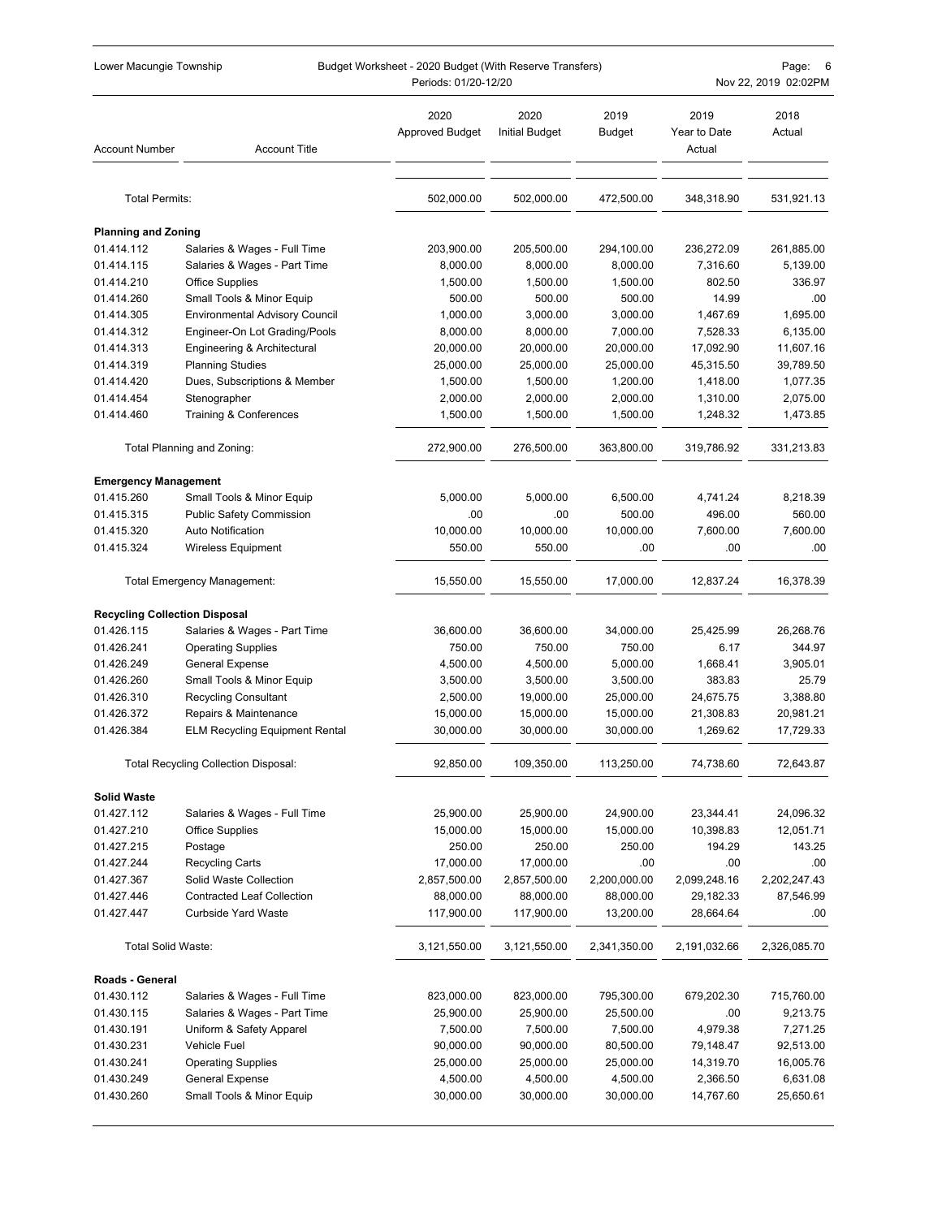| Account Number | Account Title | 2020 Approved Budget | 2020 Initial Budget | 2019 Budget | 2019 Year to Date Actual | 2018 Actual |
|---|---|---|---|---|---|---|
| Total Permits: | | 502,000.00 | 502,000.00 | 472,500.00 | 348,318.90 | 531,921.13 |
| **Planning and Zoning** | | | | | | |
| 01.414.112 | Salaries & Wages - Full Time | 203,900.00 | 205,500.00 | 294,100.00 | 236,272.09 | 261,885.00 |
| 01.414.115 | Salaries & Wages - Part Time | 8,000.00 | 8,000.00 | 8,000.00 | 7,316.60 | 5,139.00 |
| 01.414.210 | Office Supplies | 1,500.00 | 1,500.00 | 1,500.00 | 802.50 | 336.97 |
| 01.414.260 | Small Tools & Minor Equip | 500.00 | 500.00 | 500.00 | 14.99 | .00 |
| 01.414.305 | Environmental Advisory Council | 1,000.00 | 3,000.00 | 3,000.00 | 1,467.69 | 1,695.00 |
| 01.414.312 | Engineer-On Lot Grading/Pools | 8,000.00 | 8,000.00 | 7,000.00 | 7,528.33 | 6,135.00 |
| 01.414.313 | Engineering & Architectural | 20,000.00 | 20,000.00 | 20,000.00 | 17,092.90 | 11,607.16 |
| 01.414.319 | Planning Studies | 25,000.00 | 25,000.00 | 25,000.00 | 45,315.50 | 39,789.50 |
| 01.414.420 | Dues, Subscriptions & Member | 1,500.00 | 1,500.00 | 1,200.00 | 1,418.00 | 1,077.35 |
| 01.414.454 | Stenographer | 2,000.00 | 2,000.00 | 2,000.00 | 1,310.00 | 2,075.00 |
| 01.414.460 | Training & Conferences | 1,500.00 | 1,500.00 | 1,500.00 | 1,248.32 | 1,473.85 |
| Total Planning and Zoning: | | 272,900.00 | 276,500.00 | 363,800.00 | 319,786.92 | 331,213.83 |
| **Emergency Management** | | | | | | |
| 01.415.260 | Small Tools & Minor Equip | 5,000.00 | 5,000.00 | 6,500.00 | 4,741.24 | 8,218.39 |
| 01.415.315 | Public Safety Commission | .00 | .00 | 500.00 | 496.00 | 560.00 |
| 01.415.320 | Auto Notification | 10,000.00 | 10,000.00 | 10,000.00 | 7,600.00 | 7,600.00 |
| 01.415.324 | Wireless Equipment | 550.00 | 550.00 | .00 | .00 | .00 |
| Total Emergency Management: | | 15,550.00 | 15,550.00 | 17,000.00 | 12,837.24 | 16,378.39 |
| **Recycling Collection Disposal** | | | | | | |
| 01.426.115 | Salaries & Wages - Part Time | 36,600.00 | 36,600.00 | 34,000.00 | 25,425.99 | 26,268.76 |
| 01.426.241 | Operating Supplies | 750.00 | 750.00 | 750.00 | 6.17 | 344.97 |
| 01.426.249 | General Expense | 4,500.00 | 4,500.00 | 5,000.00 | 1,668.41 | 3,905.01 |
| 01.426.260 | Small Tools & Minor Equip | 3,500.00 | 3,500.00 | 3,500.00 | 383.83 | 25.79 |
| 01.426.310 | Recycling Consultant | 2,500.00 | 19,000.00 | 25,000.00 | 24,675.75 | 3,388.80 |
| 01.426.372 | Repairs & Maintenance | 15,000.00 | 15,000.00 | 15,000.00 | 21,308.83 | 20,981.21 |
| 01.426.384 | ELM Recycling Equipment Rental | 30,000.00 | 30,000.00 | 30,000.00 | 1,269.62 | 17,729.33 |
| Total Recycling Collection Disposal: | | 92,850.00 | 109,350.00 | 113,250.00 | 74,738.60 | 72,643.87 |
| **Solid Waste** | | | | | | |
| 01.427.112 | Salaries & Wages - Full Time | 25,900.00 | 25,900.00 | 24,900.00 | 23,344.41 | 24,096.32 |
| 01.427.210 | Office Supplies | 15,000.00 | 15,000.00 | 15,000.00 | 10,398.83 | 12,051.71 |
| 01.427.215 | Postage | 250.00 | 250.00 | 250.00 | 194.29 | 143.25 |
| 01.427.244 | Recycling Carts | 17,000.00 | 17,000.00 | .00 | .00 | .00 |
| 01.427.367 | Solid Waste Collection | 2,857,500.00 | 2,857,500.00 | 2,200,000.00 | 2,099,248.16 | 2,202,247.43 |
| 01.427.446 | Contracted Leaf Collection | 88,000.00 | 88,000.00 | 88,000.00 | 29,182.33 | 87,546.99 |
| 01.427.447 | Curbside Yard Waste | 117,900.00 | 117,900.00 | 13,200.00 | 28,664.64 | .00 |
| Total Solid Waste: | | 3,121,550.00 | 3,121,550.00 | 2,341,350.00 | 2,191,032.66 | 2,326,085.70 |
| **Roads - General** | | | | | | |
| 01.430.112 | Salaries & Wages - Full Time | 823,000.00 | 823,000.00 | 795,300.00 | 679,202.30 | 715,760.00 |
| 01.430.115 | Salaries & Wages - Part Time | 25,900.00 | 25,900.00 | 25,500.00 | .00 | 9,213.75 |
| 01.430.191 | Uniform & Safety Apparel | 7,500.00 | 7,500.00 | 7,500.00 | 4,979.38 | 7,271.25 |
| 01.430.231 | Vehicle Fuel | 90,000.00 | 90,000.00 | 80,500.00 | 79,148.47 | 92,513.00 |
| 01.430.241 | Operating Supplies | 25,000.00 | 25,000.00 | 25,000.00 | 14,319.70 | 16,005.76 |
| 01.430.249 | General Expense | 4,500.00 | 4,500.00 | 4,500.00 | 2,366.50 | 6,631.08 |
| 01.430.260 | Small Tools & Minor Equip | 30,000.00 | 30,000.00 | 30,000.00 | 14,767.60 | 25,650.61 |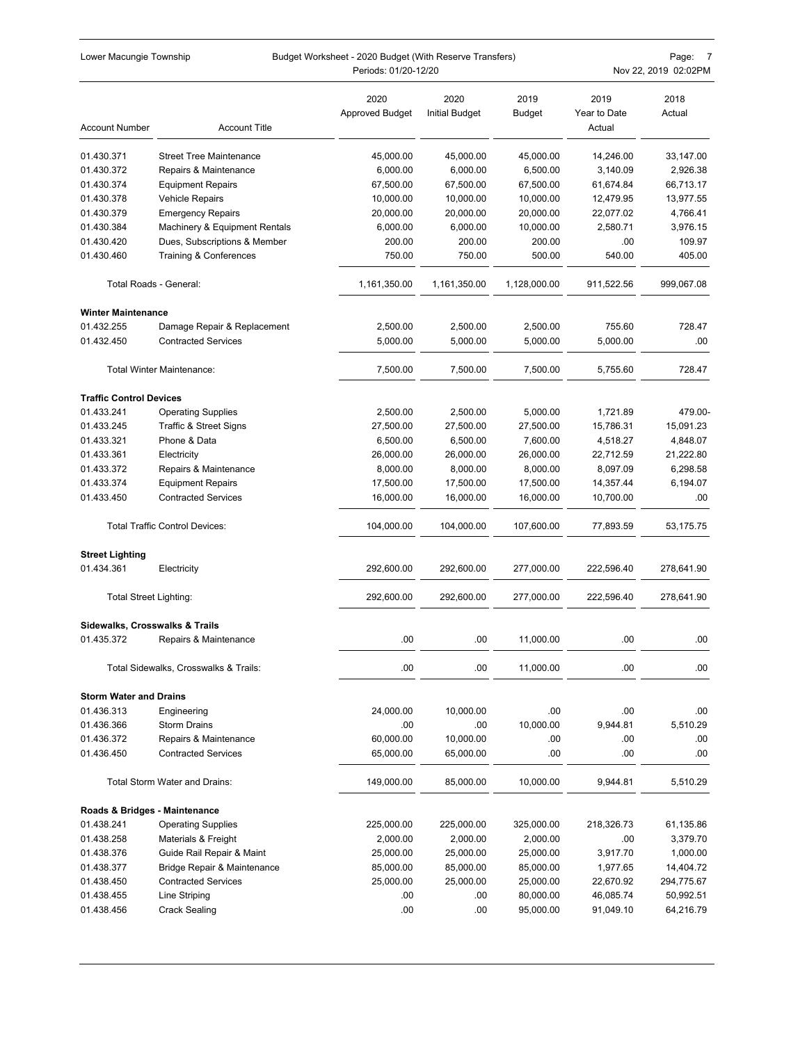| Account Number | Account Title | 2020 Approved Budget | 2020 Initial Budget | 2019 Budget | 2019 Year to Date Actual | 2018 Actual |
|---|---|---|---|---|---|---|
| 01.430.371 | Street Tree Maintenance | 45,000.00 | 45,000.00 | 45,000.00 | 14,246.00 | 33,147.00 |
| 01.430.372 | Repairs & Maintenance | 6,000.00 | 6,000.00 | 6,500.00 | 3,140.09 | 2,926.38 |
| 01.430.374 | Equipment Repairs | 67,500.00 | 67,500.00 | 67,500.00 | 61,674.84 | 66,713.17 |
| 01.430.378 | Vehicle Repairs | 10,000.00 | 10,000.00 | 10,000.00 | 12,479.95 | 13,977.55 |
| 01.430.379 | Emergency Repairs | 20,000.00 | 20,000.00 | 20,000.00 | 22,077.02 | 4,766.41 |
| 01.430.384 | Machinery & Equipment Rentals | 6,000.00 | 6,000.00 | 10,000.00 | 2,580.71 | 3,976.15 |
| 01.430.420 | Dues, Subscriptions & Member | 200.00 | 200.00 | 200.00 | .00 | 109.97 |
| 01.430.460 | Training & Conferences | 750.00 | 750.00 | 500.00 | 540.00 | 405.00 |
| | Total Roads - General: | 1,161,350.00 | 1,161,350.00 | 1,128,000.00 | 911,522.56 | 999,067.08 |
| **Winter Maintenance** | | | | | | |
| 01.432.255 | Damage Repair & Replacement | 2,500.00 | 2,500.00 | 2,500.00 | 755.60 | 728.47 |
| 01.432.450 | Contracted Services | 5,000.00 | 5,000.00 | 5,000.00 | 5,000.00 | .00 |
| | Total Winter Maintenance: | 7,500.00 | 7,500.00 | 7,500.00 | 5,755.60 | 728.47 |
| **Traffic Control Devices** | | | | | | |
| 01.433.241 | Operating Supplies | 2,500.00 | 2,500.00 | 5,000.00 | 1,721.89 | 479.00- |
| 01.433.245 | Traffic & Street Signs | 27,500.00 | 27,500.00 | 27,500.00 | 15,786.31 | 15,091.23 |
| 01.433.321 | Phone & Data | 6,500.00 | 6,500.00 | 7,600.00 | 4,518.27 | 4,848.07 |
| 01.433.361 | Electricity | 26,000.00 | 26,000.00 | 26,000.00 | 22,712.59 | 21,222.80 |
| 01.433.372 | Repairs & Maintenance | 8,000.00 | 8,000.00 | 8,000.00 | 8,097.09 | 6,298.58 |
| 01.433.374 | Equipment Repairs | 17,500.00 | 17,500.00 | 17,500.00 | 14,357.44 | 6,194.07 |
| 01.433.450 | Contracted Services | 16,000.00 | 16,000.00 | 16,000.00 | 10,700.00 | .00 |
| | Total Traffic Control Devices: | 104,000.00 | 104,000.00 | 107,600.00 | 77,893.59 | 53,175.75 |
| **Street Lighting** | | | | | | |
| 01.434.361 | Electricity | 292,600.00 | 292,600.00 | 277,000.00 | 222,596.40 | 278,641.90 |
| | Total Street Lighting: | 292,600.00 | 292,600.00 | 277,000.00 | 222,596.40 | 278,641.90 |
| **Sidewalks, Crosswalks & Trails** | | | | | | |
| 01.435.372 | Repairs & Maintenance | .00 | .00 | 11,000.00 | .00 | .00 |
| | Total Sidewalks, Crosswalks & Trails: | .00 | .00 | 11,000.00 | .00 | .00 |
| **Storm Water and Drains** | | | | | | |
| 01.436.313 | Engineering | 24,000.00 | 10,000.00 | .00 | .00 | .00 |
| 01.436.366 | Storm Drains | .00 | .00 | 10,000.00 | 9,944.81 | 5,510.29 |
| 01.436.372 | Repairs & Maintenance | 60,000.00 | 10,000.00 | .00 | .00 | .00 |
| 01.436.450 | Contracted Services | 65,000.00 | 65,000.00 | .00 | .00 | .00 |
| | Total Storm Water and Drains: | 149,000.00 | 85,000.00 | 10,000.00 | 9,944.81 | 5,510.29 |
| **Roads & Bridges - Maintenance** | | | | | | |
| 01.438.241 | Operating Supplies | 225,000.00 | 225,000.00 | 325,000.00 | 218,326.73 | 61,135.86 |
| 01.438.258 | Materials & Freight | 2,000.00 | 2,000.00 | 2,000.00 | .00 | 3,379.70 |
| 01.438.376 | Guide Rail Repair & Maint | 25,000.00 | 25,000.00 | 25,000.00 | 3,917.70 | 1,000.00 |
| 01.438.377 | Bridge Repair & Maintenance | 85,000.00 | 85,000.00 | 85,000.00 | 1,977.65 | 14,404.72 |
| 01.438.450 | Contracted Services | 25,000.00 | 25,000.00 | 25,000.00 | 22,670.92 | 294,775.67 |
| 01.438.455 | Line Striping | .00 | .00 | 80,000.00 | 46,085.74 | 50,992.51 |
| 01.438.456 | Crack Sealing | .00 | .00 | 95,000.00 | 91,049.10 | 64,216.79 |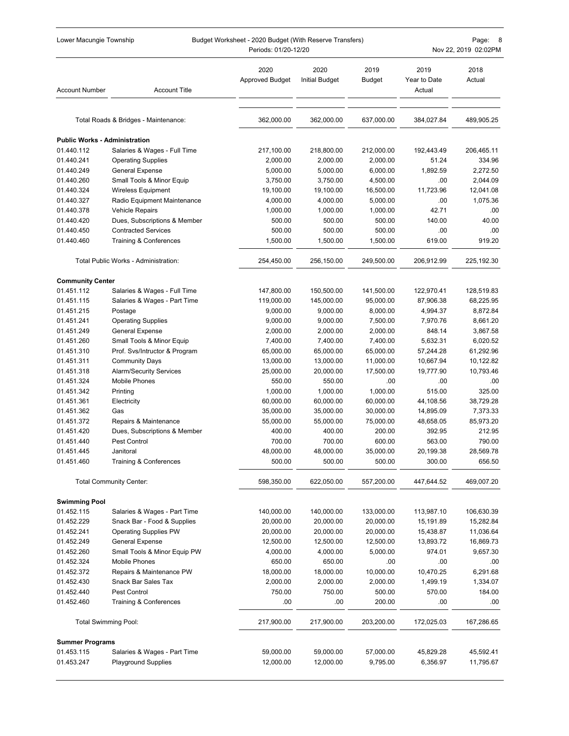| Account Number | Account Title | 2020 Approved Budget | 2020 Initial Budget | 2019 Budget | 2019 Year to Date Actual | 2018 Actual |
|---|---|---|---|---|---|---|
| | Total Roads & Bridges - Maintenance: | 362,000.00 | 362,000.00 | 637,000.00 | 384,027.84 | 489,905.25 |
| **Public Works - Administration** | | | | | | |
| 01.440.112 | Salaries & Wages - Full Time | 217,100.00 | 218,800.00 | 212,000.00 | 192,443.49 | 206,465.11 |
| 01.440.241 | Operating Supplies | 2,000.00 | 2,000.00 | 2,000.00 | 51.24 | 334.96 |
| 01.440.249 | General Expense | 5,000.00 | 5,000.00 | 6,000.00 | 1,892.59 | 2,272.50 |
| 01.440.260 | Small Tools & Minor Equip | 3,750.00 | 3,750.00 | 4,500.00 | .00 | 2,044.09 |
| 01.440.324 | Wireless Equipment | 19,100.00 | 19,100.00 | 16,500.00 | 11,723.96 | 12,041.08 |
| 01.440.327 | Radio Equipment Maintenance | 4,000.00 | 4,000.00 | 5,000.00 | .00 | 1,075.36 |
| 01.440.378 | Vehicle Repairs | 1,000.00 | 1,000.00 | 1,000.00 | 42.71 | .00 |
| 01.440.420 | Dues, Subscriptions & Member | 500.00 | 500.00 | 500.00 | 140.00 | 40.00 |
| 01.440.450 | Contracted Services | 500.00 | 500.00 | 500.00 | .00 | .00 |
| 01.440.460 | Training & Conferences | 1,500.00 | 1,500.00 | 1,500.00 | 619.00 | 919.20 |
| | Total Public Works - Administration: | 254,450.00 | 256,150.00 | 249,500.00 | 206,912.99 | 225,192.30 |
| **Community Center** | | | | | | |
| 01.451.112 | Salaries & Wages - Full Time | 147,800.00 | 150,500.00 | 141,500.00 | 122,970.41 | 128,519.83 |
| 01.451.115 | Salaries & Wages - Part Time | 119,000.00 | 145,000.00 | 95,000.00 | 87,906.38 | 68,225.95 |
| 01.451.215 | Postage | 9,000.00 | 9,000.00 | 8,000.00 | 4,994.37 | 8,872.84 |
| 01.451.241 | Operating Supplies | 9,000.00 | 9,000.00 | 7,500.00 | 7,970.76 | 8,661.20 |
| 01.451.249 | General Expense | 2,000.00 | 2,000.00 | 2,000.00 | 848.14 | 3,867.58 |
| 01.451.260 | Small Tools & Minor Equip | 7,400.00 | 7,400.00 | 7,400.00 | 5,632.31 | 6,020.52 |
| 01.451.310 | Prof. Svs/Intructor & Program | 65,000.00 | 65,000.00 | 65,000.00 | 57,244.28 | 61,292.96 |
| 01.451.311 | Community Days | 13,000.00 | 13,000.00 | 11,000.00 | 10,667.94 | 10,122.82 |
| 01.451.318 | Alarm/Security Services | 25,000.00 | 20,000.00 | 17,500.00 | 19,777.90 | 10,793.46 |
| 01.451.324 | Mobile Phones | 550.00 | 550.00 | .00 | .00 | .00 |
| 01.451.342 | Printing | 1,000.00 | 1,000.00 | 1,000.00 | 515.00 | 325.00 |
| 01.451.361 | Electricity | 60,000.00 | 60,000.00 | 60,000.00 | 44,108.56 | 38,729.28 |
| 01.451.362 | Gas | 35,000.00 | 35,000.00 | 30,000.00 | 14,895.09 | 7,373.33 |
| 01.451.372 | Repairs & Maintenance | 55,000.00 | 55,000.00 | 75,000.00 | 48,658.05 | 85,973.20 |
| 01.451.420 | Dues, Subscriptions & Member | 400.00 | 400.00 | 200.00 | 392.95 | 212.95 |
| 01.451.440 | Pest Control | 700.00 | 700.00 | 600.00 | 563.00 | 790.00 |
| 01.451.445 | Janitoral | 48,000.00 | 48,000.00 | 35,000.00 | 20,199.38 | 28,569.78 |
| 01.451.460 | Training & Conferences | 500.00 | 500.00 | 500.00 | 300.00 | 656.50 |
| | Total Community Center: | 598,350.00 | 622,050.00 | 557,200.00 | 447,644.52 | 469,007.20 |
| **Swimming Pool** | | | | | | |
| 01.452.115 | Salaries & Wages - Part Time | 140,000.00 | 140,000.00 | 133,000.00 | 113,987.10 | 106,630.39 |
| 01.452.229 | Snack Bar - Food & Supplies | 20,000.00 | 20,000.00 | 20,000.00 | 15,191.89 | 15,282.84 |
| 01.452.241 | Operating Supplies PW | 20,000.00 | 20,000.00 | 20,000.00 | 15,438.87 | 11,036.64 |
| 01.452.249 | General Expense | 12,500.00 | 12,500.00 | 12,500.00 | 13,893.72 | 16,869.73 |
| 01.452.260 | Small Tools & Minor Equip PW | 4,000.00 | 4,000.00 | 5,000.00 | 974.01 | 9,657.30 |
| 01.452.324 | Mobile Phones | 650.00 | 650.00 | .00 | .00 | .00 |
| 01.452.372 | Repairs & Maintenance PW | 18,000.00 | 18,000.00 | 10,000.00 | 10,470.25 | 6,291.68 |
| 01.452.430 | Snack Bar Sales Tax | 2,000.00 | 2,000.00 | 2,000.00 | 1,499.19 | 1,334.07 |
| 01.452.440 | Pest Control | 750.00 | 750.00 | 500.00 | 570.00 | 184.00 |
| 01.452.460 | Training & Conferences | .00 | .00 | 200.00 | .00 | .00 |
| | Total Swimming Pool: | 217,900.00 | 217,900.00 | 203,200.00 | 172,025.03 | 167,286.65 |
| **Summer Programs** | | | | | | |
| 01.453.115 | Salaries & Wages - Part Time | 59,000.00 | 59,000.00 | 57,000.00 | 45,829.28 | 45,592.41 |
| 01.453.247 | Playground Supplies | 12,000.00 | 12,000.00 | 9,795.00 | 6,356.97 | 11,795.67 |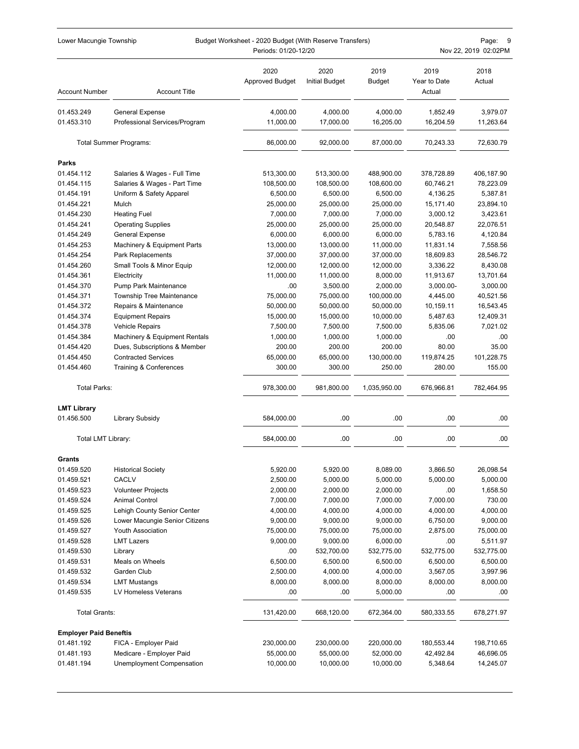| Account Number | Account Title | 2020 Approved Budget | 2020 Initial Budget | 2019 Budget | 2019 Year to Date Actual | 2018 Actual |
|---|---|---|---|---|---|---|
| 01.453.249 | General Expense | 4,000.00 | 4,000.00 | 4,000.00 | 1,852.49 | 3,979.07 |
| 01.453.310 | Professional Services/Program | 11,000.00 | 17,000.00 | 16,205.00 | 16,204.59 | 11,263.64 |
| | Total Summer Programs: | 86,000.00 | 92,000.00 | 87,000.00 | 70,243.33 | 72,630.79 |
| **Parks** | | | | | | |
| 01.454.112 | Salaries & Wages - Full Time | 513,300.00 | 513,300.00 | 488,900.00 | 378,728.89 | 406,187.90 |
| 01.454.115 | Salaries & Wages - Part Time | 108,500.00 | 108,500.00 | 108,600.00 | 60,746.21 | 78,223.09 |
| 01.454.191 | Uniform & Safety Apparel | 6,500.00 | 6,500.00 | 6,500.00 | 4,136.25 | 5,387.81 |
| 01.454.221 | Mulch | 25,000.00 | 25,000.00 | 25,000.00 | 15,171.40 | 23,894.10 |
| 01.454.230 | Heating Fuel | 7,000.00 | 7,000.00 | 7,000.00 | 3,000.12 | 3,423.61 |
| 01.454.241 | Operating Supplies | 25,000.00 | 25,000.00 | 25,000.00 | 20,548.87 | 22,076.51 |
| 01.454.249 | General Expense | 6,000.00 | 6,000.00 | 6,000.00 | 5,783.16 | 4,120.84 |
| 01.454.253 | Machinery & Equipment Parts | 13,000.00 | 13,000.00 | 11,000.00 | 11,831.14 | 7,558.56 |
| 01.454.254 | Park Replacements | 37,000.00 | 37,000.00 | 37,000.00 | 18,609.83 | 28,546.72 |
| 01.454.260 | Small Tools & Minor Equip | 12,000.00 | 12,000.00 | 12,000.00 | 3,336.22 | 8,430.08 |
| 01.454.361 | Electricity | 11,000.00 | 11,000.00 | 8,000.00 | 11,913.67 | 13,701.64 |
| 01.454.370 | Pump Park Maintenance | .00 | 3,500.00 | 2,000.00 | 3,000.00- | 3,000.00 |
| 01.454.371 | Township Tree Maintenance | 75,000.00 | 75,000.00 | 100,000.00 | 4,445.00 | 40,521.56 |
| 01.454.372 | Repairs & Maintenance | 50,000.00 | 50,000.00 | 50,000.00 | 10,159.11 | 16,543.45 |
| 01.454.374 | Equipment Repairs | 15,000.00 | 15,000.00 | 10,000.00 | 5,487.63 | 12,409.31 |
| 01.454.378 | Vehicle Repairs | 7,500.00 | 7,500.00 | 7,500.00 | 5,835.06 | 7,021.02 |
| 01.454.384 | Machinery & Equipment Rentals | 1,000.00 | 1,000.00 | 1,000.00 | .00 | .00 |
| 01.454.420 | Dues, Subscriptions & Member | 200.00 | 200.00 | 200.00 | 80.00 | 35.00 |
| 01.454.450 | Contracted Services | 65,000.00 | 65,000.00 | 130,000.00 | 119,874.25 | 101,228.75 |
| 01.454.460 | Training & Conferences | 300.00 | 300.00 | 250.00 | 280.00 | 155.00 |
| Total Parks: | | 978,300.00 | 981,800.00 | 1,035,950.00 | 676,966.81 | 782,464.95 |
| **LMT Library** | | | | | | |
| 01.456.500 | Library Subsidy | 584,000.00 | .00 | .00 | .00 | .00 |
| Total LMT Library: | | 584,000.00 | .00 | .00 | .00 | .00 |
| **Grants** | | | | | | |
| 01.459.520 | Historical Society | 5,920.00 | 5,920.00 | 8,089.00 | 3,866.50 | 26,098.54 |
| 01.459.521 | CACLV | 2,500.00 | 5,000.00 | 5,000.00 | 5,000.00 | 5,000.00 |
| 01.459.523 | Volunteer Projects | 2,000.00 | 2,000.00 | 2,000.00 | .00 | 1,658.50 |
| 01.459.524 | Animal Control | 7,000.00 | 7,000.00 | 7,000.00 | 7,000.00 | 730.00 |
| 01.459.525 | Lehigh County Senior Center | 4,000.00 | 4,000.00 | 4,000.00 | 4,000.00 | 4,000.00 |
| 01.459.526 | Lower Macungie Senior Citizens | 9,000.00 | 9,000.00 | 9,000.00 | 6,750.00 | 9,000.00 |
| 01.459.527 | Youth Association | 75,000.00 | 75,000.00 | 75,000.00 | 2,875.00 | 75,000.00 |
| 01.459.528 | LMT Lazers | 9,000.00 | 9,000.00 | 6,000.00 | .00 | 5,511.97 |
| 01.459.530 | Library | .00 | 532,700.00 | 532,775.00 | 532,775.00 | 532,775.00 |
| 01.459.531 | Meals on Wheels | 6,500.00 | 6,500.00 | 6,500.00 | 6,500.00 | 6,500.00 |
| 01.459.532 | Garden Club | 2,500.00 | 4,000.00 | 4,000.00 | 3,567.05 | 3,997.96 |
| 01.459.534 | LMT Mustangs | 8,000.00 | 8,000.00 | 8,000.00 | 8,000.00 | 8,000.00 |
| 01.459.535 | LV Homeless Veterans | .00 | .00 | 5,000.00 | .00 | .00 |
| Total Grants: | | 131,420.00 | 668,120.00 | 672,364.00 | 580,333.55 | 678,271.97 |
| **Employer Paid Beneftis** | | | | | | |
| 01.481.192 | FICA - Employer Paid | 230,000.00 | 230,000.00 | 220,000.00 | 180,553.44 | 198,710.65 |
| 01.481.193 | Medicare - Employer Paid | 55,000.00 | 55,000.00 | 52,000.00 | 42,492.84 | 46,696.05 |
| 01.481.194 | Unemployment Compensation | 10,000.00 | 10,000.00 | 10,000.00 | 5,348.64 | 14,245.07 |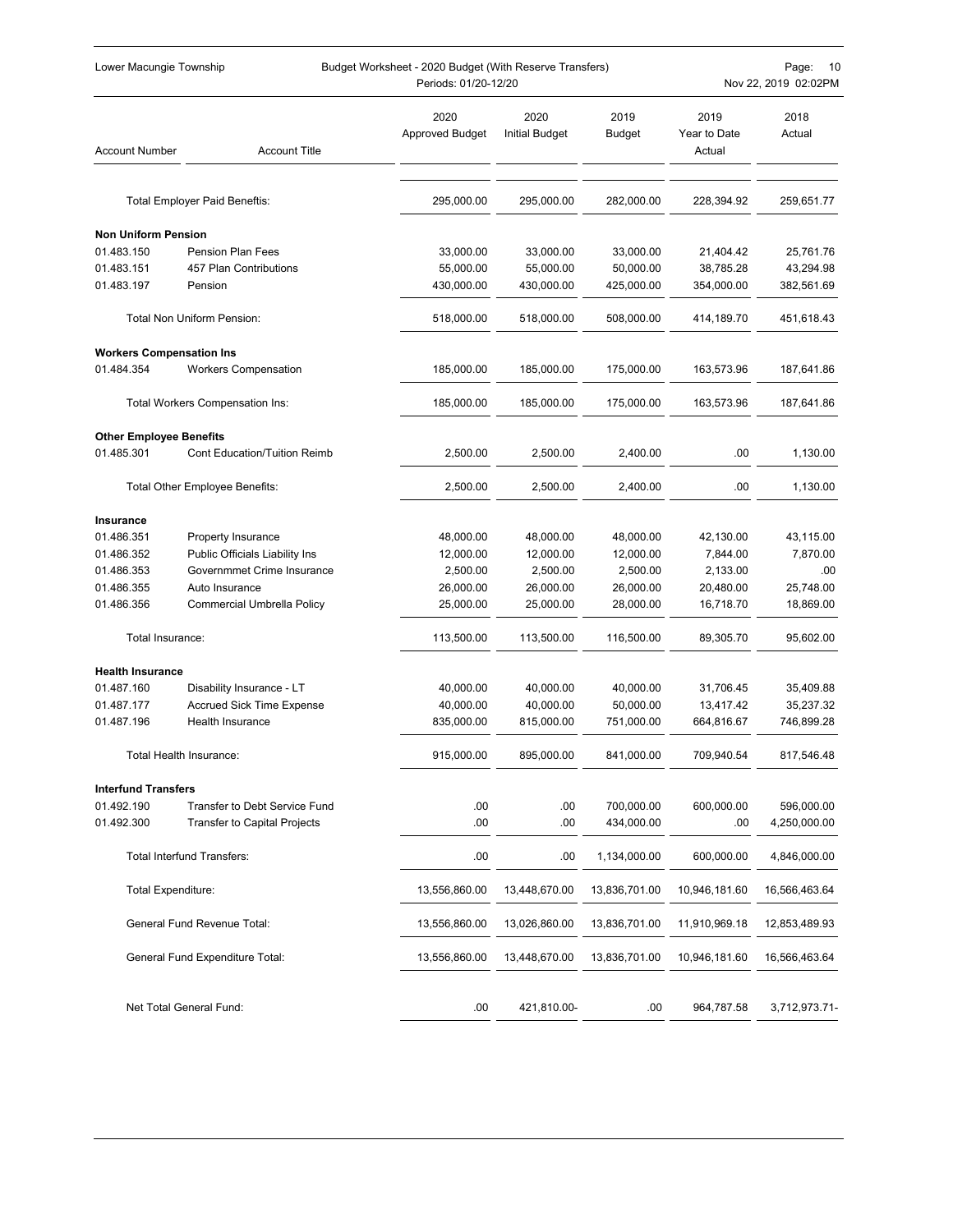| Account Number | Account Title | 2020 Approved Budget | 2020 Initial Budget | 2019 Budget | 2019 Year to Date Actual | 2018 Actual |
|---|---|---|---|---|---|---|
| | Total Employer Paid Beneftis: | 295,000.00 | 295,000.00 | 282,000.00 | 228,394.92 | 259,651.77 |
| **Non Uniform Pension** | | | | | | |
| 01.483.150 | Pension Plan Fees | 33,000.00 | 33,000.00 | 33,000.00 | 21,404.42 | 25,761.76 |
| 01.483.151 | 457 Plan Contributions | 55,000.00 | 55,000.00 | 50,000.00 | 38,785.28 | 43,294.98 |
| 01.483.197 | Pension | 430,000.00 | 430,000.00 | 425,000.00 | 354,000.00 | 382,561.69 |
| | Total Non Uniform Pension: | 518,000.00 | 518,000.00 | 508,000.00 | 414,189.70 | 451,618.43 |
| **Workers Compensation Ins** | | | | | | |
| 01.484.354 | Workers Compensation | 185,000.00 | 185,000.00 | 175,000.00 | 163,573.96 | 187,641.86 |
| | Total Workers Compensation Ins: | 185,000.00 | 185,000.00 | 175,000.00 | 163,573.96 | 187,641.86 |
| **Other Employee Benefits** | | | | | | |
| 01.485.301 | Cont Education/Tuition Reimb | 2,500.00 | 2,500.00 | 2,400.00 | .00 | 1,130.00 |
| | Total Other Employee Benefits: | 2,500.00 | 2,500.00 | 2,400.00 | .00 | 1,130.00 |
| **Insurance** | | | | | | |
| 01.486.351 | Property Insurance | 48,000.00 | 48,000.00 | 48,000.00 | 42,130.00 | 43,115.00 |
| 01.486.352 | Public Officials Liability Ins | 12,000.00 | 12,000.00 | 12,000.00 | 7,844.00 | 7,870.00 |
| 01.486.353 | Governmmet Crime Insurance | 2,500.00 | 2,500.00 | 2,500.00 | 2,133.00 | .00 |
| 01.486.355 | Auto Insurance | 26,000.00 | 26,000.00 | 26,000.00 | 20,480.00 | 25,748.00 |
| 01.486.356 | Commercial Umbrella Policy | 25,000.00 | 25,000.00 | 28,000.00 | 16,718.70 | 18,869.00 |
| | Total Insurance: | 113,500.00 | 113,500.00 | 116,500.00 | 89,305.70 | 95,602.00 |
| **Health Insurance** | | | | | | |
| 01.487.160 | Disability Insurance - LT | 40,000.00 | 40,000.00 | 40,000.00 | 31,706.45 | 35,409.88 |
| 01.487.177 | Accrued Sick Time Expense | 40,000.00 | 40,000.00 | 50,000.00 | 13,417.42 | 35,237.32 |
| 01.487.196 | Health Insurance | 835,000.00 | 815,000.00 | 751,000.00 | 664,816.67 | 746,899.28 |
| | Total Health Insurance: | 915,000.00 | 895,000.00 | 841,000.00 | 709,940.54 | 817,546.48 |
| **Interfund Transfers** | | | | | | |
| 01.492.190 | Transfer to Debt Service Fund | .00 | .00 | 700,000.00 | 600,000.00 | 596,000.00 |
| 01.492.300 | Transfer to Capital Projects | .00 | .00 | 434,000.00 | .00 | 4,250,000.00 |
| | Total Interfund Transfers: | .00 | .00 | 1,134,000.00 | 600,000.00 | 4,846,000.00 |
| | Total Expenditure: | 13,556,860.00 | 13,448,670.00 | 13,836,701.00 | 10,946,181.60 | 16,566,463.64 |
| | General Fund Revenue Total: | 13,556,860.00 | 13,026,860.00 | 13,836,701.00 | 11,910,969.18 | 12,853,489.93 |
| | General Fund Expenditure Total: | 13,556,860.00 | 13,448,670.00 | 13,836,701.00 | 10,946,181.60 | 16,566,463.64 |
| | Net Total General Fund: | .00 | 421,810.00- | .00 | 964,787.58 | 3,712,973.71- |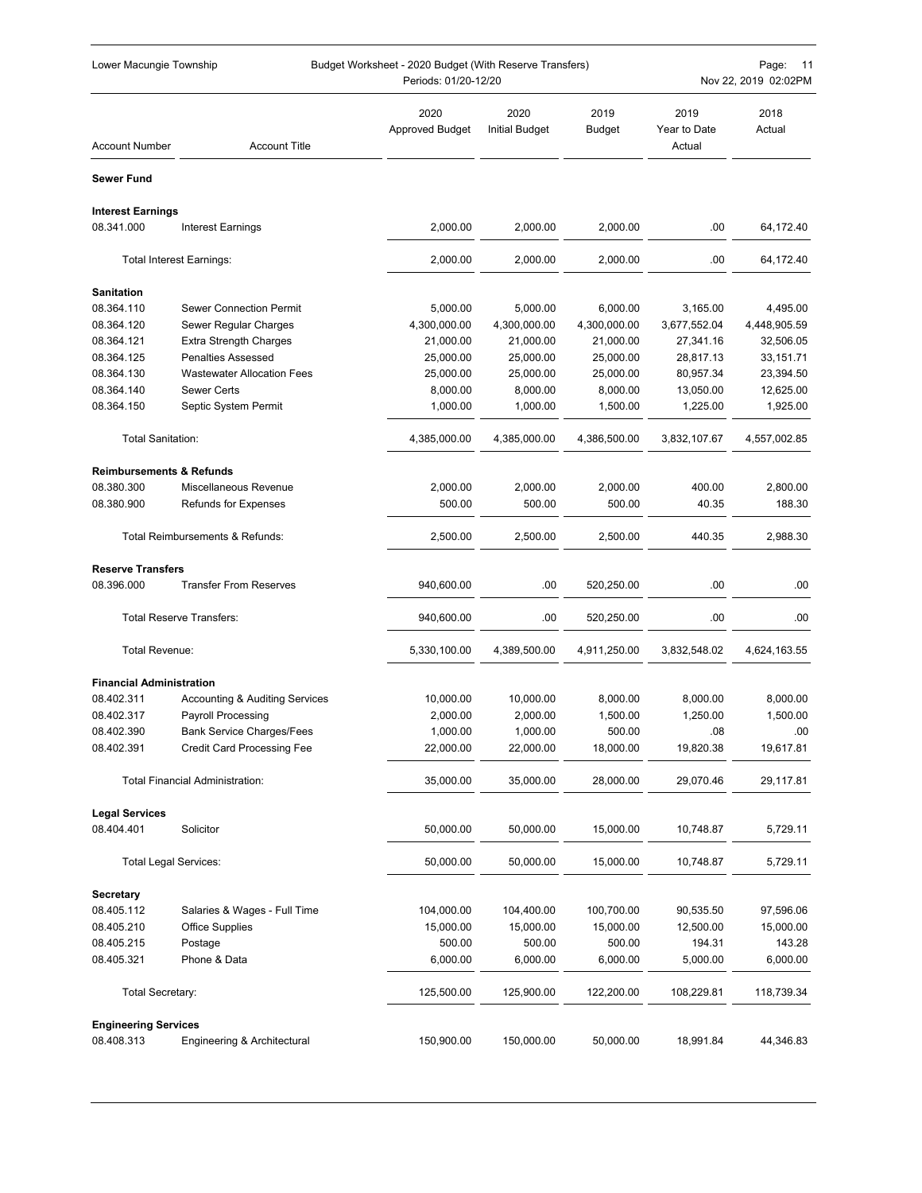| Account Number | Account Title | 2020 Approved Budget | 2020 Initial Budget | 2019 Budget | 2019 Year to Date Actual | 2018 Actual |
|---|---|---|---|---|---|---|
| **Sewer Fund** | | | | | | |
| **Interest Earnings** | | | | | | |
| 08.341.000 | Interest Earnings | 2,000.00 | 2,000.00 | 2,000.00 | .00 | 64,172.40 |
| | Total Interest Earnings: | 2,000.00 | 2,000.00 | 2,000.00 | .00 | 64,172.40 |
| **Sanitation** | | | | | | |
| 08.364.110 | Sewer Connection Permit | 5,000.00 | 5,000.00 | 6,000.00 | 3,165.00 | 4,495.00 |
| 08.364.120 | Sewer Regular Charges | 4,300,000.00 | 4,300,000.00 | 4,300,000.00 | 3,677,552.04 | 4,448,905.59 |
| 08.364.121 | Extra Strength Charges | 21,000.00 | 21,000.00 | 21,000.00 | 27,341.16 | 32,506.05 |
| 08.364.125 | Penalties Assessed | 25,000.00 | 25,000.00 | 25,000.00 | 28,817.13 | 33,151.71 |
| 08.364.130 | Wastewater Allocation Fees | 25,000.00 | 25,000.00 | 25,000.00 | 80,957.34 | 23,394.50 |
| 08.364.140 | Sewer Certs | 8,000.00 | 8,000.00 | 8,000.00 | 13,050.00 | 12,625.00 |
| 08.364.150 | Septic System Permit | 1,000.00 | 1,000.00 | 1,500.00 | 1,225.00 | 1,925.00 |
| | Total Sanitation: | 4,385,000.00 | 4,385,000.00 | 4,386,500.00 | 3,832,107.67 | 4,557,002.85 |
| **Reimbursements & Refunds** | | | | | | |
| 08.380.300 | Miscellaneous Revenue | 2,000.00 | 2,000.00 | 2,000.00 | 400.00 | 2,800.00 |
| 08.380.900 | Refunds for Expenses | 500.00 | 500.00 | 500.00 | 40.35 | 188.30 |
| | Total Reimbursements & Refunds: | 2,500.00 | 2,500.00 | 2,500.00 | 440.35 | 2,988.30 |
| **Reserve Transfers** | | | | | | |
| 08.396.000 | Transfer From Reserves | 940,600.00 | .00 | 520,250.00 | .00 | .00 |
| | Total Reserve Transfers: | 940,600.00 | .00 | 520,250.00 | .00 | .00 |
| | Total Revenue: | 5,330,100.00 | 4,389,500.00 | 4,911,250.00 | 3,832,548.02 | 4,624,163.55 |
| **Financial Administration** | | | | | | |
| 08.402.311 | Accounting & Auditing Services | 10,000.00 | 10,000.00 | 8,000.00 | 8,000.00 | 8,000.00 |
| 08.402.317 | Payroll Processing | 2,000.00 | 2,000.00 | 1,500.00 | 1,250.00 | 1,500.00 |
| 08.402.390 | Bank Service Charges/Fees | 1,000.00 | 1,000.00 | 500.00 | .08 | .00 |
| 08.402.391 | Credit Card Processing Fee | 22,000.00 | 22,000.00 | 18,000.00 | 19,820.38 | 19,617.81 |
| | Total Financial Administration: | 35,000.00 | 35,000.00 | 28,000.00 | 29,070.46 | 29,117.81 |
| **Legal Services** | | | | | | |
| 08.404.401 | Solicitor | 50,000.00 | 50,000.00 | 15,000.00 | 10,748.87 | 5,729.11 |
| | Total Legal Services: | 50,000.00 | 50,000.00 | 15,000.00 | 10,748.87 | 5,729.11 |
| **Secretary** | | | | | | |
| 08.405.112 | Salaries & Wages - Full Time | 104,000.00 | 104,400.00 | 100,700.00 | 90,535.50 | 97,596.06 |
| 08.405.210 | Office Supplies | 15,000.00 | 15,000.00 | 15,000.00 | 12,500.00 | 15,000.00 |
| 08.405.215 | Postage | 500.00 | 500.00 | 500.00 | 194.31 | 143.28 |
| 08.405.321 | Phone & Data | 6,000.00 | 6,000.00 | 6,000.00 | 5,000.00 | 6,000.00 |
| | Total Secretary: | 125,500.00 | 125,900.00 | 122,200.00 | 108,229.81 | 118,739.34 |
| **Engineering Services** | | | | | | |
| 08.408.313 | Engineering & Architectural | 150,900.00 | 150,000.00 | 50,000.00 | 18,991.84 | 44,346.83 |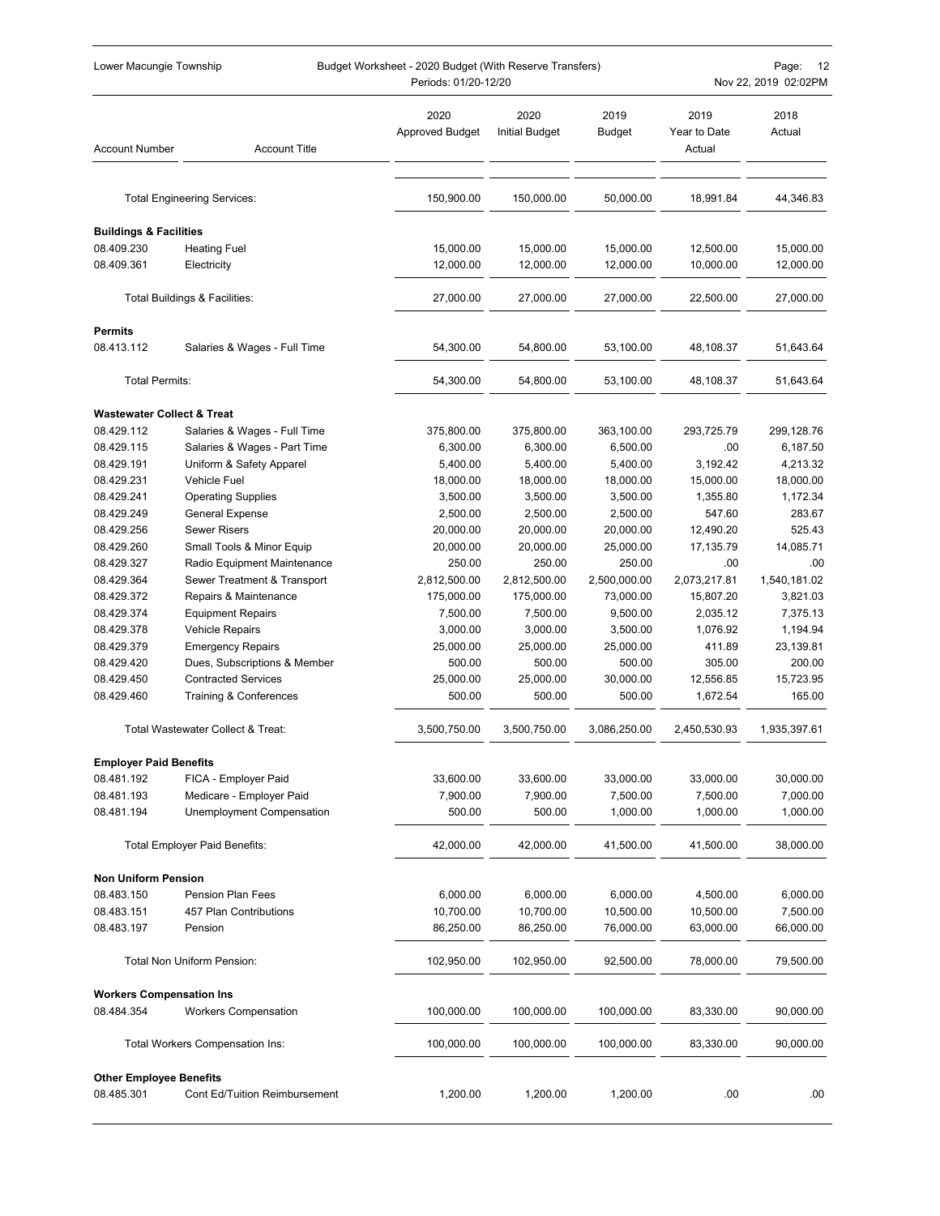| Account Number | Account Title | 2020 Approved Budget | 2020 Initial Budget | 2019 Budget | 2019 Year to Date Actual | 2018 Actual |
|---|---|---|---|---|---|---|
| | Total Engineering Services: | 150,900.00 | 150,000.00 | 50,000.00 | 18,991.84 | 44,346.83 |
| **Buildings & Facilities** | | | | | | |
| 08.409.230 | Heating Fuel | 15,000.00 | 15,000.00 | 15,000.00 | 12,500.00 | 15,000.00 |
| 08.409.361 | Electricity | 12,000.00 | 12,000.00 | 12,000.00 | 10,000.00 | 12,000.00 |
| | Total Buildings & Facilities: | 27,000.00 | 27,000.00 | 27,000.00 | 22,500.00 | 27,000.00 |
| **Permits** | | | | | | |
| 08.413.112 | Salaries & Wages - Full Time | 54,300.00 | 54,800.00 | 53,100.00 | 48,108.37 | 51,643.64 |
| | Total Permits: | 54,300.00 | 54,800.00 | 53,100.00 | 48,108.37 | 51,643.64 |
| **Wastewater Collect & Treat** | | | | | | |
| 08.429.112 | Salaries & Wages - Full Time | 375,800.00 | 375,800.00 | 363,100.00 | 293,725.79 | 299,128.76 |
| 08.429.115 | Salaries & Wages - Part Time | 6,300.00 | 6,300.00 | 6,500.00 | .00 | 6,187.50 |
| 08.429.191 | Uniform & Safety Apparel | 5,400.00 | 5,400.00 | 5,400.00 | 3,192.42 | 4,213.32 |
| 08.429.231 | Vehicle Fuel | 18,000.00 | 18,000.00 | 18,000.00 | 15,000.00 | 18,000.00 |
| 08.429.241 | Operating Supplies | 3,500.00 | 3,500.00 | 3,500.00 | 1,355.80 | 1,172.34 |
| 08.429.249 | General Expense | 2,500.00 | 2,500.00 | 2,500.00 | 547.60 | 283.67 |
| 08.429.256 | Sewer Risers | 20,000.00 | 20,000.00 | 20,000.00 | 12,490.20 | 525.43 |
| 08.429.260 | Small Tools & Minor Equip | 20,000.00 | 20,000.00 | 25,000.00 | 17,135.79 | 14,085.71 |
| 08.429.327 | Radio Equipment Maintenance | 250.00 | 250.00 | 250.00 | .00 | .00 |
| 08.429.364 | Sewer Treatment & Transport | 2,812,500.00 | 2,812,500.00 | 2,500,000.00 | 2,073,217.81 | 1,540,181.02 |
| 08.429.372 | Repairs & Maintenance | 175,000.00 | 175,000.00 | 73,000.00 | 15,807.20 | 3,821.03 |
| 08.429.374 | Equipment Repairs | 7,500.00 | 7,500.00 | 9,500.00 | 2,035.12 | 7,375.13 |
| 08.429.378 | Vehicle Repairs | 3,000.00 | 3,000.00 | 3,500.00 | 1,076.92 | 1,194.94 |
| 08.429.379 | Emergency Repairs | 25,000.00 | 25,000.00 | 25,000.00 | 411.89 | 23,139.81 |
| 08.429.420 | Dues, Subscriptions & Member | 500.00 | 500.00 | 500.00 | 305.00 | 200.00 |
| 08.429.450 | Contracted Services | 25,000.00 | 25,000.00 | 30,000.00 | 12,556.85 | 15,723.95 |
| 08.429.460 | Training & Conferences | 500.00 | 500.00 | 500.00 | 1,672.54 | 165.00 |
| | Total Wastewater Collect & Treat: | 3,500,750.00 | 3,500,750.00 | 3,086,250.00 | 2,450,530.93 | 1,935,397.61 |
| **Employer Paid Benefits** | | | | | | |
| 08.481.192 | FICA - Employer Paid | 33,600.00 | 33,600.00 | 33,000.00 | 33,000.00 | 30,000.00 |
| 08.481.193 | Medicare - Employer Paid | 7,900.00 | 7,900.00 | 7,500.00 | 7,500.00 | 7,000.00 |
| 08.481.194 | Unemployment Compensation | 500.00 | 500.00 | 1,000.00 | 1,000.00 | 1,000.00 |
| | Total Employer Paid Benefits: | 42,000.00 | 42,000.00 | 41,500.00 | 41,500.00 | 38,000.00 |
| **Non Uniform Pension** | | | | | | |
| 08.483.150 | Pension Plan Fees | 6,000.00 | 6,000.00 | 6,000.00 | 4,500.00 | 6,000.00 |
| 08.483.151 | 457 Plan Contributions | 10,700.00 | 10,700.00 | 10,500.00 | 10,500.00 | 7,500.00 |
| 08.483.197 | Pension | 86,250.00 | 86,250.00 | 76,000.00 | 63,000.00 | 66,000.00 |
| | Total Non Uniform Pension: | 102,950.00 | 102,950.00 | 92,500.00 | 78,000.00 | 79,500.00 |
| **Workers Compensation Ins** | | | | | | |
| 08.484.354 | Workers Compensation | 100,000.00 | 100,000.00 | 100,000.00 | 83,330.00 | 90,000.00 |
| | Total Workers Compensation Ins: | 100,000.00 | 100,000.00 | 100,000.00 | 83,330.00 | 90,000.00 |
| **Other Employee Benefits** | | | | | | |
| 08.485.301 | Cont Ed/Tuition Reimbursement | 1,200.00 | 1,200.00 | 1,200.00 | .00 | .00 |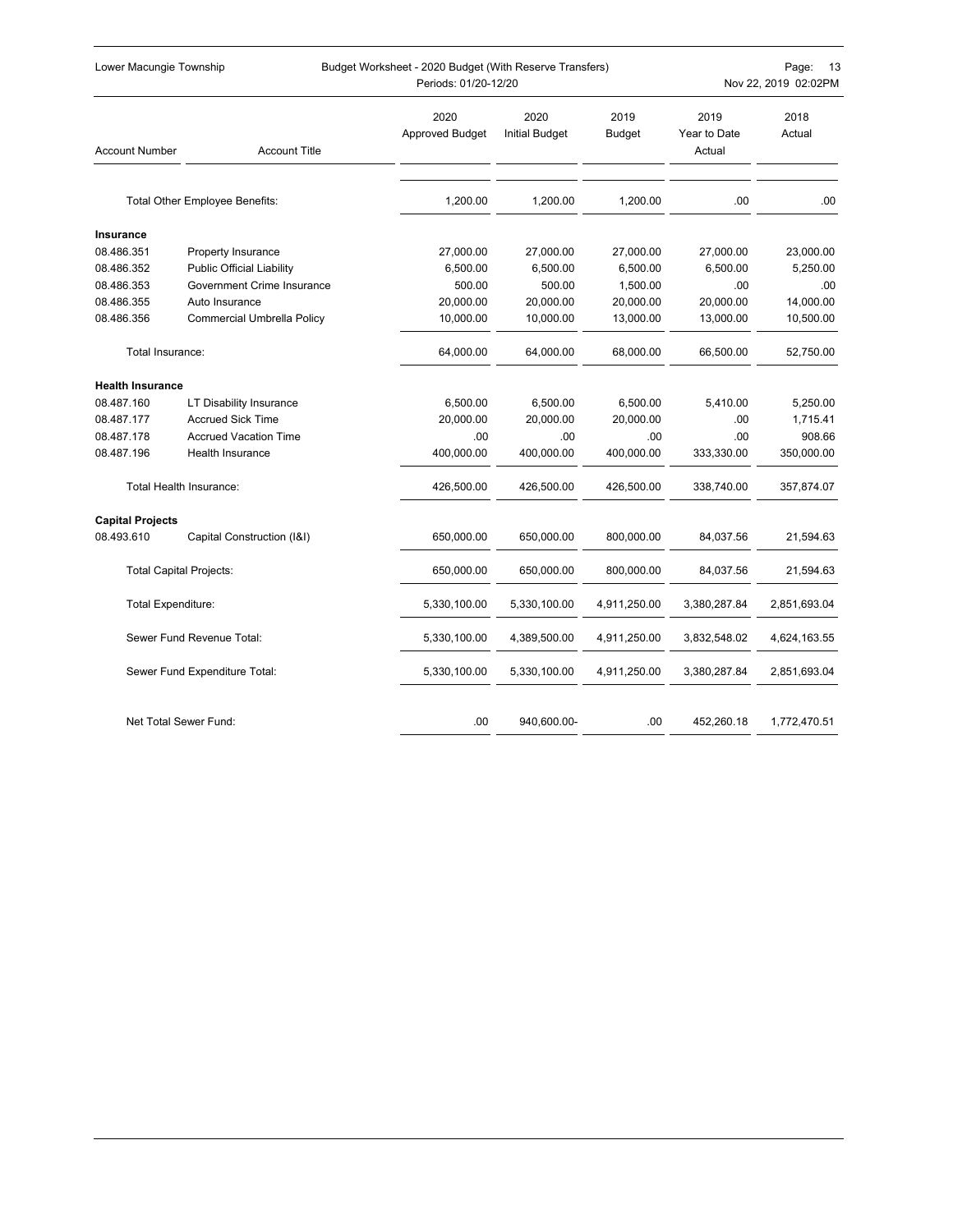| Account Number | Account Title | 2020 Approved Budget | 2020 Initial Budget | 2019 Budget | 2019 Year to Date Actual | 2018 Actual |
|---|---|---|---|---|---|---|
| | Total Other Employee Benefits: | 1,200.00 | 1,200.00 | 1,200.00 | .00 | .00 |
| **Insurance** | | | | | | |
| 08.486.351 | Property Insurance | 27,000.00 | 27,000.00 | 27,000.00 | 27,000.00 | 23,000.00 |
| 08.486.352 | Public Official Liability | 6,500.00 | 6,500.00 | 6,500.00 | 6,500.00 | 5,250.00 |
| 08.486.353 | Government Crime Insurance | 500.00 | 500.00 | 1,500.00 | .00 | .00 |
| 08.486.355 | Auto Insurance | 20,000.00 | 20,000.00 | 20,000.00 | 20,000.00 | 14,000.00 |
| 08.486.356 | Commercial Umbrella Policy | 10,000.00 | 10,000.00 | 13,000.00 | 13,000.00 | 10,500.00 |
| | Total Insurance: | 64,000.00 | 64,000.00 | 68,000.00 | 66,500.00 | 52,750.00 |
| **Health Insurance** | | | | | | |
| 08.487.160 | LT Disability Insurance | 6,500.00 | 6,500.00 | 6,500.00 | 5,410.00 | 5,250.00 |
| 08.487.177 | Accrued Sick Time | 20,000.00 | 20,000.00 | 20,000.00 | .00 | 1,715.41 |
| 08.487.178 | Accrued Vacation Time | .00 | .00 | .00 | .00 | 908.66 |
| 08.487.196 | Health Insurance | 400,000.00 | 400,000.00 | 400,000.00 | 333,330.00 | 350,000.00 |
| | Total Health Insurance: | 426,500.00 | 426,500.00 | 426,500.00 | 338,740.00 | 357,874.07 |
| **Capital Projects** | | | | | | |
| 08.493.610 | Capital Construction (I&I) | 650,000.00 | 650,000.00 | 800,000.00 | 84,037.56 | 21,594.63 |
| | Total Capital Projects: | 650,000.00 | 650,000.00 | 800,000.00 | 84,037.56 | 21,594.63 |
| | Total Expenditure: | 5,330,100.00 | 5,330,100.00 | 4,911,250.00 | 3,380,287.84 | 2,851,693.04 |
| | Sewer Fund Revenue Total: | 5,330,100.00 | 4,389,500.00 | 4,911,250.00 | 3,832,548.02 | 4,624,163.55 |
| | Sewer Fund Expenditure Total: | 5,330,100.00 | 5,330,100.00 | 4,911,250.00 | 3,380,287.84 | 2,851,693.04 |
| | Net Total Sewer Fund: | .00 | 940,600.00- | .00 | 452,260.18 | 1,772,470.51 |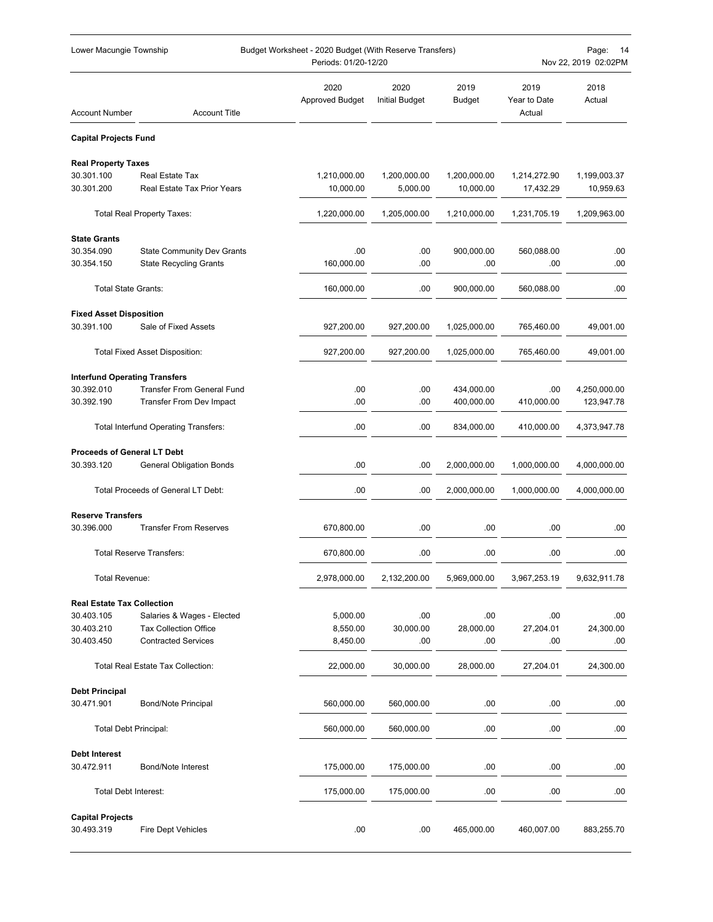Lower Macungie Township — Budget Worksheet - 2020 Budget (With Reserve Transfers) — Periods: 01/20-12/20

| Account Number | Account Title | 2020 Approved Budget | 2020 Initial Budget | 2019 Budget | 2019 Year to Date Actual | 2018 Actual |
|---|---|---|---|---|---|---|
| **Capital Projects Fund** | | | | | | |
| **Real Property Taxes** | | | | | | |
| 30.301.100 | Real Estate Tax | 1,210,000.00 | 1,200,000.00 | 1,200,000.00 | 1,214,272.90 | 1,199,003.37 |
| 30.301.200 | Real Estate Tax Prior Years | 10,000.00 | 5,000.00 | 10,000.00 | 17,432.29 | 10,959.63 |
| | Total Real Property Taxes: | 1,220,000.00 | 1,205,000.00 | 1,210,000.00 | 1,231,705.19 | 1,209,963.00 |
| **State Grants** | | | | | | |
| 30.354.090 | State Community Dev Grants | .00 | .00 | 900,000.00 | 560,088.00 | .00 |
| 30.354.150 | State Recycling Grants | 160,000.00 | .00 | .00 | .00 | .00 |
| | Total State Grants: | 160,000.00 | .00 | 900,000.00 | 560,088.00 | .00 |
| **Fixed Asset Disposition** | | | | | | |
| 30.391.100 | Sale of Fixed Assets | 927,200.00 | 927,200.00 | 1,025,000.00 | 765,460.00 | 49,001.00 |
| | Total Fixed Asset Disposition: | 927,200.00 | 927,200.00 | 1,025,000.00 | 765,460.00 | 49,001.00 |
| **Interfund Operating Transfers** | | | | | | |
| 30.392.010 | Transfer From General Fund | .00 | .00 | 434,000.00 | .00 | 4,250,000.00 |
| 30.392.190 | Transfer From Dev Impact | .00 | .00 | 400,000.00 | 410,000.00 | 123,947.78 |
| | Total Interfund Operating Transfers: | .00 | .00 | 834,000.00 | 410,000.00 | 4,373,947.78 |
| **Proceeds of General LT Debt** | | | | | | |
| 30.393.120 | General Obligation Bonds | .00 | .00 | 2,000,000.00 | 1,000,000.00 | 4,000,000.00 |
| | Total Proceeds of General LT Debt: | .00 | .00 | 2,000,000.00 | 1,000,000.00 | 4,000,000.00 |
| **Reserve Transfers** | | | | | | |
| 30.396.000 | Transfer From Reserves | 670,800.00 | .00 | .00 | .00 | .00 |
| | Total Reserve Transfers: | 670,800.00 | .00 | .00 | .00 | .00 |
| | Total Revenue: | 2,978,000.00 | 2,132,200.00 | 5,969,000.00 | 3,967,253.19 | 9,632,911.78 |
| **Real Estate Tax Collection** | | | | | | |
| 30.403.105 | Salaries & Wages - Elected | 5,000.00 | .00 | .00 | .00 | .00 |
| 30.403.210 | Tax Collection Office | 8,550.00 | 30,000.00 | 28,000.00 | 27,204.01 | 24,300.00 |
| 30.403.450 | Contracted Services | 8,450.00 | .00 | .00 | .00 | .00 |
| | Total Real Estate Tax Collection: | 22,000.00 | 30,000.00 | 28,000.00 | 27,204.01 | 24,300.00 |
| **Debt Principal** | | | | | | |
| 30.471.901 | Bond/Note Principal | 560,000.00 | 560,000.00 | .00 | .00 | .00 |
| | Total Debt Principal: | 560,000.00 | 560,000.00 | .00 | .00 | .00 |
| **Debt Interest** | | | | | | |
| 30.472.911 | Bond/Note Interest | 175,000.00 | 175,000.00 | .00 | .00 | .00 |
| | Total Debt Interest: | 175,000.00 | 175,000.00 | .00 | .00 | .00 |
| **Capital Projects** | | | | | | |
| 30.493.319 | Fire Dept Vehicles | .00 | .00 | 465,000.00 | 460,007.00 | 883,255.70 |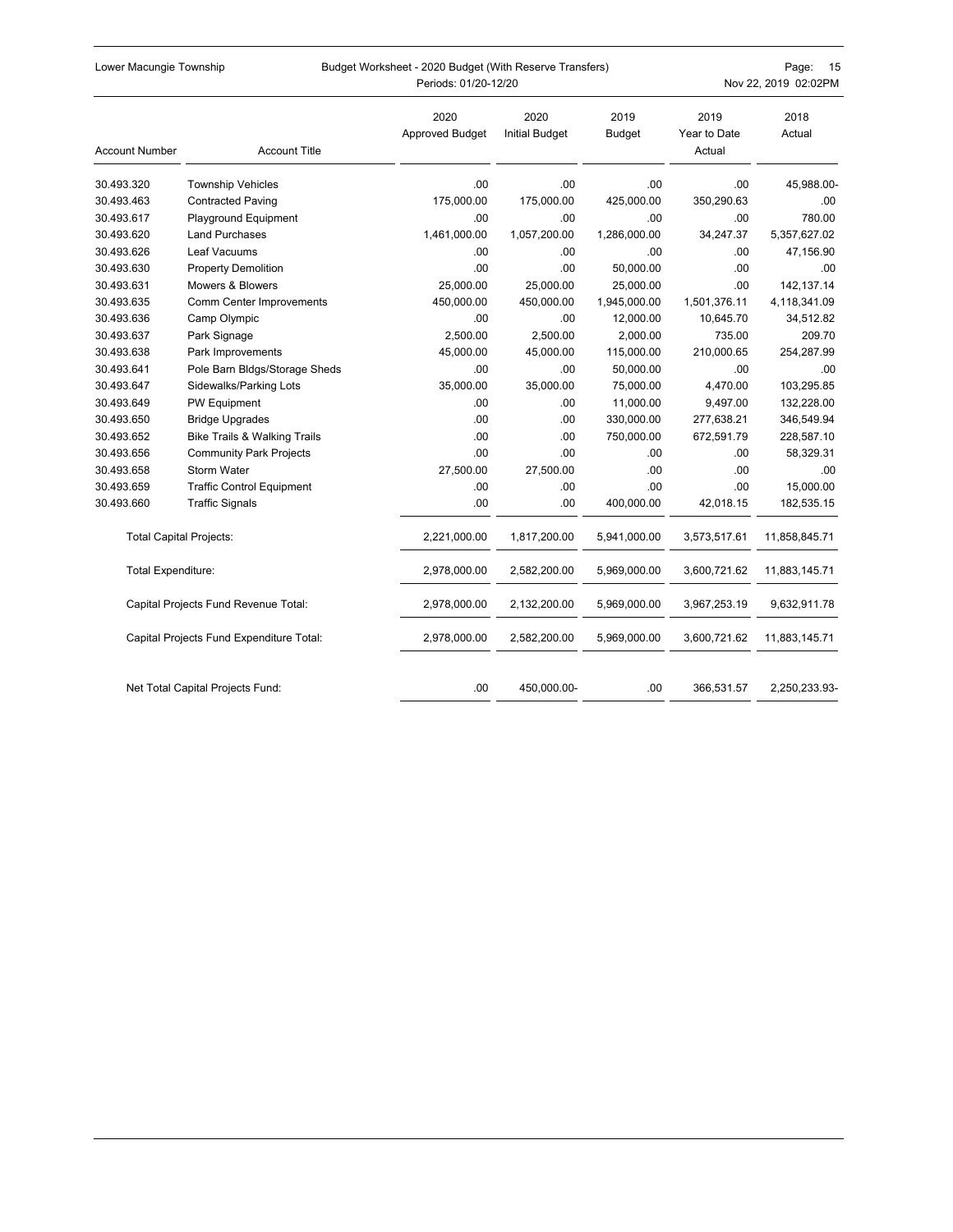| Account Number | Account Title | 2020 Approved Budget | 2020 Initial Budget | 2019 Budget | 2019 Year to Date Actual | 2018 Actual |
|---|---|---|---|---|---|---|
| 30.493.320 | Township Vehicles | .00 | .00 | .00 | .00 | 45,988.00- |
| 30.493.463 | Contracted Paving | 175,000.00 | 175,000.00 | 425,000.00 | 350,290.63 | .00 |
| 30.493.617 | Playground Equipment | .00 | .00 | .00 | .00 | 780.00 |
| 30.493.620 | Land Purchases | 1,461,000.00 | 1,057,200.00 | 1,286,000.00 | 34,247.37 | 5,357,627.02 |
| 30.493.626 | Leaf Vacuums | .00 | .00 | .00 | .00 | 47,156.90 |
| 30.493.630 | Property Demolition | .00 | .00 | 50,000.00 | .00 | .00 |
| 30.493.631 | Mowers & Blowers | 25,000.00 | 25,000.00 | 25,000.00 | .00 | 142,137.14 |
| 30.493.635 | Comm Center Improvements | 450,000.00 | 450,000.00 | 1,945,000.00 | 1,501,376.11 | 4,118,341.09 |
| 30.493.636 | Camp Olympic | .00 | .00 | 12,000.00 | 10,645.70 | 34,512.82 |
| 30.493.637 | Park Signage | 2,500.00 | 2,500.00 | 2,000.00 | 735.00 | 209.70 |
| 30.493.638 | Park Improvements | 45,000.00 | 45,000.00 | 115,000.00 | 210,000.65 | 254,287.99 |
| 30.493.641 | Pole Barn Bldgs/Storage Sheds | .00 | .00 | 50,000.00 | .00 | .00 |
| 30.493.647 | Sidewalks/Parking Lots | 35,000.00 | 35,000.00 | 75,000.00 | 4,470.00 | 103,295.85 |
| 30.493.649 | PW Equipment | .00 | .00 | 11,000.00 | 9,497.00 | 132,228.00 |
| 30.493.650 | Bridge Upgrades | .00 | .00 | 330,000.00 | 277,638.21 | 346,549.94 |
| 30.493.652 | Bike Trails & Walking Trails | .00 | .00 | 750,000.00 | 672,591.79 | 228,587.10 |
| 30.493.656 | Community Park Projects | .00 | .00 | .00 | .00 | 58,329.31 |
| 30.493.658 | Storm Water | 27,500.00 | 27,500.00 | .00 | .00 | .00 |
| 30.493.659 | Traffic Control Equipment | .00 | .00 | .00 | .00 | 15,000.00 |
| 30.493.660 | Traffic Signals | .00 | .00 | 400,000.00 | 42,018.15 | 182,535.15 |
| Total Capital Projects: | | 2,221,000.00 | 1,817,200.00 | 5,941,000.00 | 3,573,517.61 | 11,858,845.71 |
| Total Expenditure: | | 2,978,000.00 | 2,582,200.00 | 5,969,000.00 | 3,600,721.62 | 11,883,145.71 |
| Capital Projects Fund Revenue Total: | | 2,978,000.00 | 2,132,200.00 | 5,969,000.00 | 3,967,253.19 | 9,632,911.78 |
| Capital Projects Fund Expenditure Total: | | 2,978,000.00 | 2,582,200.00 | 5,969,000.00 | 3,600,721.62 | 11,883,145.71 |
| Net Total Capital Projects Fund: | | .00 | 450,000.00- | .00 | 366,531.57 | 2,250,233.93- |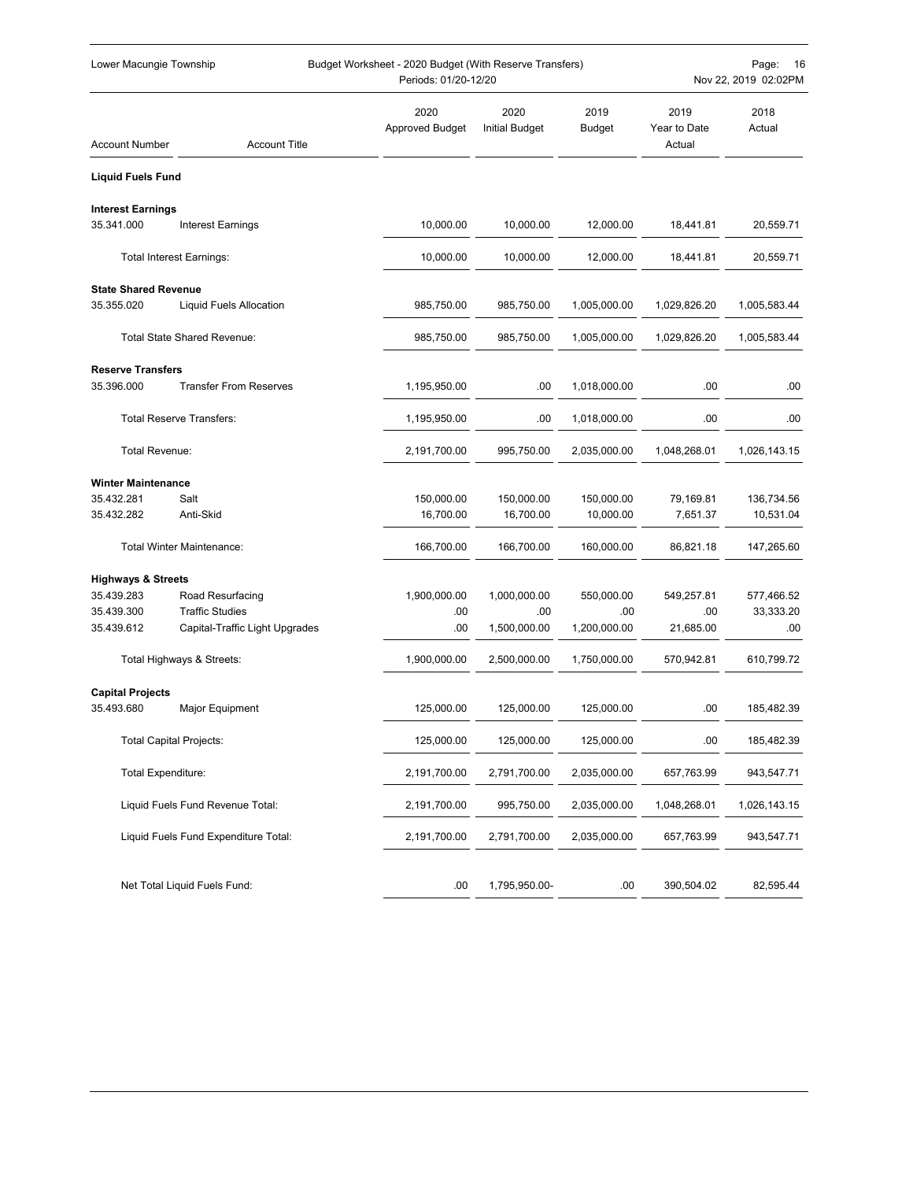| Account Number | Account Title | 2020 Approved Budget | 2020 Initial Budget | 2019 Budget | 2019 Year to Date Actual | 2018 Actual |
|---|---|---|---|---|---|---|
| **Liquid Fuels Fund** | | | | | | |
| **Interest Earnings** | | | | | | |
| 35.341.000 | Interest Earnings | 10,000.00 | 10,000.00 | 12,000.00 | 18,441.81 | 20,559.71 |
| | Total Interest Earnings: | 10,000.00 | 10,000.00 | 12,000.00 | 18,441.81 | 20,559.71 |
| **State Shared Revenue** | | | | | | |
| 35.355.020 | Liquid Fuels Allocation | 985,750.00 | 985,750.00 | 1,005,000.00 | 1,029,826.20 | 1,005,583.44 |
| | Total State Shared Revenue: | 985,750.00 | 985,750.00 | 1,005,000.00 | 1,029,826.20 | 1,005,583.44 |
| **Reserve Transfers** | | | | | | |
| 35.396.000 | Transfer From Reserves | 1,195,950.00 | .00 | 1,018,000.00 | .00 | .00 |
| | Total Reserve Transfers: | 1,195,950.00 | .00 | 1,018,000.00 | .00 | .00 |
| | Total Revenue: | 2,191,700.00 | 995,750.00 | 2,035,000.00 | 1,048,268.01 | 1,026,143.15 |
| **Winter Maintenance** | | | | | | |
| 35.432.281 | Salt | 150,000.00 | 150,000.00 | 150,000.00 | 79,169.81 | 136,734.56 |
| 35.432.282 | Anti-Skid | 16,700.00 | 16,700.00 | 10,000.00 | 7,651.37 | 10,531.04 |
| | Total Winter Maintenance: | 166,700.00 | 166,700.00 | 160,000.00 | 86,821.18 | 147,265.60 |
| **Highways & Streets** | | | | | | |
| 35.439.283 | Road Resurfacing | 1,900,000.00 | 1,000,000.00 | 550,000.00 | 549,257.81 | 577,466.52 |
| 35.439.300 | Traffic Studies | .00 | .00 | .00 | .00 | 33,333.20 |
| 35.439.612 | Capital-Traffic Light Upgrades | .00 | 1,500,000.00 | 1,200,000.00 | 21,685.00 | .00 |
| | Total Highways & Streets: | 1,900,000.00 | 2,500,000.00 | 1,750,000.00 | 570,942.81 | 610,799.72 |
| **Capital Projects** | | | | | | |
| 35.493.680 | Major Equipment | 125,000.00 | 125,000.00 | 125,000.00 | .00 | 185,482.39 |
| | Total Capital Projects: | 125,000.00 | 125,000.00 | 125,000.00 | .00 | 185,482.39 |
| | Total Expenditure: | 2,191,700.00 | 2,791,700.00 | 2,035,000.00 | 657,763.99 | 943,547.71 |
| | Liquid Fuels Fund Revenue Total: | 2,191,700.00 | 995,750.00 | 2,035,000.00 | 1,048,268.01 | 1,026,143.15 |
| | Liquid Fuels Fund Expenditure Total: | 2,191,700.00 | 2,791,700.00 | 2,035,000.00 | 657,763.99 | 943,547.71 |
| | Net Total Liquid Fuels Fund: | .00 | 1,795,950.00- | .00 | 390,504.02 | 82,595.44 |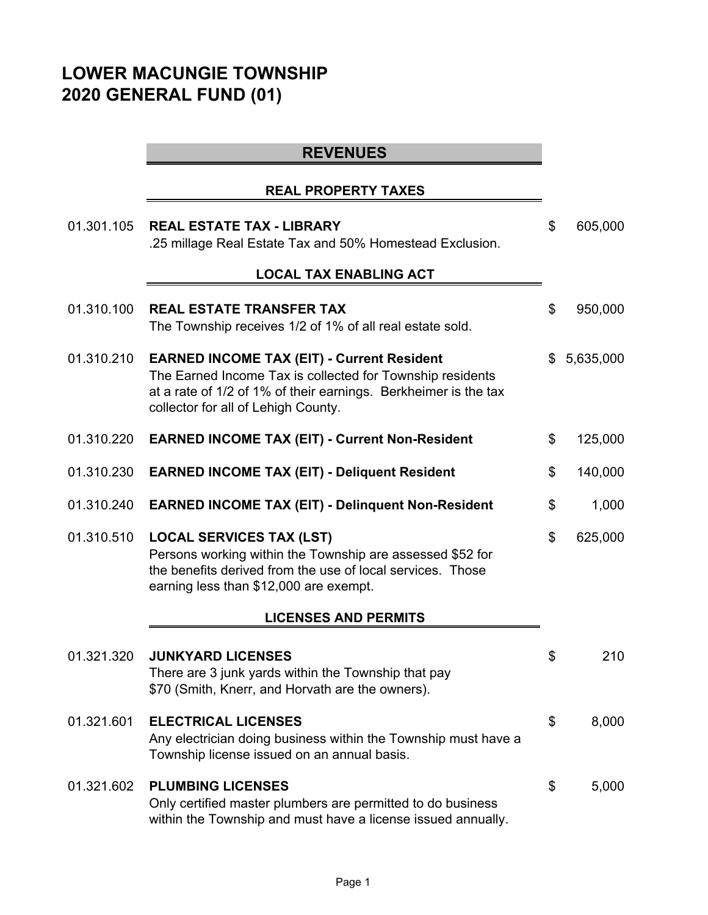# LOWER MACUNGIE TOWNSHIP
# 2020 GENERAL FUND (01)

## REVENUES

### REAL PROPERTY TAXES

| Account | Description | Amount |
|---|---|---|
| 01.301.105 | **REAL ESTATE TAX - LIBRARY**<br>.25 millage Real Estate Tax and 50% Homestead Exclusion. | $ 605,000 |

### LOCAL TAX ENABLING ACT

| Account | Description | Amount |
|---|---|---|
| 01.310.100 | **REAL ESTATE TRANSFER TAX**<br>The Township receives 1/2 of 1% of all real estate sold. | $ 950,000 |
| 01.310.210 | **EARNED INCOME TAX (EIT) - Current Resident**<br>The Earned Income Tax is collected for Township residents at a rate of 1/2 of 1% of their earnings. Berkheimer is the tax collector for all of Lehigh County. | $ 5,635,000 |
| 01.310.220 | **EARNED INCOME TAX (EIT) - Current Non-Resident** | $ 125,000 |
| 01.310.230 | **EARNED INCOME TAX (EIT) - Deliquent Resident** | $ 140,000 |
| 01.310.240 | **EARNED INCOME TAX (EIT) - Delinquent Non-Resident** | $ 1,000 |
| 01.310.510 | **LOCAL SERVICES TAX (LST)**<br>Persons working within the Township are assessed $52 for the benefits derived from the use of local services. Those earning less than $12,000 are exempt. | $ 625,000 |

### LICENSES AND PERMITS

| Account | Description | Amount |
|---|---|---|
| 01.321.320 | **JUNKYARD LICENSES**<br>There are 3 junk yards within the Township that pay $70 (Smith, Knerr, and Horvath are the owners). | $ 210 |
| 01.321.601 | **ELECTRICAL LICENSES**<br>Any electrician doing business within the Township must have a Township license issued on an annual basis. | $ 8,000 |
| 01.321.602 | **PLUMBING LICENSES**<br>Only certified master plumbers are permitted to do business within the Township and must have a license issued annually. | $ 5,000 |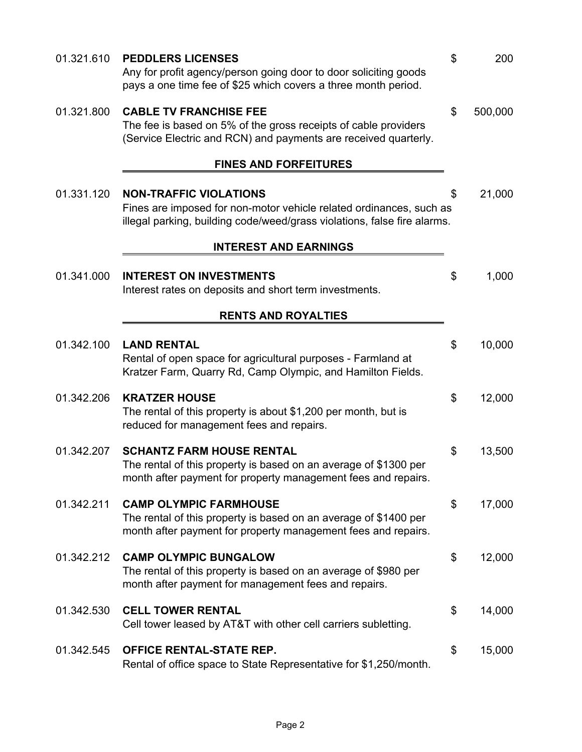01.321.610 **PEDDLERS LICENSES** $ 200

Any for profit agency/person going door to door soliciting goods pays a one time fee of $25 which covers a three month period.

01.321.800 **CABLE TV FRANCHISE FEE** $ 500,000

The fee is based on 5% of the gross receipts of cable providers (Service Electric and RCN) and payments are received quarterly.

## FINES AND FORFEITURES

01.331.120 **NON-TRAFFIC VIOLATIONS** $ 21,000

Fines are imposed for non-motor vehicle related ordinances, such as illegal parking, building code/weed/grass violations, false fire alarms.

## INTEREST AND EARNINGS

01.341.000 **INTEREST ON INVESTMENTS** $ 1,000

Interest rates on deposits and short term investments.

## RENTS AND ROYALTIES

01.342.100 **LAND RENTAL** $ 10,000

Rental of open space for agricultural purposes - Farmland at Kratzer Farm, Quarry Rd, Camp Olympic, and Hamilton Fields.

01.342.206 **KRATZER HOUSE** $ 12,000

The rental of this property is about $1,200 per month, but is reduced for management fees and repairs.

01.342.207 **SCHANTZ FARM HOUSE RENTAL** $ 13,500

The rental of this property is based on an average of $1300 per month after payment for property management fees and repairs.

01.342.211 **CAMP OLYMPIC FARMHOUSE** $ 17,000

The rental of this property is based on an average of $1400 per month after payment for property management fees and repairs.

01.342.212 **CAMP OLYMPIC BUNGALOW** $ 12,000

The rental of this property is based on an average of $980 per month after payment for management fees and repairs.

01.342.530 **CELL TOWER RENTAL** $ 14,000

Cell tower leased by AT&T with other cell carriers subletting.

01.342.545 **OFFICE RENTAL-STATE REP.** $ 15,000

Rental of office space to State Representative for $1,250/month.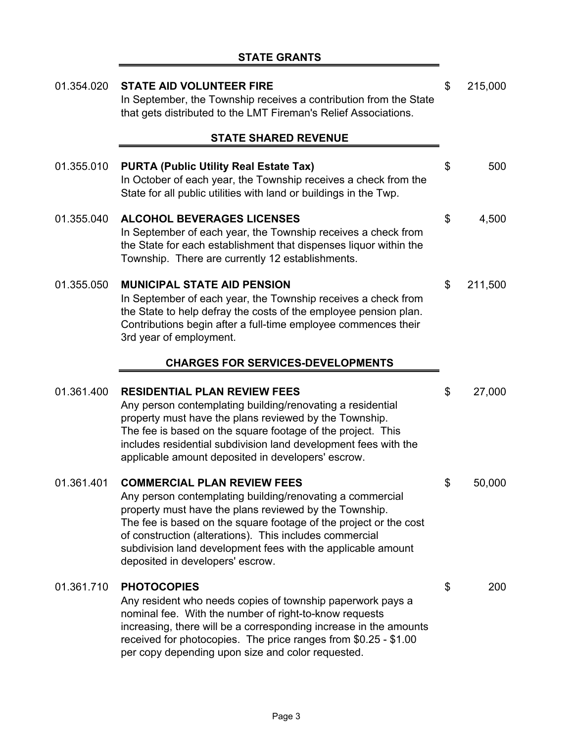## STATE GRANTS

| | | | |
|---|---|---|---|
| 01.354.020 | **STATE AID VOLUNTEER FIRE**<br>In September, the Township receives a contribution from the State that gets distributed to the LMT Fireman's Relief Associations. | $ | 215,000 |

## STATE SHARED REVENUE

| | | | |
|---|---|---|---|
| 01.355.010 | **PURTA (Public Utility Real Estate Tax)**<br>In October of each year, the Township receives a check from the State for all public utilities with land or buildings in the Twp. | $ | 500 |
| 01.355.040 | **ALCOHOL BEVERAGES LICENSES**<br>In September of each year, the Township receives a check from the State for each establishment that dispenses liquor within the Township. There are currently 12 establishments. | $ | 4,500 |
| 01.355.050 | **MUNICIPAL STATE AID PENSION**<br>In September of each year, the Township receives a check from the State to help defray the costs of the employee pension plan. Contributions begin after a full-time employee commences their 3rd year of employment. | $ | 211,500 |

## CHARGES FOR SERVICES-DEVELOPMENTS

| | | | |
|---|---|---|---|
| 01.361.400 | **RESIDENTIAL PLAN REVIEW FEES**<br>Any person contemplating building/renovating a residential property must have the plans reviewed by the Township. The fee is based on the square footage of the project. This includes residential subdivision land development fees with the applicable amount deposited in developers' escrow. | $ | 27,000 |
| 01.361.401 | **COMMERCIAL PLAN REVIEW FEES**<br>Any person contemplating building/renovating a commercial property must have the plans reviewed by the Township. The fee is based on the square footage of the project or the cost of construction (alterations). This includes commercial subdivision land development fees with the applicable amount deposited in developers' escrow. | $ | 50,000 |
| 01.361.710 | **PHOTOCOPIES**<br>Any resident who needs copies of township paperwork pays a nominal fee. With the number of right-to-know requests increasing, there will be a corresponding increase in the amounts received for photocopies. The price ranges from $0.25 - $1.00 per copy depending upon size and color requested. | $ | 200 |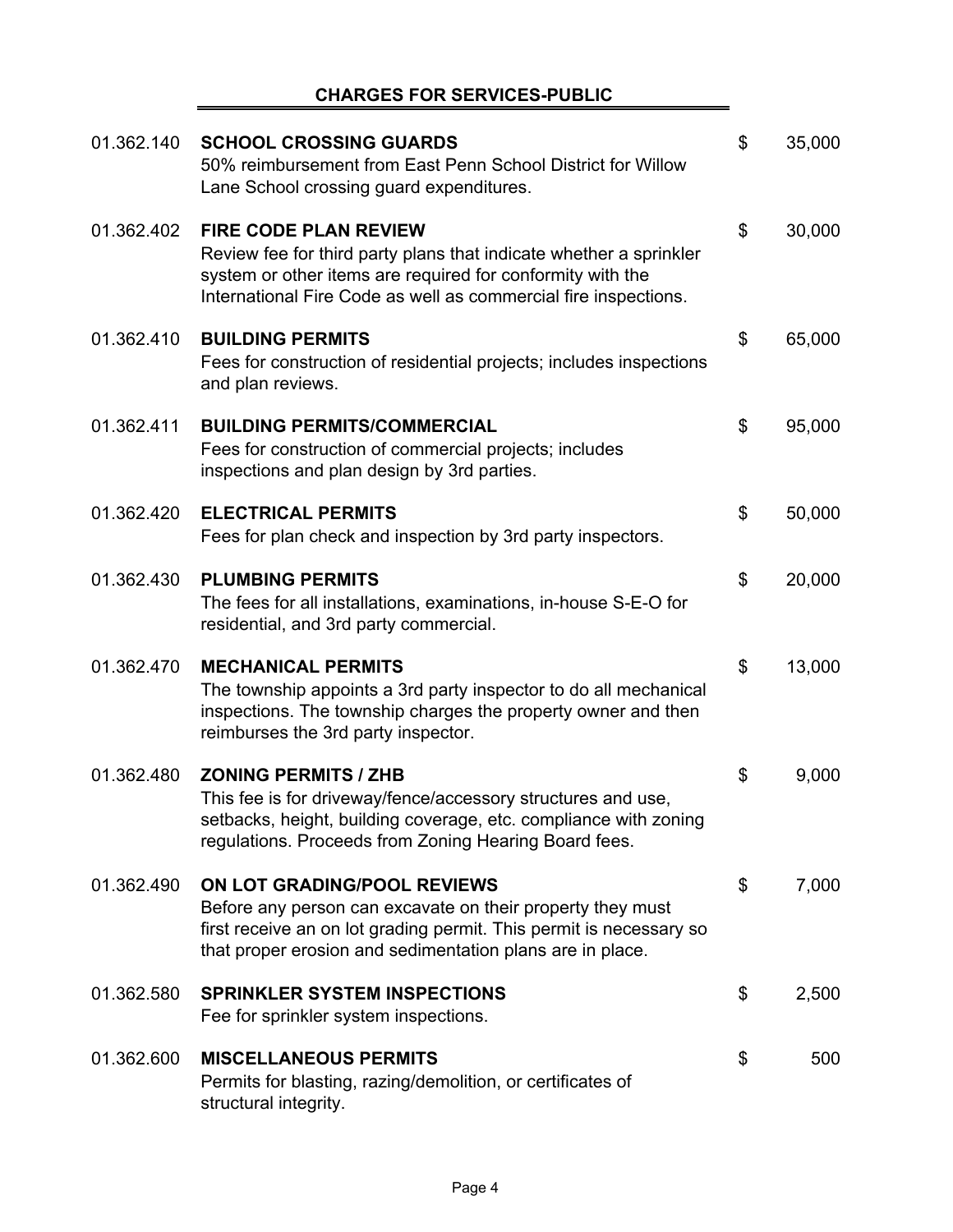## CHARGES FOR SERVICES-PUBLIC

| Account | Description | Amount |
|---|---|---|
| 01.362.140 | **SCHOOL CROSSING GUARDS**<br>50% reimbursement from East Penn School District for Willow Lane School crossing guard expenditures. | $ 35,000 |
| 01.362.402 | **FIRE CODE PLAN REVIEW**<br>Review fee for third party plans that indicate whether a sprinkler system or other items are required for conformity with the International Fire Code as well as commercial fire inspections. | $ 30,000 |
| 01.362.410 | **BUILDING PERMITS**<br>Fees for construction of residential projects; includes inspections and plan reviews. | $ 65,000 |
| 01.362.411 | **BUILDING PERMITS/COMMERCIAL**<br>Fees for construction of commercial projects; includes inspections and plan design by 3rd parties. | $ 95,000 |
| 01.362.420 | **ELECTRICAL PERMITS**<br>Fees for plan check and inspection by 3rd party inspectors. | $ 50,000 |
| 01.362.430 | **PLUMBING PERMITS**<br>The fees for all installations, examinations, in-house S-E-O for residential, and 3rd party commercial. | $ 20,000 |
| 01.362.470 | **MECHANICAL PERMITS**<br>The township appoints a 3rd party inspector to do all mechanical inspections. The township charges the property owner and then reimburses the 3rd party inspector. | $ 13,000 |
| 01.362.480 | **ZONING PERMITS / ZHB**<br>This fee is for driveway/fence/accessory structures and use, setbacks, height, building coverage, etc. compliance with zoning regulations. Proceeds from Zoning Hearing Board fees. | $ 9,000 |
| 01.362.490 | **ON LOT GRADING/POOL REVIEWS**<br>Before any person can excavate on their property they must first receive an on lot grading permit. This permit is necessary so that proper erosion and sedimentation plans are in place. | $ 7,000 |
| 01.362.580 | **SPRINKLER SYSTEM INSPECTIONS**<br>Fee for sprinkler system inspections. | $ 2,500 |
| 01.362.600 | **MISCELLANEOUS PERMITS**<br>Permits for blasting, razing/demolition, or certificates of structural integrity. | $ 500 |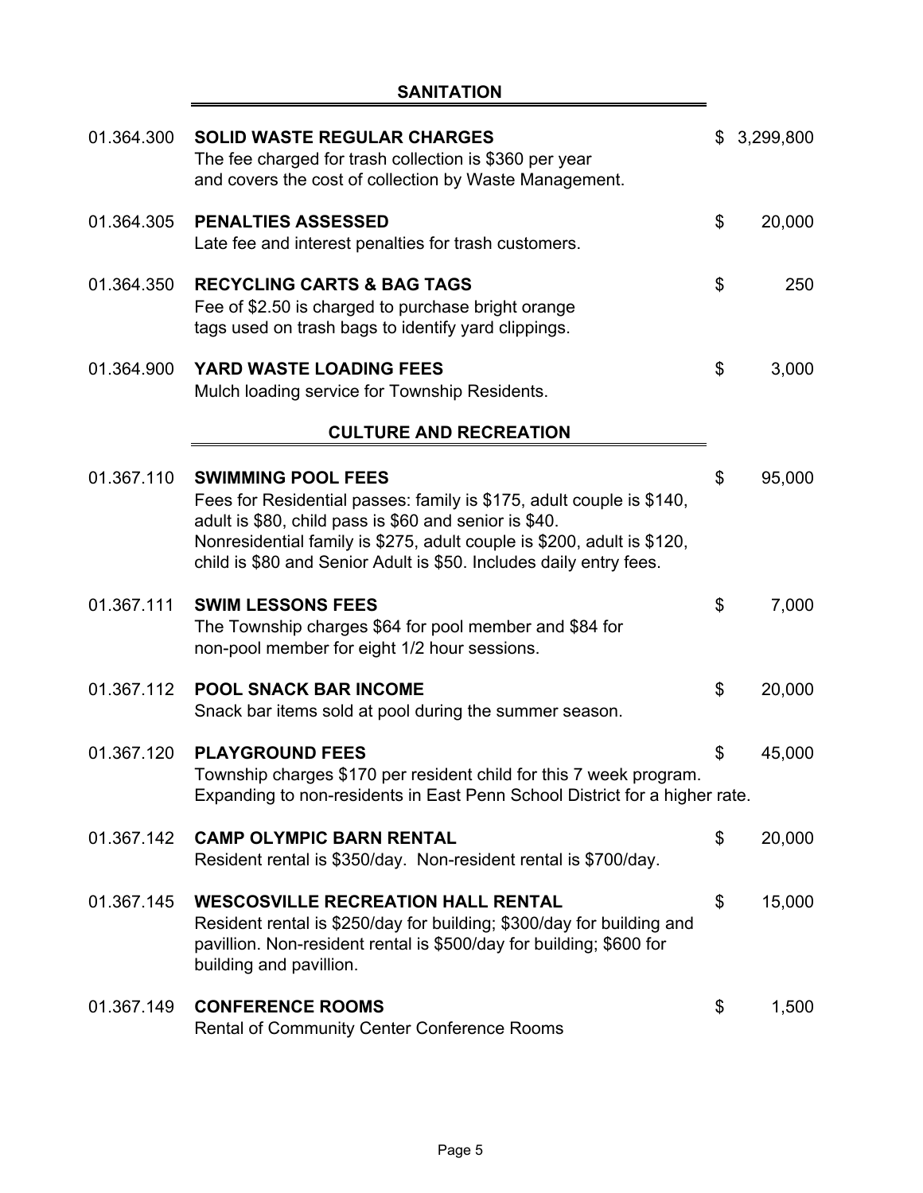## SANITATION

| Account | Description | Amount |
|---|---|---|
| 01.364.300 | **SOLID WASTE REGULAR CHARGES**<br>The fee charged for trash collection is $360 per year and covers the cost of collection by Waste Management. | $ 3,299,800 |
| 01.364.305 | **PENALTIES ASSESSED**<br>Late fee and interest penalties for trash customers. | $ 20,000 |
| 01.364.350 | **RECYCLING CARTS & BAG TAGS**<br>Fee of $2.50 is charged to purchase bright orange tags used on trash bags to identify yard clippings. | $ 250 |
| 01.364.900 | **YARD WASTE LOADING FEES**<br>Mulch loading service for Township Residents. | $ 3,000 |

## CULTURE AND RECREATION

| Account | Description | Amount |
|---|---|---|
| 01.367.110 | **SWIMMING POOL FEES**<br>Fees for Residential passes: family is $175, adult couple is $140, adult is $80, child pass is $60 and senior is $40. Nonresidential family is $275, adult couple is $200, adult is $120, child is $80 and Senior Adult is $50. Includes daily entry fees. | $ 95,000 |
| 01.367.111 | **SWIM LESSONS FEES**<br>The Township charges $64 for pool member and $84 for non-pool member for eight 1/2 hour sessions. | $ 7,000 |
| 01.367.112 | **POOL SNACK BAR INCOME**<br>Snack bar items sold at pool during the summer season. | $ 20,000 |
| 01.367.120 | **PLAYGROUND FEES**<br>Township charges $170 per resident child for this 7 week program. Expanding to non-residents in East Penn School District for a higher rate. | $ 45,000 |
| 01.367.142 | **CAMP OLYMPIC BARN RENTAL**<br>Resident rental is $350/day. Non-resident rental is $700/day. | $ 20,000 |
| 01.367.145 | **WESCOSVILLE RECREATION HALL RENTAL**<br>Resident rental is $250/day for building; $300/day for building and pavillion. Non-resident rental is $500/day for building; $600 for building and pavillion. | $ 15,000 |
| 01.367.149 | **CONFERENCE ROOMS**<br>Rental of Community Center Conference Rooms | $ 1,500 |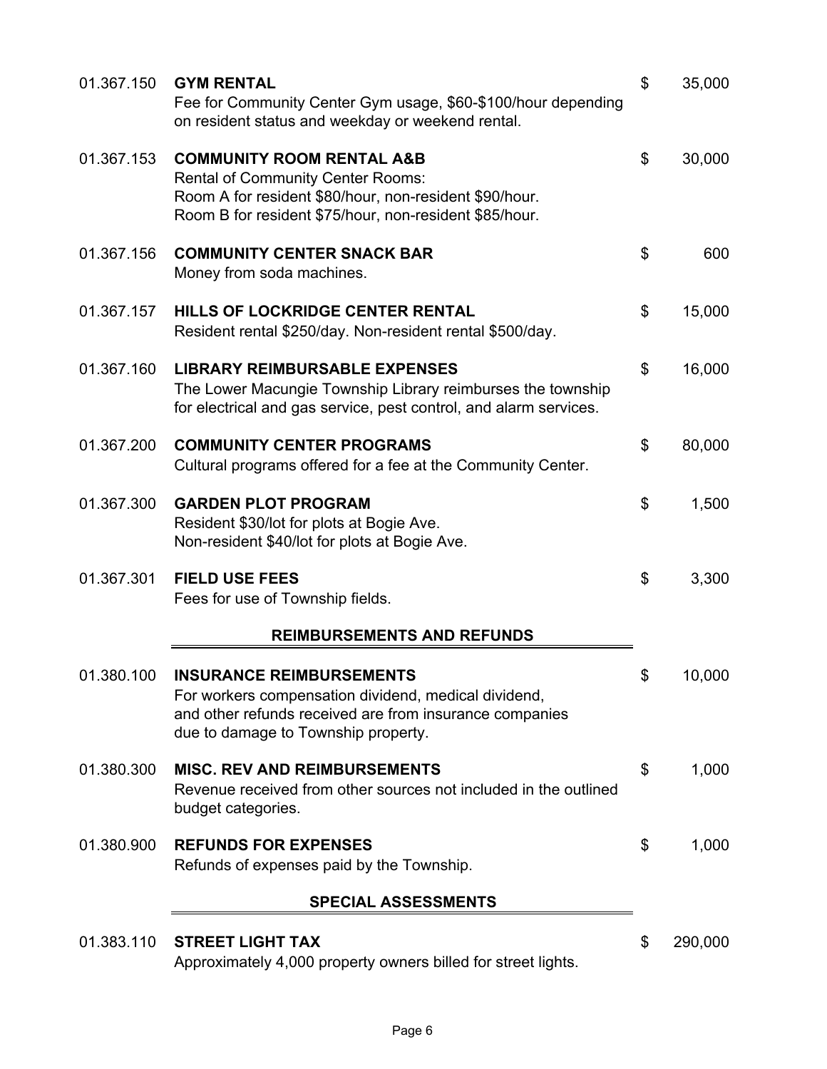| Account | Description | | Amount |
|---|---|---|---|
| 01.367.150 | **GYM RENTAL**<br>Fee for Community Center Gym usage, $60-$100/hour depending on resident status and weekday or weekend rental. | $ | 35,000 |
| 01.367.153 | **COMMUNITY ROOM RENTAL A&B**<br>Rental of Community Center Rooms:<br>Room A for resident $80/hour, non-resident $90/hour.<br>Room B for resident $75/hour, non-resident $85/hour. | $ | 30,000 |
| 01.367.156 | **COMMUNITY CENTER SNACK BAR**<br>Money from soda machines. | $ | 600 |
| 01.367.157 | **HILLS OF LOCKRIDGE CENTER RENTAL**<br>Resident rental $250/day. Non-resident rental $500/day. | $ | 15,000 |
| 01.367.160 | **LIBRARY REIMBURSABLE EXPENSES**<br>The Lower Macungie Township Library reimburses the township for electrical and gas service, pest control, and alarm services. | $ | 16,000 |
| 01.367.200 | **COMMUNITY CENTER PROGRAMS**<br>Cultural programs offered for a fee at the Community Center. | $ | 80,000 |
| 01.367.300 | **GARDEN PLOT PROGRAM**<br>Resident $30/lot for plots at Bogie Ave.<br>Non-resident $40/lot for plots at Bogie Ave. | $ | 1,500 |
| 01.367.301 | **FIELD USE FEES**<br>Fees for use of Township fields. | $ | 3,300 |

## REIMBURSEMENTS AND REFUNDS

| Account | Description | | Amount |
|---|---|---|---|
| 01.380.100 | **INSURANCE REIMBURSEMENTS**<br>For workers compensation dividend, medical dividend, and other refunds received are from insurance companies due to damage to Township property. | $ | 10,000 |
| 01.380.300 | **MISC. REV AND REIMBURSEMENTS**<br>Revenue received from other sources not included in the outlined budget categories. | $ | 1,000 |
| 01.380.900 | **REFUNDS FOR EXPENSES**<br>Refunds of expenses paid by the Township. | $ | 1,000 |

## SPECIAL ASSESSMENTS

| Account | Description | | Amount |
|---|---|---|---|
| 01.383.110 | **STREET LIGHT TAX**<br>Approximately 4,000 property owners billed for street lights. | $ | 290,000 |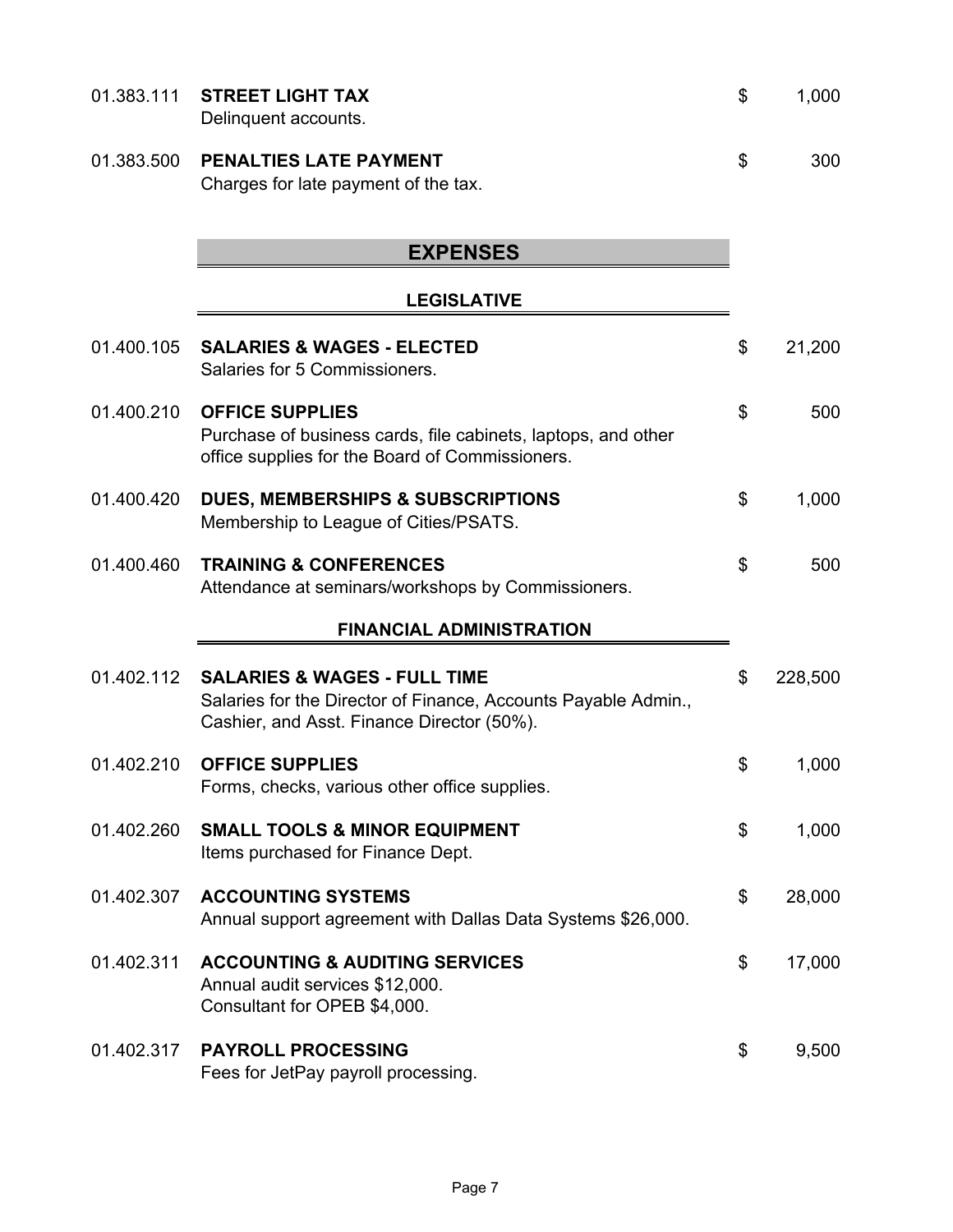| | | | |
|---|---|---|---|
| 01.383.111 | **STREET LIGHT TAX**<br>Delinquent accounts. | $ | 1,000 |
| 01.383.500 | **PENALTIES LATE PAYMENT**<br>Charges for late payment of the tax. | $ | 300 |

## EXPENSES

### LEGISLATIVE

| | | | |
|---|---|---|---|
| 01.400.105 | **SALARIES & WAGES - ELECTED**<br>Salaries for 5 Commissioners. | $ | 21,200 |
| 01.400.210 | **OFFICE SUPPLIES**<br>Purchase of business cards, file cabinets, laptops, and other office supplies for the Board of Commissioners. | $ | 500 |
| 01.400.420 | **DUES, MEMBERSHIPS & SUBSCRIPTIONS**<br>Membership to League of Cities/PSATS. | $ | 1,000 |
| 01.400.460 | **TRAINING & CONFERENCES**<br>Attendance at seminars/workshops by Commissioners. | $ | 500 |

### FINANCIAL ADMINISTRATION

| | | | |
|---|---|---|---|
| 01.402.112 | **SALARIES & WAGES - FULL TIME**<br>Salaries for the Director of Finance, Accounts Payable Admin., Cashier, and Asst. Finance Director (50%). | $ | 228,500 |
| 01.402.210 | **OFFICE SUPPLIES**<br>Forms, checks, various other office supplies. | $ | 1,000 |
| 01.402.260 | **SMALL TOOLS & MINOR EQUIPMENT**<br>Items purchased for Finance Dept. | $ | 1,000 |
| 01.402.307 | **ACCOUNTING SYSTEMS**<br>Annual support agreement with Dallas Data Systems $26,000. | $ | 28,000 |
| 01.402.311 | **ACCOUNTING & AUDITING SERVICES**<br>Annual audit services $12,000.<br>Consultant for OPEB $4,000. | $ | 17,000 |
| 01.402.317 | **PAYROLL PROCESSING**<br>Fees for JetPay payroll processing. | $ | 9,500 |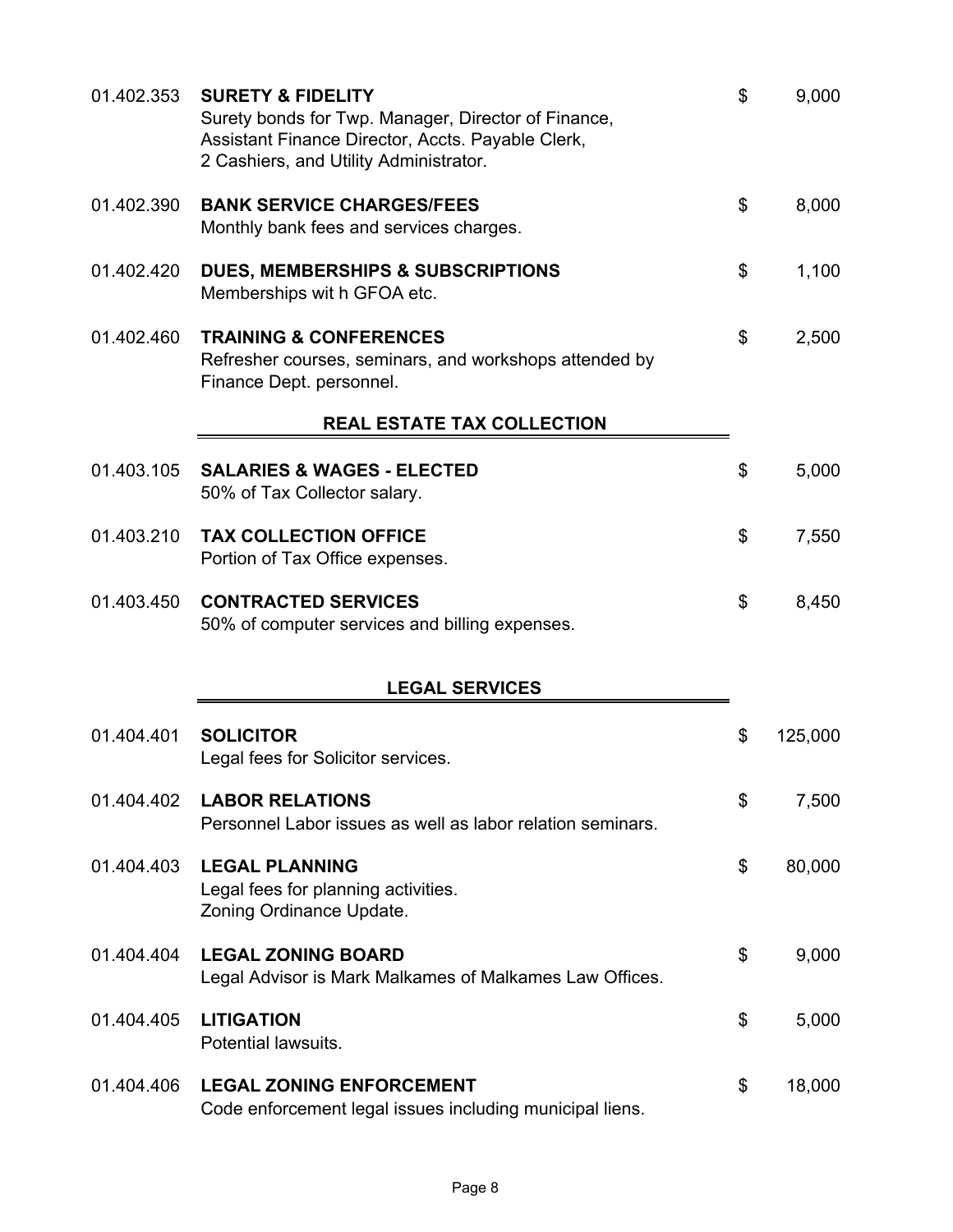| | | | |
|---|---|---|---|
| 01.402.353 | **SURETY & FIDELITY**<br>Surety bonds for Twp. Manager, Director of Finance, Assistant Finance Director, Accts. Payable Clerk, 2 Cashiers, and Utility Administrator. | $ | 9,000 |
| 01.402.390 | **BANK SERVICE CHARGES/FEES**<br>Monthly bank fees and services charges. | $ | 8,000 |
| 01.402.420 | **DUES, MEMBERSHIPS & SUBSCRIPTIONS**<br>Memberships wit h GFOA etc. | $ | 1,100 |
| 01.402.460 | **TRAINING & CONFERENCES**<br>Refresher courses, seminars, and workshops attended by Finance Dept. personnel. | $ | 2,500 |

## REAL ESTATE TAX COLLECTION

| | | | |
|---|---|---|---|
| 01.403.105 | **SALARIES & WAGES - ELECTED**<br>50% of Tax Collector salary. | $ | 5,000 |
| 01.403.210 | **TAX COLLECTION OFFICE**<br>Portion of Tax Office expenses. | $ | 7,550 |
| 01.403.450 | **CONTRACTED SERVICES**<br>50% of computer services and billing expenses. | $ | 8,450 |

## LEGAL SERVICES

| | | | |
|---|---|---|---|
| 01.404.401 | **SOLICITOR**<br>Legal fees for Solicitor services. | $ | 125,000 |
| 01.404.402 | **LABOR RELATIONS**<br>Personnel Labor issues as well as labor relation seminars. | $ | 7,500 |
| 01.404.403 | **LEGAL PLANNING**<br>Legal fees for planning activities.<br>Zoning Ordinance Update. | $ | 80,000 |
| 01.404.404 | **LEGAL ZONING BOARD**<br>Legal Advisor is Mark Malkames of Malkames Law Offices. | $ | 9,000 |
| 01.404.405 | **LITIGATION**<br>Potential lawsuits. | $ | 5,000 |
| 01.404.406 | **LEGAL ZONING ENFORCEMENT**<br>Code enforcement legal issues including municipal liens. | $ | 18,000 |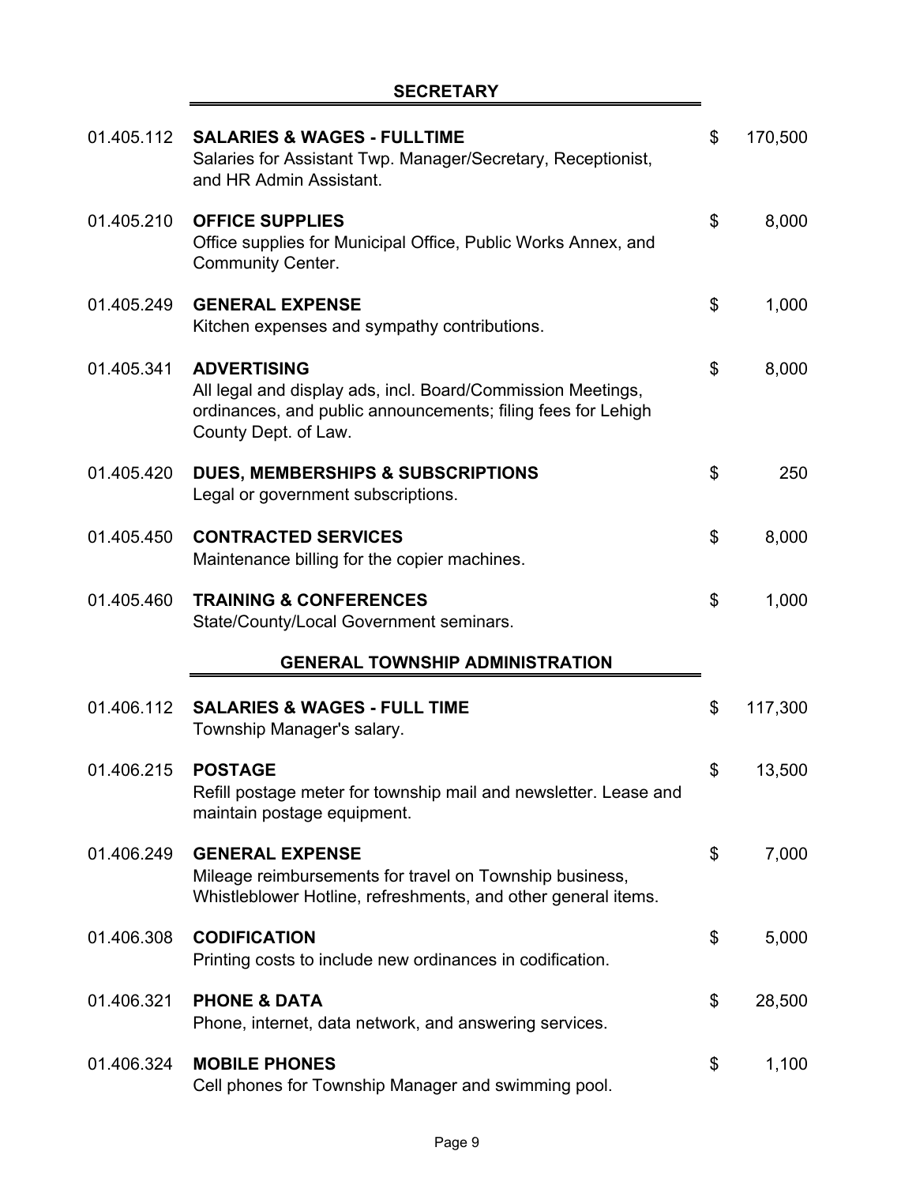## SECRETARY

| Account | Description | Amount |
|---|---|---|
| 01.405.112 | **SALARIES & WAGES - FULLTIME**<br>Salaries for Assistant Twp. Manager/Secretary, Receptionist, and HR Admin Assistant. | $ 170,500 |
| 01.405.210 | **OFFICE SUPPLIES**<br>Office supplies for Municipal Office, Public Works Annex, and Community Center. | $ 8,000 |
| 01.405.249 | **GENERAL EXPENSE**<br>Kitchen expenses and sympathy contributions. | $ 1,000 |
| 01.405.341 | **ADVERTISING**<br>All legal and display ads, incl. Board/Commission Meetings, ordinances, and public announcements; filing fees for Lehigh County Dept. of Law. | $ 8,000 |
| 01.405.420 | **DUES, MEMBERSHIPS & SUBSCRIPTIONS**<br>Legal or government subscriptions. | $ 250 |
| 01.405.450 | **CONTRACTED SERVICES**<br>Maintenance billing for the copier machines. | $ 8,000 |
| 01.405.460 | **TRAINING & CONFERENCES**<br>State/County/Local Government seminars. | $ 1,000 |

## GENERAL TOWNSHIP ADMINISTRATION

| Account | Description | Amount |
|---|---|---|
| 01.406.112 | **SALARIES & WAGES - FULL TIME**<br>Township Manager's salary. | $ 117,300 |
| 01.406.215 | **POSTAGE**<br>Refill postage meter for township mail and newsletter. Lease and maintain postage equipment. | $ 13,500 |
| 01.406.249 | **GENERAL EXPENSE**<br>Mileage reimbursements for travel on Township business, Whistleblower Hotline, refreshments, and other general items. | $ 7,000 |
| 01.406.308 | **CODIFICATION**<br>Printing costs to include new ordinances in codification. | $ 5,000 |
| 01.406.321 | **PHONE & DATA**<br>Phone, internet, data network, and answering services. | $ 28,500 |
| 01.406.324 | **MOBILE PHONES**<br>Cell phones for Township Manager and swimming pool. | $ 1,100 |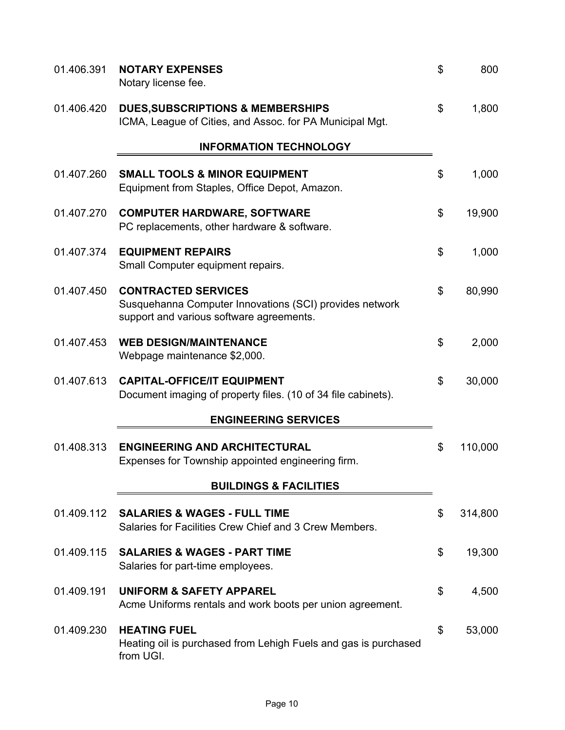| | | | |
|---|---|---|---|
| 01.406.391 | **NOTARY EXPENSES**<br>Notary license fee. | $ | 800 |
| 01.406.420 | **DUES,SUBSCRIPTIONS & MEMBERSHIPS**<br>ICMA, League of Cities, and Assoc. for PA Municipal Mgt. | $ | 1,800 |

## INFORMATION TECHNOLOGY

| | | | |
|---|---|---|---|
| 01.407.260 | **SMALL TOOLS & MINOR EQUIPMENT**<br>Equipment from Staples, Office Depot, Amazon. | $ | 1,000 |
| 01.407.270 | **COMPUTER HARDWARE, SOFTWARE**<br>PC replacements, other hardware & software. | $ | 19,900 |
| 01.407.374 | **EQUIPMENT REPAIRS**<br>Small Computer equipment repairs. | $ | 1,000 |
| 01.407.450 | **CONTRACTED SERVICES**<br>Susquehanna Computer Innovations (SCI) provides network support and various software agreements. | $ | 80,990 |
| 01.407.453 | **WEB DESIGN/MAINTENANCE**<br>Webpage maintenance $2,000. | $ | 2,000 |
| 01.407.613 | **CAPITAL-OFFICE/IT EQUIPMENT**<br>Document imaging of property files. (10 of 34 file cabinets). | $ | 30,000 |

## ENGINEERING SERVICES

| | | | |
|---|---|---|---|
| 01.408.313 | **ENGINEERING AND ARCHITECTURAL**<br>Expenses for Township appointed engineering firm. | $ | 110,000 |

## BUILDINGS & FACILITIES

| | | | |
|---|---|---|---|
| 01.409.112 | **SALARIES & WAGES - FULL TIME**<br>Salaries for Facilities Crew Chief and 3 Crew Members. | $ | 314,800 |
| 01.409.115 | **SALARIES & WAGES - PART TIME**<br>Salaries for part-time employees. | $ | 19,300 |
| 01.409.191 | **UNIFORM & SAFETY APPAREL**<br>Acme Uniforms rentals and work boots per union agreement. | $ | 4,500 |
| 01.409.230 | **HEATING FUEL**<br>Heating oil is purchased from Lehigh Fuels and gas is purchased from UGI. | $ | 53,000 |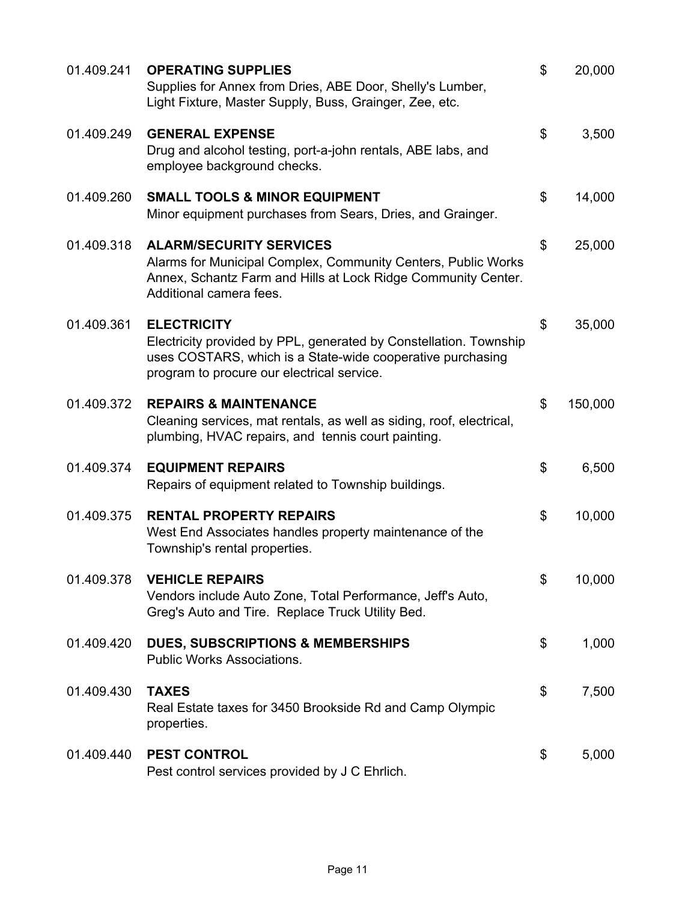| Account | Description | | Amount |
|---|---|---|---|
| 01.409.241 | **OPERATING SUPPLIES**<br>Supplies for Annex from Dries, ABE Door, Shelly's Lumber, Light Fixture, Master Supply, Buss, Grainger, Zee, etc. | $ | 20,000 |
| 01.409.249 | **GENERAL EXPENSE**<br>Drug and alcohol testing, port-a-john rentals, ABE labs, and employee background checks. | $ | 3,500 |
| 01.409.260 | **SMALL TOOLS & MINOR EQUIPMENT**<br>Minor equipment purchases from Sears, Dries, and Grainger. | $ | 14,000 |
| 01.409.318 | **ALARM/SECURITY SERVICES**<br>Alarms for Municipal Complex, Community Centers, Public Works Annex, Schantz Farm and Hills at Lock Ridge Community Center. Additional camera fees. | $ | 25,000 |
| 01.409.361 | **ELECTRICITY**<br>Electricity provided by PPL, generated by Constellation. Township uses COSTARS, which is a State-wide cooperative purchasing program to procure our electrical service. | $ | 35,000 |
| 01.409.372 | **REPAIRS & MAINTENANCE**<br>Cleaning services, mat rentals, as well as siding, roof, electrical, plumbing, HVAC repairs, and tennis court painting. | $ | 150,000 |
| 01.409.374 | **EQUIPMENT REPAIRS**<br>Repairs of equipment related to Township buildings. | $ | 6,500 |
| 01.409.375 | **RENTAL PROPERTY REPAIRS**<br>West End Associates handles property maintenance of the Township's rental properties. | $ | 10,000 |
| 01.409.378 | **VEHICLE REPAIRS**<br>Vendors include Auto Zone, Total Performance, Jeff's Auto, Greg's Auto and Tire. Replace Truck Utility Bed. | $ | 10,000 |
| 01.409.420 | **DUES, SUBSCRIPTIONS & MEMBERSHIPS**<br>Public Works Associations. | $ | 1,000 |
| 01.409.430 | **TAXES**<br>Real Estate taxes for 3450 Brookside Rd and Camp Olympic properties. | $ | 7,500 |
| 01.409.440 | **PEST CONTROL**<br>Pest control services provided by J C Ehrlich. | $ | 5,000 |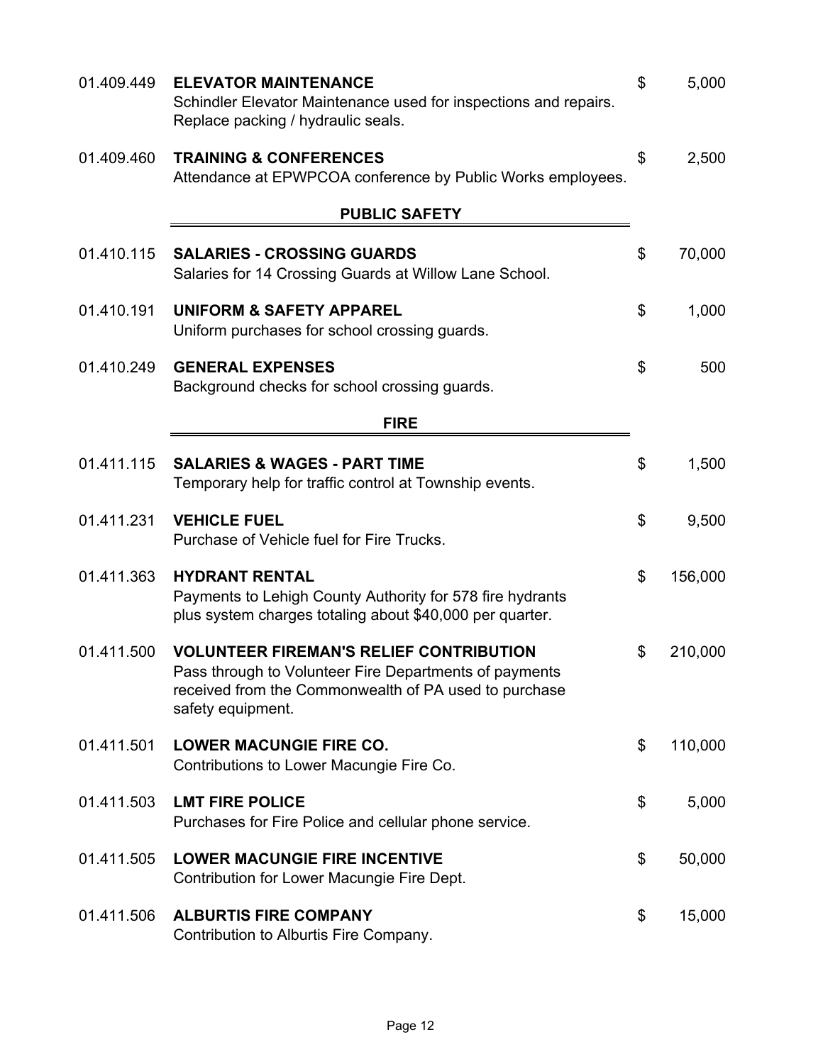| Account | Description | Amount |
|---|---|---|
| 01.409.449 | **ELEVATOR MAINTENANCE**<br>Schindler Elevator Maintenance used for inspections and repairs. Replace packing / hydraulic seals. | $ 5,000 |
| 01.409.460 | **TRAINING & CONFERENCES**<br>Attendance at EPWPCOA conference by Public Works employees. | $ 2,500 |

## PUBLIC SAFETY

| Account | Description | Amount |
|---|---|---|
| 01.410.115 | **SALARIES - CROSSING GUARDS**<br>Salaries for 14 Crossing Guards at Willow Lane School. | $ 70,000 |
| 01.410.191 | **UNIFORM & SAFETY APPAREL**<br>Uniform purchases for school crossing guards. | $ 1,000 |
| 01.410.249 | **GENERAL EXPENSES**<br>Background checks for school crossing guards. | $ 500 |

## FIRE

| Account | Description | Amount |
|---|---|---|
| 01.411.115 | **SALARIES & WAGES - PART TIME**<br>Temporary help for traffic control at Township events. | $ 1,500 |
| 01.411.231 | **VEHICLE FUEL**<br>Purchase of Vehicle fuel for Fire Trucks. | $ 9,500 |
| 01.411.363 | **HYDRANT RENTAL**<br>Payments to Lehigh County Authority for 578 fire hydrants plus system charges totaling about $40,000 per quarter. | $ 156,000 |
| 01.411.500 | **VOLUNTEER FIREMAN'S RELIEF CONTRIBUTION**<br>Pass through to Volunteer Fire Departments of payments received from the Commonwealth of PA used to purchase safety equipment. | $ 210,000 |
| 01.411.501 | **LOWER MACUNGIE FIRE CO.**<br>Contributions to Lower Macungie Fire Co. | $ 110,000 |
| 01.411.503 | **LMT FIRE POLICE**<br>Purchases for Fire Police and cellular phone service. | $ 5,000 |
| 01.411.505 | **LOWER MACUNGIE FIRE INCENTIVE**<br>Contribution for Lower Macungie Fire Dept. | $ 50,000 |
| 01.411.506 | **ALBURTIS FIRE COMPANY**<br>Contribution to Alburtis Fire Company. | $ 15,000 |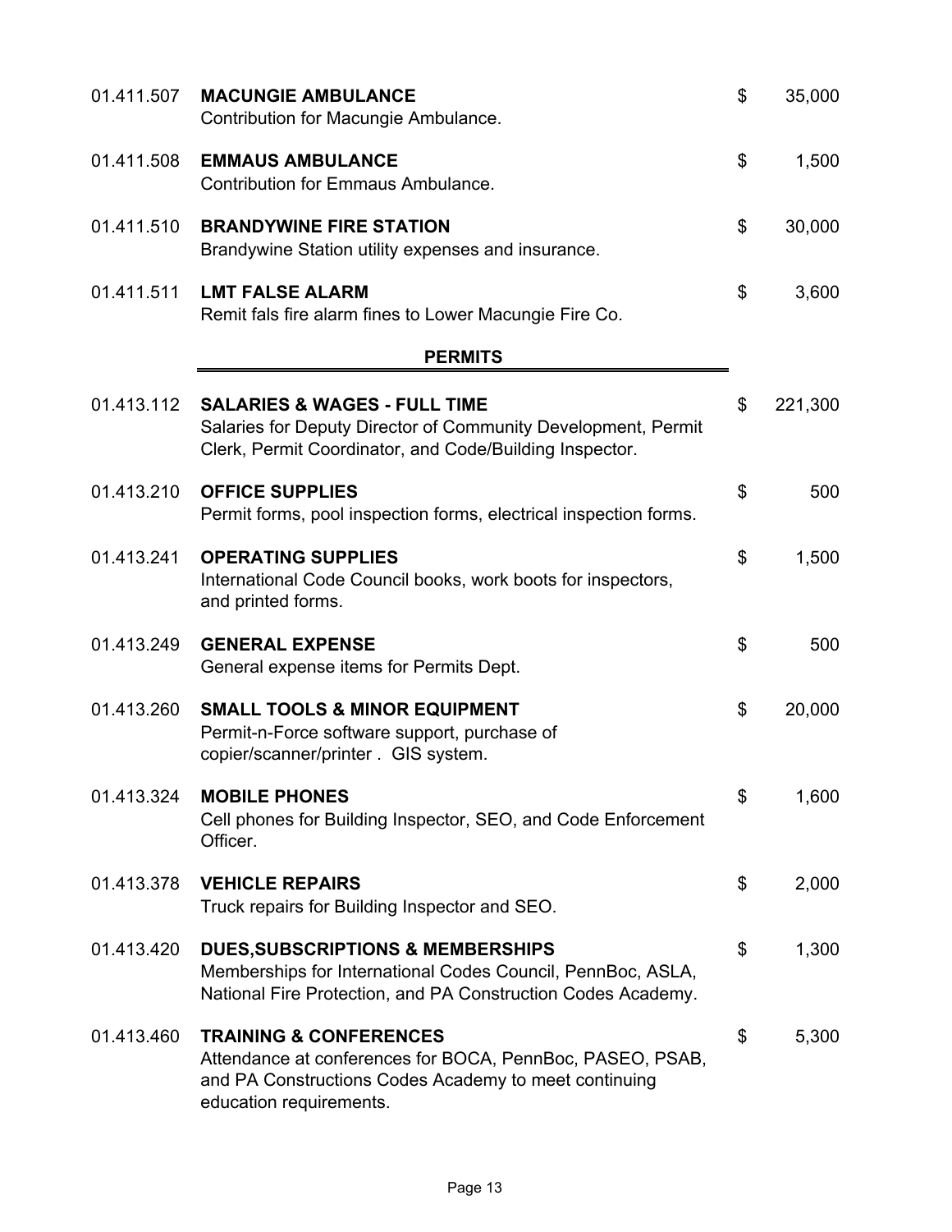| Account | Description | Amount |
|---|---|---|
| 01.411.507 | **MACUNGIE AMBULANCE**<br>Contribution for Macungie Ambulance. | $ 35,000 |
| 01.411.508 | **EMMAUS AMBULANCE**<br>Contribution for Emmaus Ambulance. | $ 1,500 |
| 01.411.510 | **BRANDYWINE FIRE STATION**<br>Brandywine Station utility expenses and insurance. | $ 30,000 |
| 01.411.511 | **LMT FALSE ALARM**<br>Remit fals fire alarm fines to Lower Macungie Fire Co. | $ 3,600 |

## PERMITS

| Account | Description | Amount |
|---|---|---|
| 01.413.112 | **SALARIES & WAGES - FULL TIME**<br>Salaries for Deputy Director of Community Development, Permit Clerk, Permit Coordinator, and Code/Building Inspector. | $ 221,300 |
| 01.413.210 | **OFFICE SUPPLIES**<br>Permit forms, pool inspection forms, electrical inspection forms. | $ 500 |
| 01.413.241 | **OPERATING SUPPLIES**<br>International Code Council books, work boots for inspectors, and printed forms. | $ 1,500 |
| 01.413.249 | **GENERAL EXPENSE**<br>General expense items for Permits Dept. | $ 500 |
| 01.413.260 | **SMALL TOOLS & MINOR EQUIPMENT**<br>Permit-n-Force software support, purchase of copier/scanner/printer . GIS system. | $ 20,000 |
| 01.413.324 | **MOBILE PHONES**<br>Cell phones for Building Inspector, SEO, and Code Enforcement Officer. | $ 1,600 |
| 01.413.378 | **VEHICLE REPAIRS**<br>Truck repairs for Building Inspector and SEO. | $ 2,000 |
| 01.413.420 | **DUES,SUBSCRIPTIONS & MEMBERSHIPS**<br>Memberships for International Codes Council, PennBoc, ASLA, National Fire Protection, and PA Construction Codes Academy. | $ 1,300 |
| 01.413.460 | **TRAINING & CONFERENCES**<br>Attendance at conferences for BOCA, PennBoc, PASEO, PSAB, and PA Constructions Codes Academy to meet continuing education requirements. | $ 5,300 |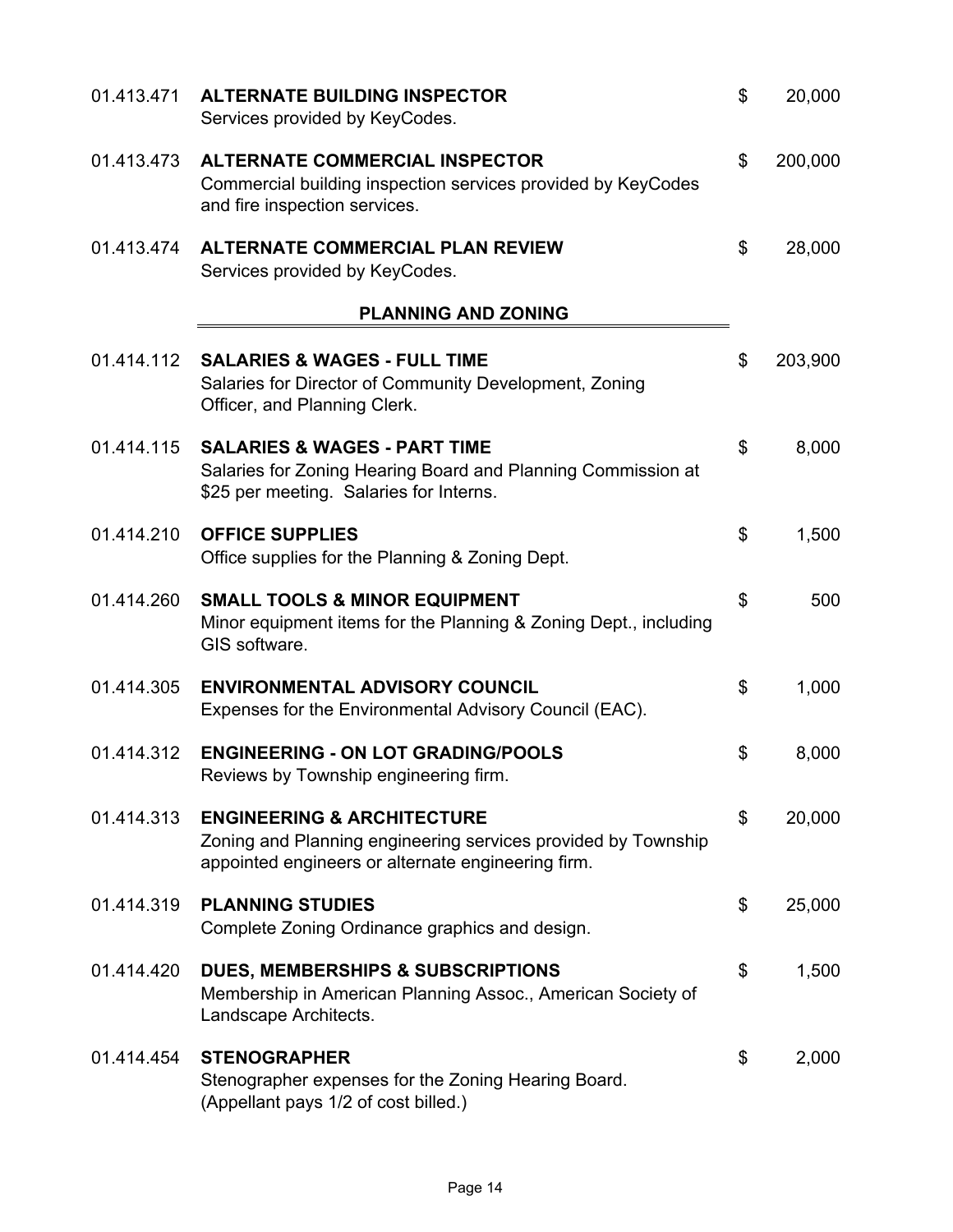01.413.471 **ALTERNATE BUILDING INSPECTOR** $ 20,000
Services provided by KeyCodes.

01.413.473 **ALTERNATE COMMERCIAL INSPECTOR** $ 200,000
Commercial building inspection services provided by KeyCodes and fire inspection services.

01.413.474 **ALTERNATE COMMERCIAL PLAN REVIEW** $ 28,000
Services provided by KeyCodes.

## PLANNING AND ZONING

01.414.112 **SALARIES & WAGES - FULL TIME** $ 203,900
Salaries for Director of Community Development, Zoning Officer, and Planning Clerk.

01.414.115 **SALARIES & WAGES - PART TIME** $ 8,000
Salaries for Zoning Hearing Board and Planning Commission at $25 per meeting. Salaries for Interns.

01.414.210 **OFFICE SUPPLIES** $ 1,500
Office supplies for the Planning & Zoning Dept.

01.414.260 **SMALL TOOLS & MINOR EQUIPMENT** $ 500
Minor equipment items for the Planning & Zoning Dept., including GIS software.

01.414.305 **ENVIRONMENTAL ADVISORY COUNCIL** $ 1,000
Expenses for the Environmental Advisory Council (EAC).

01.414.312 **ENGINEERING - ON LOT GRADING/POOLS** $ 8,000
Reviews by Township engineering firm.

01.414.313 **ENGINEERING & ARCHITECTURE** $ 20,000
Zoning and Planning engineering services provided by Township appointed engineers or alternate engineering firm.

01.414.319 **PLANNING STUDIES** $ 25,000
Complete Zoning Ordinance graphics and design.

01.414.420 **DUES, MEMBERSHIPS & SUBSCRIPTIONS** $ 1,500
Membership in American Planning Assoc., American Society of Landscape Architects.

01.414.454 **STENOGRAPHER** $ 2,000
Stenographer expenses for the Zoning Hearing Board. (Appellant pays 1/2 of cost billed.)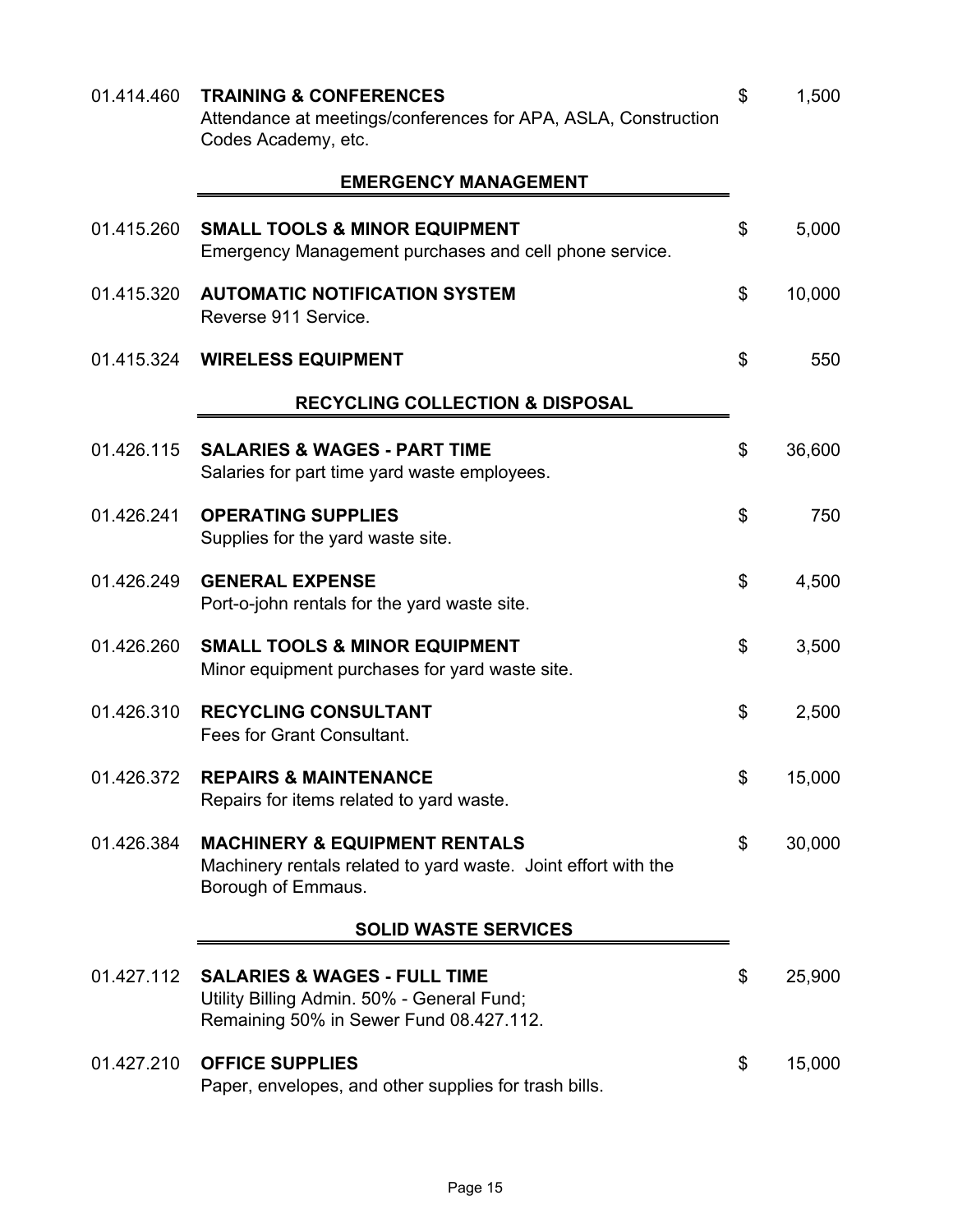01.414.460 **TRAINING & CONFERENCES** $ 1,500
Attendance at meetings/conferences for APA, ASLA, Construction Codes Academy, etc.

## EMERGENCY MANAGEMENT

01.415.260 **SMALL TOOLS & MINOR EQUIPMENT** $ 5,000
Emergency Management purchases and cell phone service.

01.415.320 **AUTOMATIC NOTIFICATION SYSTEM** $ 10,000
Reverse 911 Service.

01.415.324 **WIRELESS EQUIPMENT** $ 550

## RECYCLING COLLECTION & DISPOSAL

01.426.115 **SALARIES & WAGES - PART TIME** $ 36,600
Salaries for part time yard waste employees.

01.426.241 **OPERATING SUPPLIES** $ 750
Supplies for the yard waste site.

01.426.249 **GENERAL EXPENSE** $ 4,500
Port-o-john rentals for the yard waste site.

01.426.260 **SMALL TOOLS & MINOR EQUIPMENT** $ 3,500
Minor equipment purchases for yard waste site.

01.426.310 **RECYCLING CONSULTANT** $ 2,500
Fees for Grant Consultant.

01.426.372 **REPAIRS & MAINTENANCE** $ 15,000
Repairs for items related to yard waste.

01.426.384 **MACHINERY & EQUIPMENT RENTALS** $ 30,000
Machinery rentals related to yard waste. Joint effort with the Borough of Emmaus.

## SOLID WASTE SERVICES

01.427.112 **SALARIES & WAGES - FULL TIME** $ 25,900
Utility Billing Admin. 50% - General Fund;
Remaining 50% in Sewer Fund 08.427.112.

01.427.210 **OFFICE SUPPLIES** $ 15,000
Paper, envelopes, and other supplies for trash bills.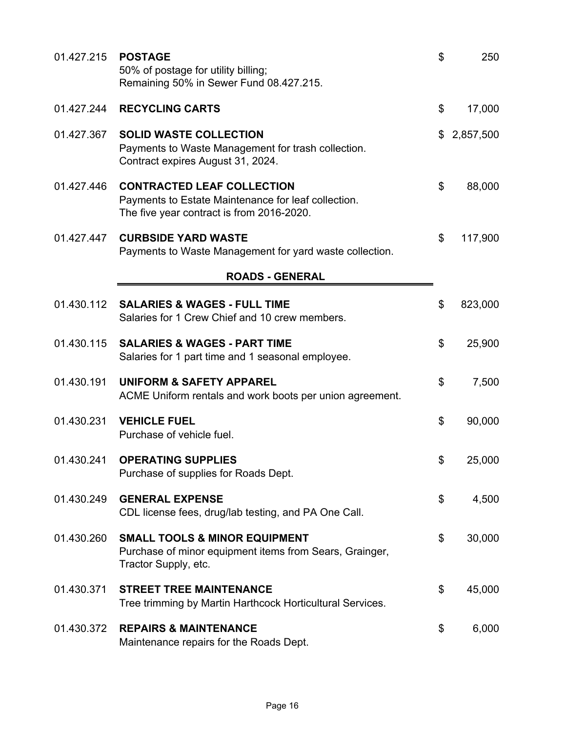| Account | Description | Amount |
|---|---|---|
| 01.427.215 | **POSTAGE**<br>50% of postage for utility billing;<br>Remaining 50% in Sewer Fund 08.427.215. | $ 250 |
| 01.427.244 | **RECYCLING CARTS** | $ 17,000 |
| 01.427.367 | **SOLID WASTE COLLECTION**<br>Payments to Waste Management for trash collection.<br>Contract expires August 31, 2024. | $ 2,857,500 |
| 01.427.446 | **CONTRACTED LEAF COLLECTION**<br>Payments to Estate Maintenance for leaf collection.<br>The five year contract is from 2016-2020. | $ 88,000 |
| 01.427.447 | **CURBSIDE YARD WASTE**<br>Payments to Waste Management for yard waste collection. | $ 117,900 |

## ROADS - GENERAL

| Account | Description | Amount |
|---|---|---|
| 01.430.112 | **SALARIES & WAGES - FULL TIME**<br>Salaries for 1 Crew Chief and 10 crew members. | $ 823,000 |
| 01.430.115 | **SALARIES & WAGES - PART TIME**<br>Salaries for 1 part time and 1 seasonal employee. | $ 25,900 |
| 01.430.191 | **UNIFORM & SAFETY APPAREL**<br>ACME Uniform rentals and work boots per union agreement. | $ 7,500 |
| 01.430.231 | **VEHICLE FUEL**<br>Purchase of vehicle fuel. | $ 90,000 |
| 01.430.241 | **OPERATING SUPPLIES**<br>Purchase of supplies for Roads Dept. | $ 25,000 |
| 01.430.249 | **GENERAL EXPENSE**<br>CDL license fees, drug/lab testing, and PA One Call. | $ 4,500 |
| 01.430.260 | **SMALL TOOLS & MINOR EQUIPMENT**<br>Purchase of minor equipment items from Sears, Grainger, Tractor Supply, etc. | $ 30,000 |
| 01.430.371 | **STREET TREE MAINTENANCE**<br>Tree trimming by Martin Harthcock Horticultural Services. | $ 45,000 |
| 01.430.372 | **REPAIRS & MAINTENANCE**<br>Maintenance repairs for the Roads Dept. | $ 6,000 |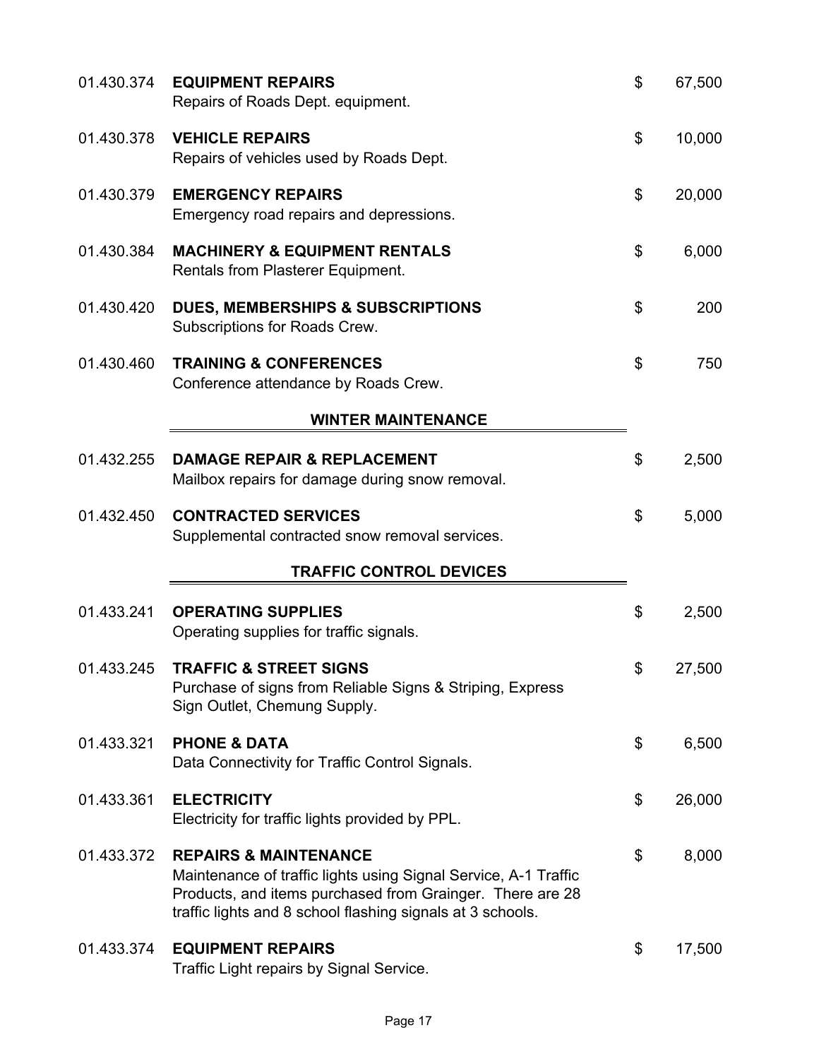| Account | Description | | Amount |
|---|---|---|---|
| 01.430.374 | **EQUIPMENT REPAIRS**<br>Repairs of Roads Dept. equipment. | $ | 67,500 |
| 01.430.378 | **VEHICLE REPAIRS**<br>Repairs of vehicles used by Roads Dept. | $ | 10,000 |
| 01.430.379 | **EMERGENCY REPAIRS**<br>Emergency road repairs and depressions. | $ | 20,000 |
| 01.430.384 | **MACHINERY & EQUIPMENT RENTALS**<br>Rentals from Plasterer Equipment. | $ | 6,000 |
| 01.430.420 | **DUES, MEMBERSHIPS & SUBSCRIPTIONS**<br>Subscriptions for Roads Crew. | $ | 200 |
| 01.430.460 | **TRAINING & CONFERENCES**<br>Conference attendance by Roads Crew. | $ | 750 |

## WINTER MAINTENANCE

| Account | Description | | Amount |
|---|---|---|---|
| 01.432.255 | **DAMAGE REPAIR & REPLACEMENT**<br>Mailbox repairs for damage during snow removal. | $ | 2,500 |
| 01.432.450 | **CONTRACTED SERVICES**<br>Supplemental contracted snow removal services. | $ | 5,000 |

## TRAFFIC CONTROL DEVICES

| Account | Description | | Amount |
|---|---|---|---|
| 01.433.241 | **OPERATING SUPPLIES**<br>Operating supplies for traffic signals. | $ | 2,500 |
| 01.433.245 | **TRAFFIC & STREET SIGNS**<br>Purchase of signs from Reliable Signs & Striping, Express Sign Outlet, Chemung Supply. | $ | 27,500 |
| 01.433.321 | **PHONE & DATA**<br>Data Connectivity for Traffic Control Signals. | $ | 6,500 |
| 01.433.361 | **ELECTRICITY**<br>Electricity for traffic lights provided by PPL. | $ | 26,000 |
| 01.433.372 | **REPAIRS & MAINTENANCE**<br>Maintenance of traffic lights using Signal Service, A-1 Traffic Products, and items purchased from Grainger. There are 28 traffic lights and 8 school flashing signals at 3 schools. | $ | 8,000 |
| 01.433.374 | **EQUIPMENT REPAIRS**<br>Traffic Light repairs by Signal Service. | $ | 17,500 |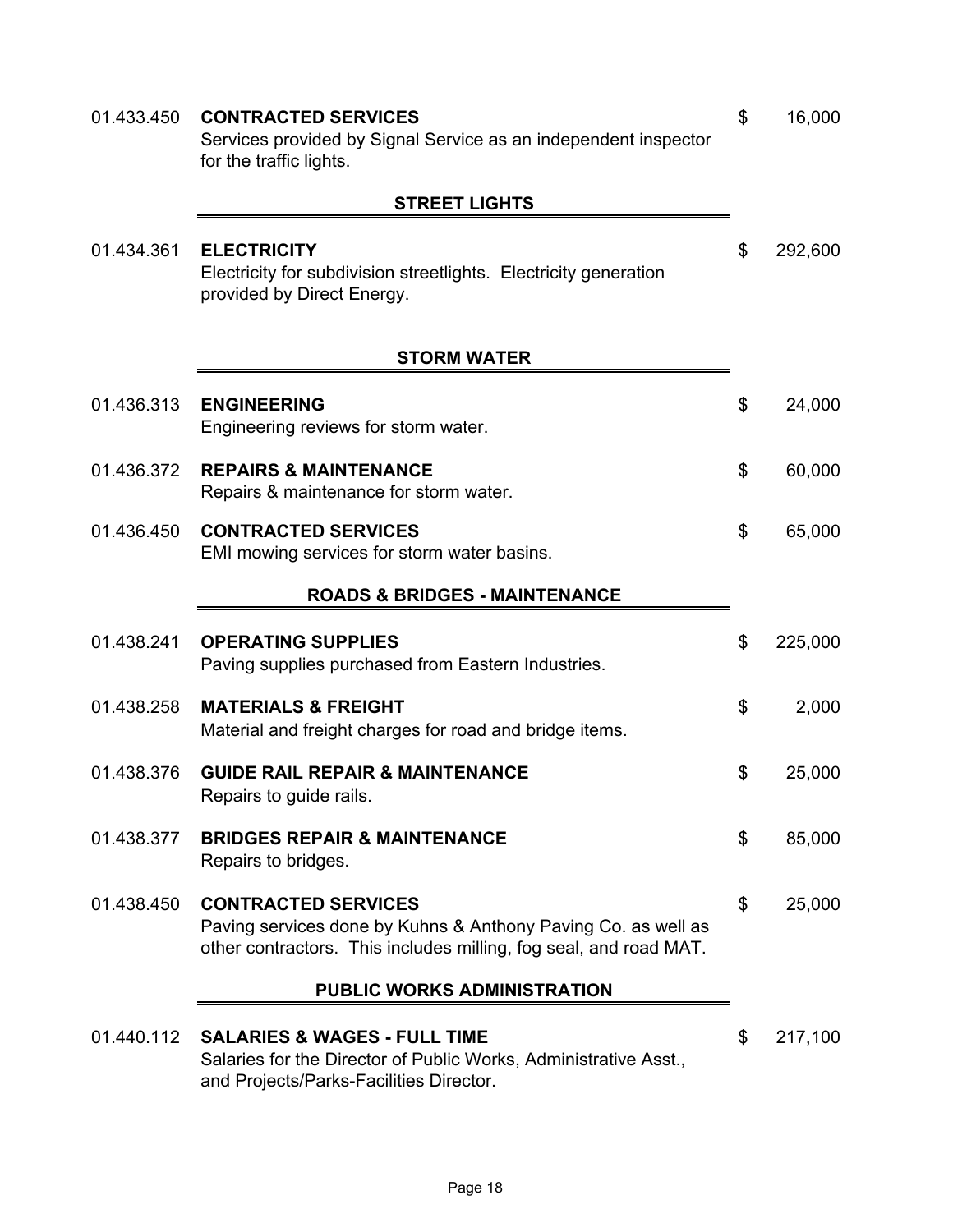**01.433.450 CONTRACTED SERVICES** $ 16,000

Services provided by Signal Service as an independent inspector for the traffic lights.

## STREET LIGHTS

**01.434.361 ELECTRICITY** $ 292,600

Electricity for subdivision streetlights. Electricity generation provided by Direct Energy.

## STORM WATER

**01.436.313 ENGINEERING** $ 24,000

Engineering reviews for storm water.

**01.436.372 REPAIRS & MAINTENANCE** $ 60,000

Repairs & maintenance for storm water.

**01.436.450 CONTRACTED SERVICES** $ 65,000

EMI mowing services for storm water basins.

## ROADS & BRIDGES - MAINTENANCE

**01.438.241 OPERATING SUPPLIES** $ 225,000

Paving supplies purchased from Eastern Industries.

**01.438.258 MATERIALS & FREIGHT** $ 2,000

Material and freight charges for road and bridge items.

**01.438.376 GUIDE RAIL REPAIR & MAINTENANCE** $ 25,000

Repairs to guide rails.

**01.438.377 BRIDGES REPAIR & MAINTENANCE** $ 85,000

Repairs to bridges.

**01.438.450 CONTRACTED SERVICES** $ 25,000

Paving services done by Kuhns & Anthony Paving Co. as well as other contractors. This includes milling, fog seal, and road MAT.

## PUBLIC WORKS ADMINISTRATION

**01.440.112 SALARIES & WAGES - FULL TIME** $ 217,100

Salaries for the Director of Public Works, Administrative Asst., and Projects/Parks-Facilities Director.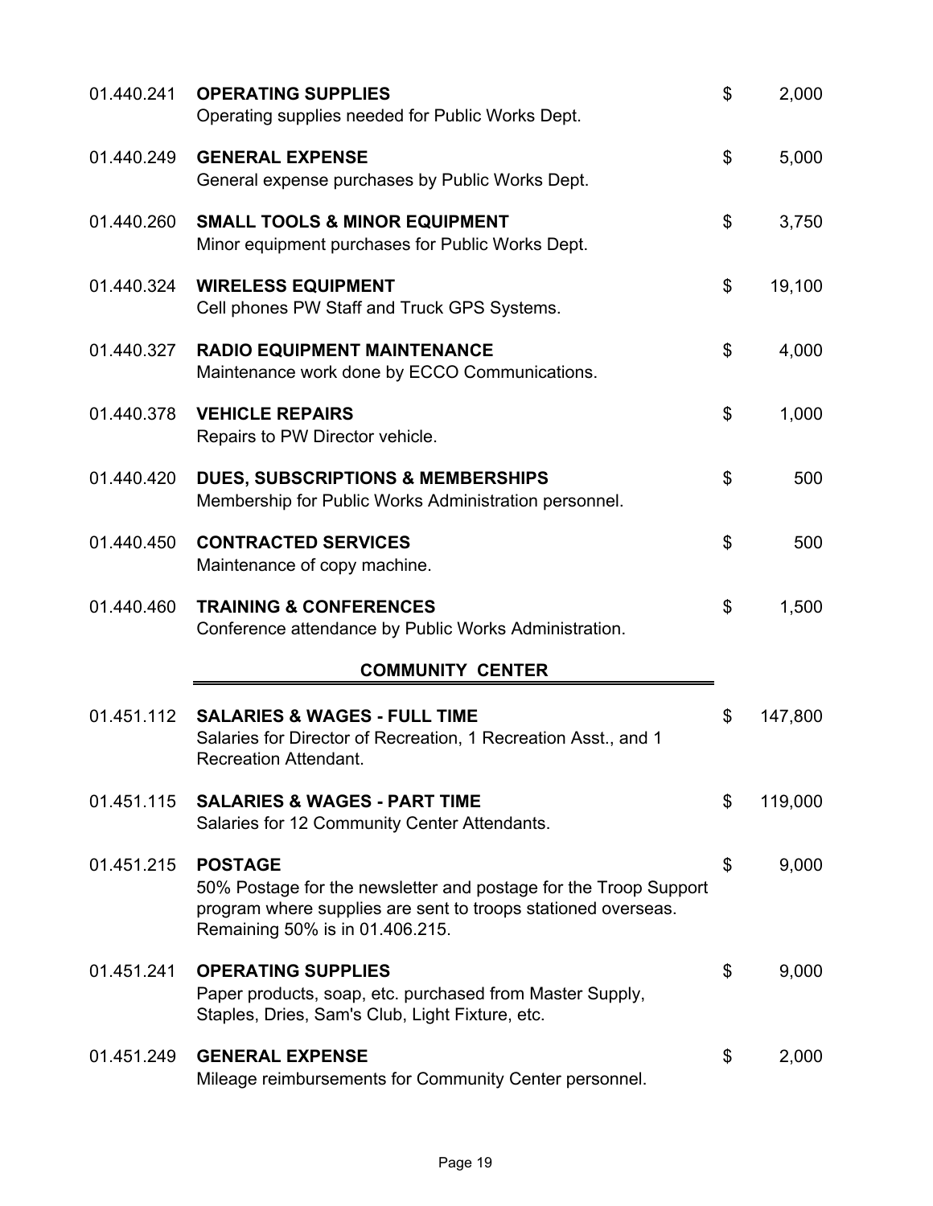| Account | Description | Amount |
|---|---|---|
| 01.440.241 | **OPERATING SUPPLIES**<br>Operating supplies needed for Public Works Dept. | $ 2,000 |
| 01.440.249 | **GENERAL EXPENSE**<br>General expense purchases by Public Works Dept. | $ 5,000 |
| 01.440.260 | **SMALL TOOLS & MINOR EQUIPMENT**<br>Minor equipment purchases for Public Works Dept. | $ 3,750 |
| 01.440.324 | **WIRELESS EQUIPMENT**<br>Cell phones PW Staff and Truck GPS Systems. | $ 19,100 |
| 01.440.327 | **RADIO EQUIPMENT MAINTENANCE**<br>Maintenance work done by ECCO Communications. | $ 4,000 |
| 01.440.378 | **VEHICLE REPAIRS**<br>Repairs to PW Director vehicle. | $ 1,000 |
| 01.440.420 | **DUES, SUBSCRIPTIONS & MEMBERSHIPS**<br>Membership for Public Works Administration personnel. | $ 500 |
| 01.440.450 | **CONTRACTED SERVICES**<br>Maintenance of copy machine. | $ 500 |
| 01.440.460 | **TRAINING & CONFERENCES**<br>Conference attendance by Public Works Administration. | $ 1,500 |

## COMMUNITY CENTER

| Account | Description | Amount |
|---|---|---|
| 01.451.112 | **SALARIES & WAGES - FULL TIME**<br>Salaries for Director of Recreation, 1 Recreation Asst., and 1 Recreation Attendant. | $ 147,800 |
| 01.451.115 | **SALARIES & WAGES - PART TIME**<br>Salaries for 12 Community Center Attendants. | $ 119,000 |
| 01.451.215 | **POSTAGE**<br>50% Postage for the newsletter and postage for the Troop Support program where supplies are sent to troops stationed overseas. Remaining 50% is in 01.406.215. | $ 9,000 |
| 01.451.241 | **OPERATING SUPPLIES**<br>Paper products, soap, etc. purchased from Master Supply, Staples, Dries, Sam's Club, Light Fixture, etc. | $ 9,000 |
| 01.451.249 | **GENERAL EXPENSE**<br>Mileage reimbursements for Community Center personnel. | $ 2,000 |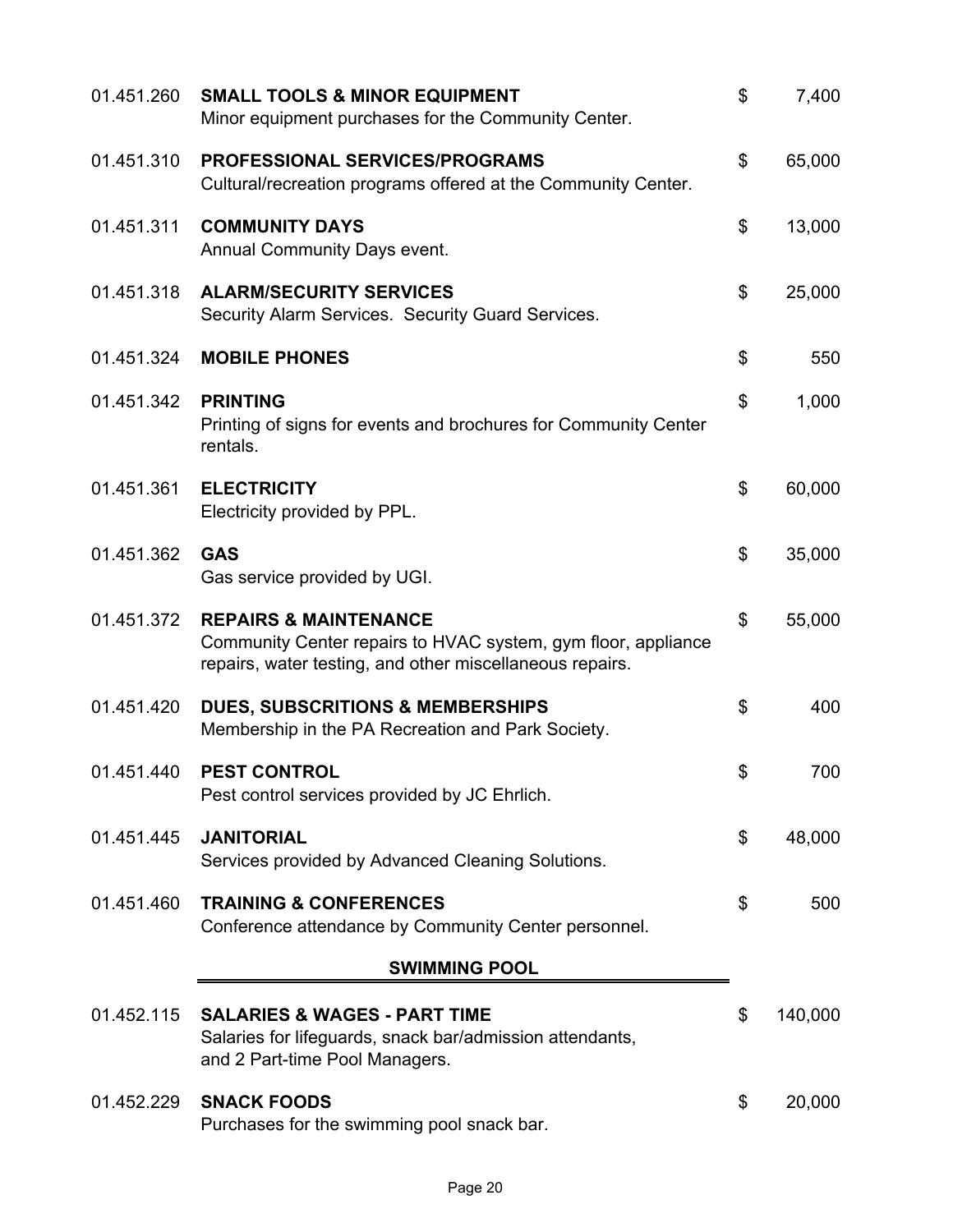| | | | |
|---|---|---|---|
| 01.451.260 | **SMALL TOOLS & MINOR EQUIPMENT**<br>Minor equipment purchases for the Community Center. | $ | 7,400 |
| 01.451.310 | **PROFESSIONAL SERVICES/PROGRAMS**<br>Cultural/recreation programs offered at the Community Center. | $ | 65,000 |
| 01.451.311 | **COMMUNITY DAYS**<br>Annual Community Days event. | $ | 13,000 |
| 01.451.318 | **ALARM/SECURITY SERVICES**<br>Security Alarm Services. Security Guard Services. | $ | 25,000 |
| 01.451.324 | **MOBILE PHONES** | $ | 550 |
| 01.451.342 | **PRINTING**<br>Printing of signs for events and brochures for Community Center rentals. | $ | 1,000 |
| 01.451.361 | **ELECTRICITY**<br>Electricity provided by PPL. | $ | 60,000 |
| 01.451.362 | **GAS**<br>Gas service provided by UGI. | $ | 35,000 |
| 01.451.372 | **REPAIRS & MAINTENANCE**<br>Community Center repairs to HVAC system, gym floor, appliance repairs, water testing, and other miscellaneous repairs. | $ | 55,000 |
| 01.451.420 | **DUES, SUBSCRITIONS & MEMBERSHIPS**<br>Membership in the PA Recreation and Park Society. | $ | 400 |
| 01.451.440 | **PEST CONTROL**<br>Pest control services provided by JC Ehrlich. | $ | 700 |
| 01.451.445 | **JANITORIAL**<br>Services provided by Advanced Cleaning Solutions. | $ | 48,000 |
| 01.451.460 | **TRAINING & CONFERENCES**<br>Conference attendance by Community Center personnel. | $ | 500 |

## SWIMMING POOL

| | | | |
|---|---|---|---|
| 01.452.115 | **SALARIES & WAGES - PART TIME**<br>Salaries for lifeguards, snack bar/admission attendants, and 2 Part-time Pool Managers. | $ | 140,000 |
| 01.452.229 | **SNACK FOODS**<br>Purchases for the swimming pool snack bar. | $ | 20,000 |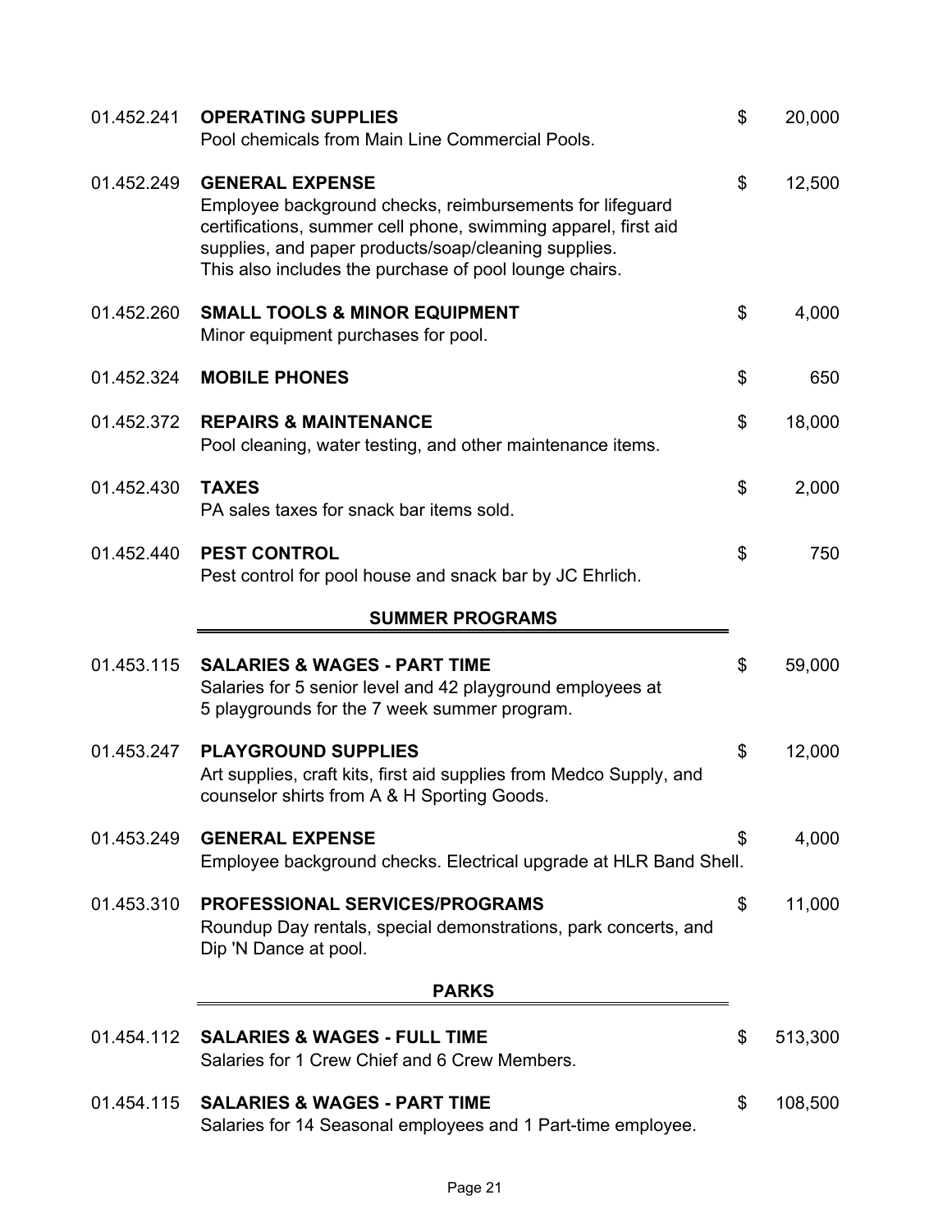| Account | Description | | Amount |
|---|---|---|---|
| 01.452.241 | **OPERATING SUPPLIES**<br>Pool chemicals from Main Line Commercial Pools. | $ | 20,000 |
| 01.452.249 | **GENERAL EXPENSE**<br>Employee background checks, reimbursements for lifeguard certifications, summer cell phone, swimming apparel, first aid supplies, and paper products/soap/cleaning supplies.<br>This also includes the purchase of pool lounge chairs. | $ | 12,500 |
| 01.452.260 | **SMALL TOOLS & MINOR EQUIPMENT**<br>Minor equipment purchases for pool. | $ | 4,000 |
| 01.452.324 | **MOBILE PHONES** | $ | 650 |
| 01.452.372 | **REPAIRS & MAINTENANCE**<br>Pool cleaning, water testing, and other maintenance items. | $ | 18,000 |
| 01.452.430 | **TAXES**<br>PA sales taxes for snack bar items sold. | $ | 2,000 |
| 01.452.440 | **PEST CONTROL**<br>Pest control for pool house and snack bar by JC Ehrlich. | $ | 750 |

## SUMMER PROGRAMS

| Account | Description | | Amount |
|---|---|---|---|
| 01.453.115 | **SALARIES & WAGES - PART TIME**<br>Salaries for 5 senior level and 42 playground employees at 5 playgrounds for the 7 week summer program. | $ | 59,000 |
| 01.453.247 | **PLAYGROUND SUPPLIES**<br>Art supplies, craft kits, first aid supplies from Medco Supply, and counselor shirts from A & H Sporting Goods. | $ | 12,000 |
| 01.453.249 | **GENERAL EXPENSE**<br>Employee background checks. Electrical upgrade at HLR Band Shell. | $ | 4,000 |
| 01.453.310 | **PROFESSIONAL SERVICES/PROGRAMS**<br>Roundup Day rentals, special demonstrations, park concerts, and Dip 'N Dance at pool. | $ | 11,000 |

## PARKS

| Account | Description | | Amount |
|---|---|---|---|
| 01.454.112 | **SALARIES & WAGES - FULL TIME**<br>Salaries for 1 Crew Chief and 6 Crew Members. | $ | 513,300 |
| 01.454.115 | **SALARIES & WAGES - PART TIME**<br>Salaries for 14 Seasonal employees and 1 Part-time employee. | $ | 108,500 |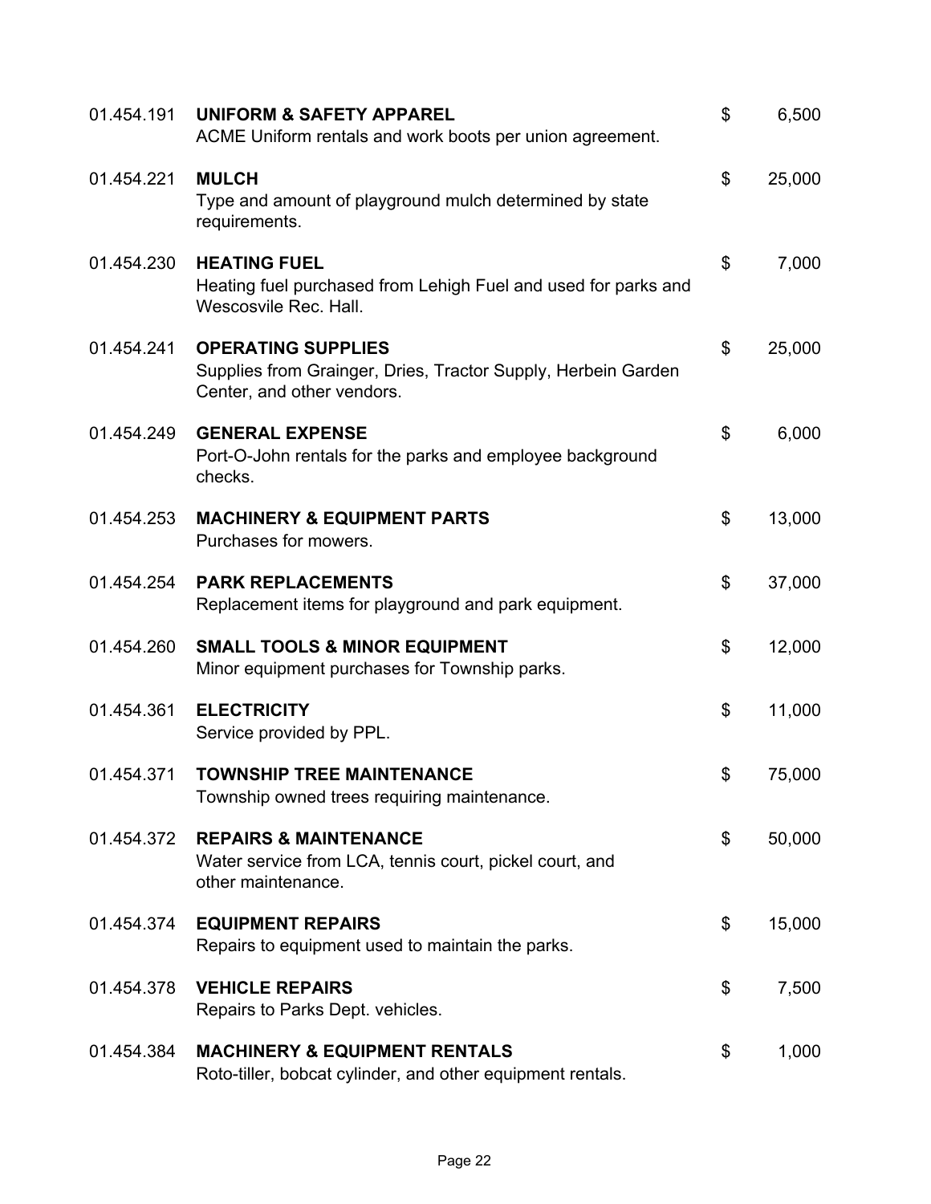| Account | Description | Amount |
|---|---|---|
| 01.454.191 | **UNIFORM & SAFETY APPAREL**<br>ACME Uniform rentals and work boots per union agreement. | $ 6,500 |
| 01.454.221 | **MULCH**<br>Type and amount of playground mulch determined by state requirements. | $ 25,000 |
| 01.454.230 | **HEATING FUEL**<br>Heating fuel purchased from Lehigh Fuel and used for parks and Wescosvile Rec. Hall. | $ 7,000 |
| 01.454.241 | **OPERATING SUPPLIES**<br>Supplies from Grainger, Dries, Tractor Supply, Herbein Garden Center, and other vendors. | $ 25,000 |
| 01.454.249 | **GENERAL EXPENSE**<br>Port-O-John rentals for the parks and employee background checks. | $ 6,000 |
| 01.454.253 | **MACHINERY & EQUIPMENT PARTS**<br>Purchases for mowers. | $ 13,000 |
| 01.454.254 | **PARK REPLACEMENTS**<br>Replacement items for playground and park equipment. | $ 37,000 |
| 01.454.260 | **SMALL TOOLS & MINOR EQUIPMENT**<br>Minor equipment purchases for Township parks. | $ 12,000 |
| 01.454.361 | **ELECTRICITY**<br>Service provided by PPL. | $ 11,000 |
| 01.454.371 | **TOWNSHIP TREE MAINTENANCE**<br>Township owned trees requiring maintenance. | $ 75,000 |
| 01.454.372 | **REPAIRS & MAINTENANCE**<br>Water service from LCA, tennis court, pickel court, and other maintenance. | $ 50,000 |
| 01.454.374 | **EQUIPMENT REPAIRS**<br>Repairs to equipment used to maintain the parks. | $ 15,000 |
| 01.454.378 | **VEHICLE REPAIRS**<br>Repairs to Parks Dept. vehicles. | $ 7,500 |
| 01.454.384 | **MACHINERY & EQUIPMENT RENTALS**<br>Roto-tiller, bobcat cylinder, and other equipment rentals. | $ 1,000 |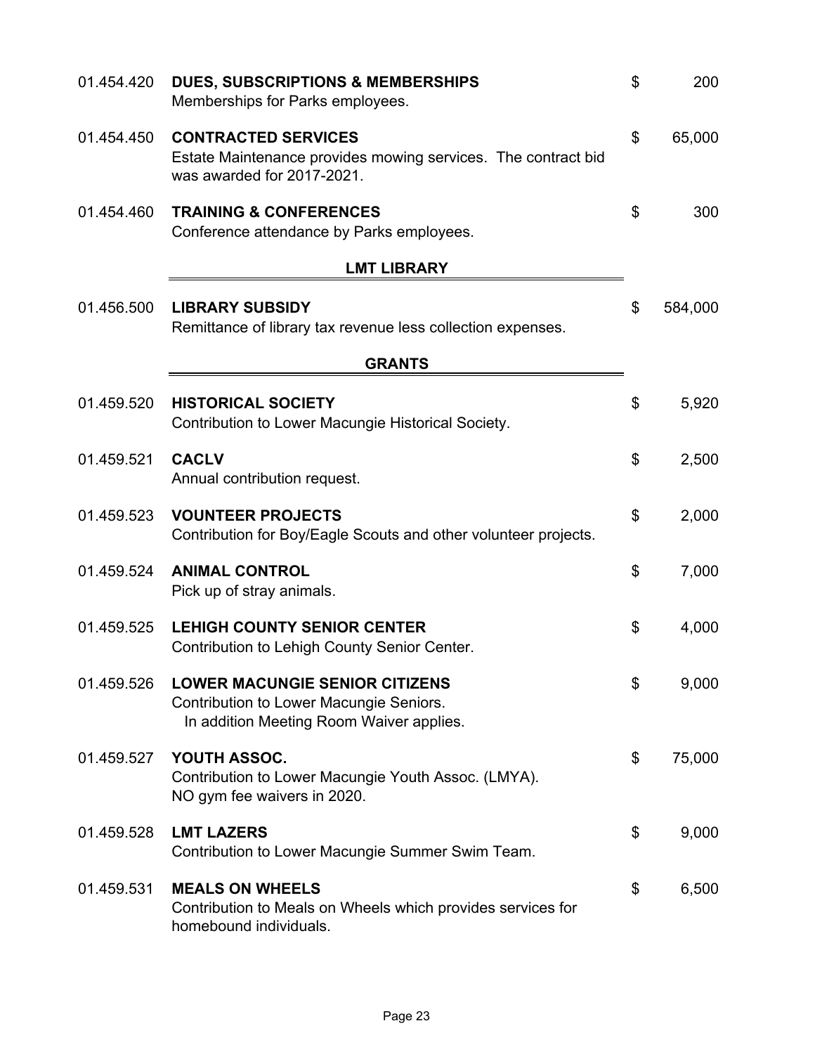| | | | |
|---|---|---|---|
| 01.454.420 | **DUES, SUBSCRIPTIONS & MEMBERSHIPS**<br>Memberships for Parks employees. | $ | 200 |
| 01.454.450 | **CONTRACTED SERVICES**<br>Estate Maintenance provides mowing services. The contract bid was awarded for 2017-2021. | $ | 65,000 |
| 01.454.460 | **TRAINING & CONFERENCES**<br>Conference attendance by Parks employees. | $ | 300 |

## LMT LIBRARY

| | | | |
|---|---|---|---|
| 01.456.500 | **LIBRARY SUBSIDY**<br>Remittance of library tax revenue less collection expenses. | $ | 584,000 |

## GRANTS

| | | | |
|---|---|---|---|
| 01.459.520 | **HISTORICAL SOCIETY**<br>Contribution to Lower Macungie Historical Society. | $ | 5,920 |
| 01.459.521 | **CACLV**<br>Annual contribution request. | $ | 2,500 |
| 01.459.523 | **VOUNTEER PROJECTS**<br>Contribution for Boy/Eagle Scouts and other volunteer projects. | $ | 2,000 |
| 01.459.524 | **ANIMAL CONTROL**<br>Pick up of stray animals. | $ | 7,000 |
| 01.459.525 | **LEHIGH COUNTY SENIOR CENTER**<br>Contribution to Lehigh County Senior Center. | $ | 4,000 |
| 01.459.526 | **LOWER MACUNGIE SENIOR CITIZENS**<br>Contribution to Lower Macungie Seniors.<br>In addition Meeting Room Waiver applies. | $ | 9,000 |
| 01.459.527 | **YOUTH ASSOC.**<br>Contribution to Lower Macungie Youth Assoc. (LMYA).<br>NO gym fee waivers in 2020. | $ | 75,000 |
| 01.459.528 | **LMT LAZERS**<br>Contribution to Lower Macungie Summer Swim Team. | $ | 9,000 |
| 01.459.531 | **MEALS ON WHEELS**<br>Contribution to Meals on Wheels which provides services for homebound individuals. | $ | 6,500 |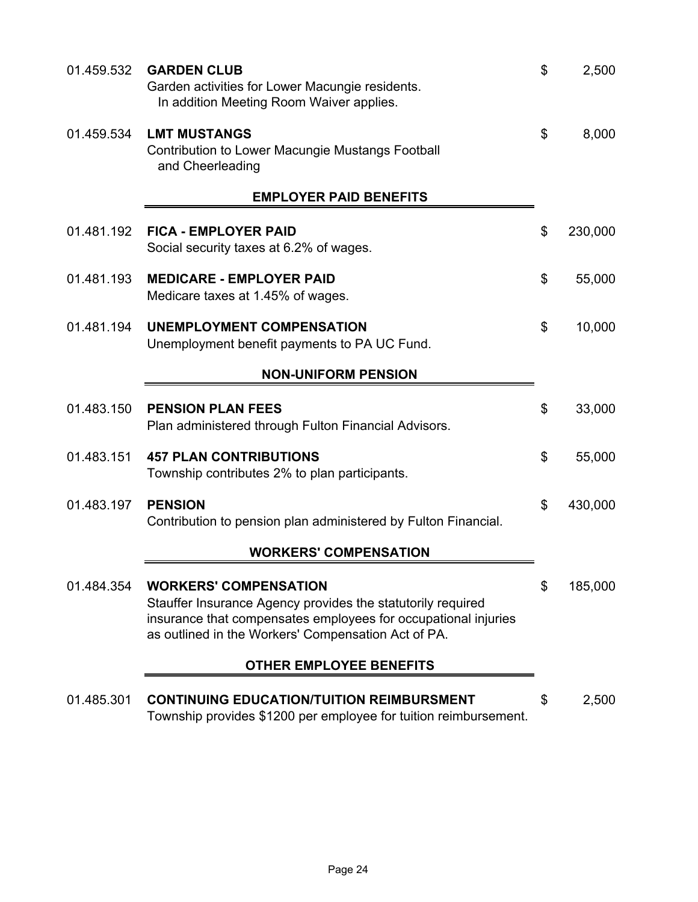01.459.532 **GARDEN CLUB** $ 2,500
Garden activities for Lower Macungie residents.
In addition Meeting Room Waiver applies.

01.459.534 **LMT MUSTANGS** $ 8,000
Contribution to Lower Macungie Mustangs Football
and Cheerleading

## EMPLOYER PAID BENEFITS

01.481.192 **FICA - EMPLOYER PAID** $ 230,000
Social security taxes at 6.2% of wages.

01.481.193 **MEDICARE - EMPLOYER PAID** $ 55,000
Medicare taxes at 1.45% of wages.

01.481.194 **UNEMPLOYMENT COMPENSATION** $ 10,000
Unemployment benefit payments to PA UC Fund.

## NON-UNIFORM PENSION

01.483.150 **PENSION PLAN FEES** $ 33,000
Plan administered through Fulton Financial Advisors.

01.483.151 **457 PLAN CONTRIBUTIONS** $ 55,000
Township contributes 2% to plan participants.

01.483.197 **PENSION** $ 430,000
Contribution to pension plan administered by Fulton Financial.

## WORKERS' COMPENSATION

01.484.354 **WORKERS' COMPENSATION** $ 185,000
Stauffer Insurance Agency provides the statutorily required
insurance that compensates employees for occupational injuries
as outlined in the Workers' Compensation Act of PA.

## OTHER EMPLOYEE BENEFITS

01.485.301 **CONTINUING EDUCATION/TUITION REIMBURSMENT** $ 2,500
Township provides $1200 per employee for tuition reimbursement.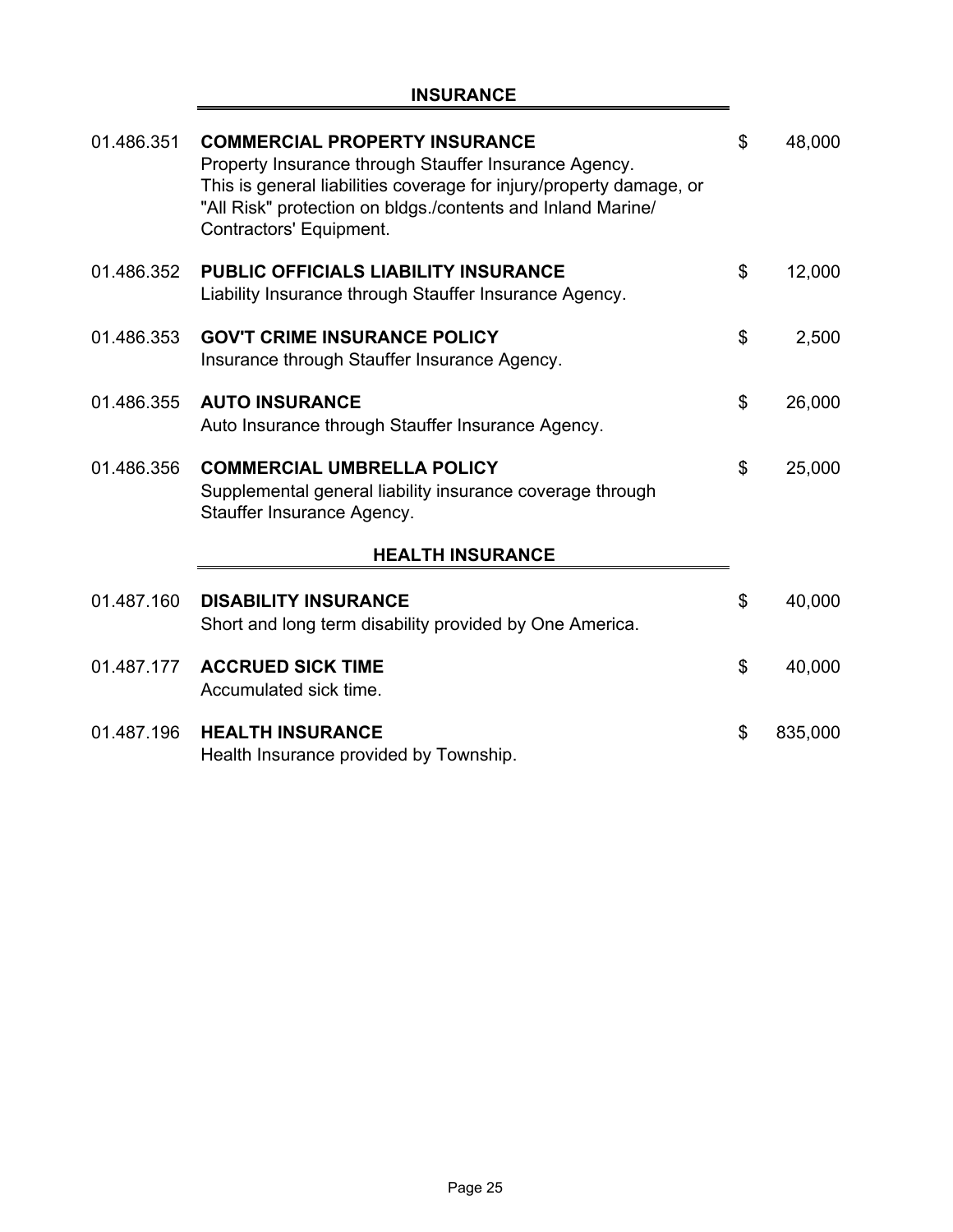## INSURANCE

| | | | |
|---|---|---|---|
| 01.486.351 | **COMMERCIAL PROPERTY INSURANCE**<br>Property Insurance through Stauffer Insurance Agency. This is general liabilities coverage for injury/property damage, or "All Risk" protection on bldgs./contents and Inland Marine/ Contractors' Equipment. | $ | 48,000 |
| 01.486.352 | **PUBLIC OFFICIALS LIABILITY INSURANCE**<br>Liability Insurance through Stauffer Insurance Agency. | $ | 12,000 |
| 01.486.353 | **GOV'T CRIME INSURANCE POLICY**<br>Insurance through Stauffer Insurance Agency. | $ | 2,500 |
| 01.486.355 | **AUTO INSURANCE**<br>Auto Insurance through Stauffer Insurance Agency. | $ | 26,000 |
| 01.486.356 | **COMMERCIAL UMBRELLA POLICY**<br>Supplemental general liability insurance coverage through Stauffer Insurance Agency. | $ | 25,000 |

## HEALTH INSURANCE

| | | | |
|---|---|---|---|
| 01.487.160 | **DISABILITY INSURANCE**<br>Short and long term disability provided by One America. | $ | 40,000 |
| 01.487.177 | **ACCRUED SICK TIME**<br>Accumulated sick time. | $ | 40,000 |
| 01.487.196 | **HEALTH INSURANCE**<br>Health Insurance provided by Township. | $ | 835,000 |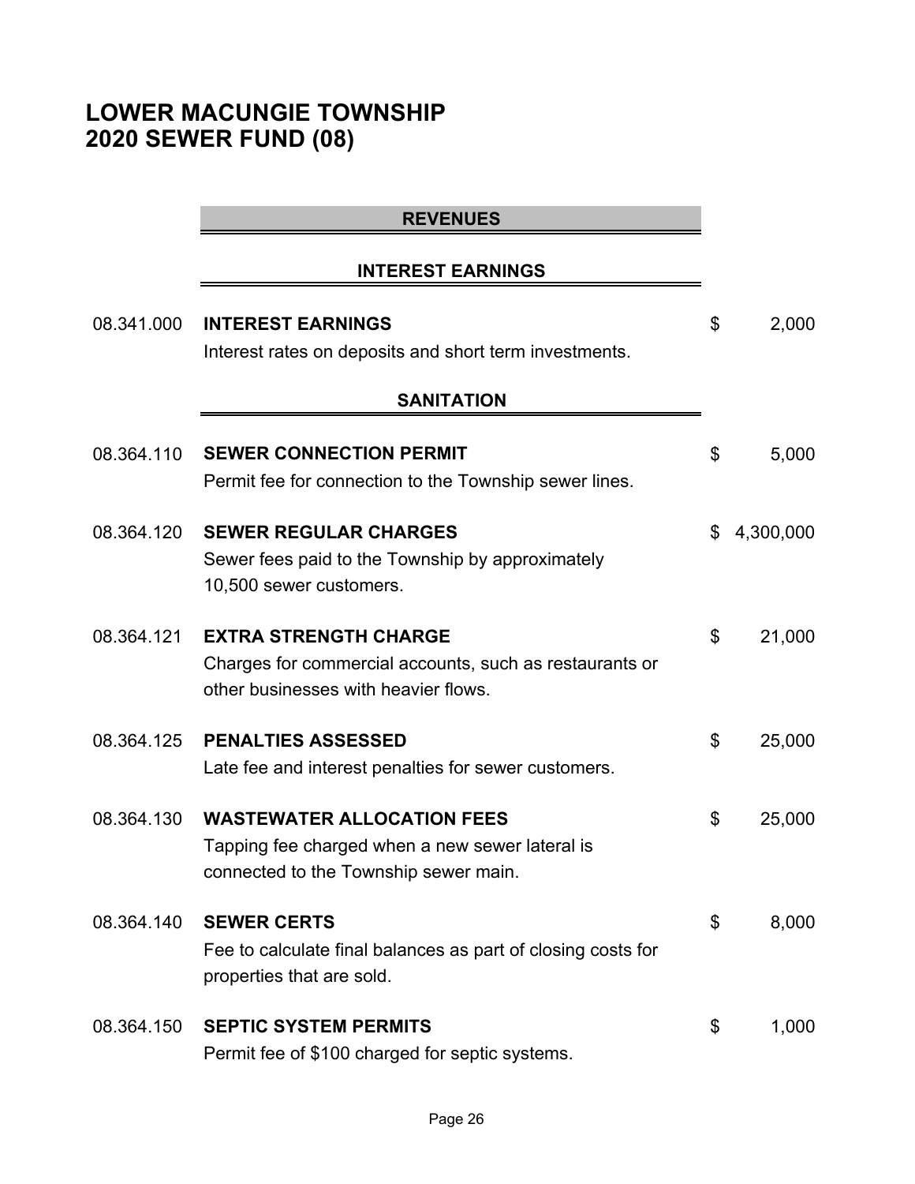# LOWER MACUNGIE TOWNSHIP
# 2020 SEWER FUND (08)

## REVENUES

### INTEREST EARNINGS

| Account | Description | Amount |
|---|---|---|
| 08.341.000 | **INTEREST EARNINGS**<br>Interest rates on deposits and short term investments. | $ 2,000 |

### SANITATION

| Account | Description | Amount |
|---|---|---|
| 08.364.110 | **SEWER CONNECTION PERMIT**<br>Permit fee for connection to the Township sewer lines. | $ 5,000 |
| 08.364.120 | **SEWER REGULAR CHARGES**<br>Sewer fees paid to the Township by approximately 10,500 sewer customers. | $ 4,300,000 |
| 08.364.121 | **EXTRA STRENGTH CHARGE**<br>Charges for commercial accounts, such as restaurants or other businesses with heavier flows. | $ 21,000 |
| 08.364.125 | **PENALTIES ASSESSED**<br>Late fee and interest penalties for sewer customers. | $ 25,000 |
| 08.364.130 | **WASTEWATER ALLOCATION FEES**<br>Tapping fee charged when a new sewer lateral is connected to the Township sewer main. | $ 25,000 |
| 08.364.140 | **SEWER CERTS**<br>Fee to calculate final balances as part of closing costs for properties that are sold. | $ 8,000 |
| 08.364.150 | **SEPTIC SYSTEM PERMITS**<br>Permit fee of $100 charged for septic systems. | $ 1,000 |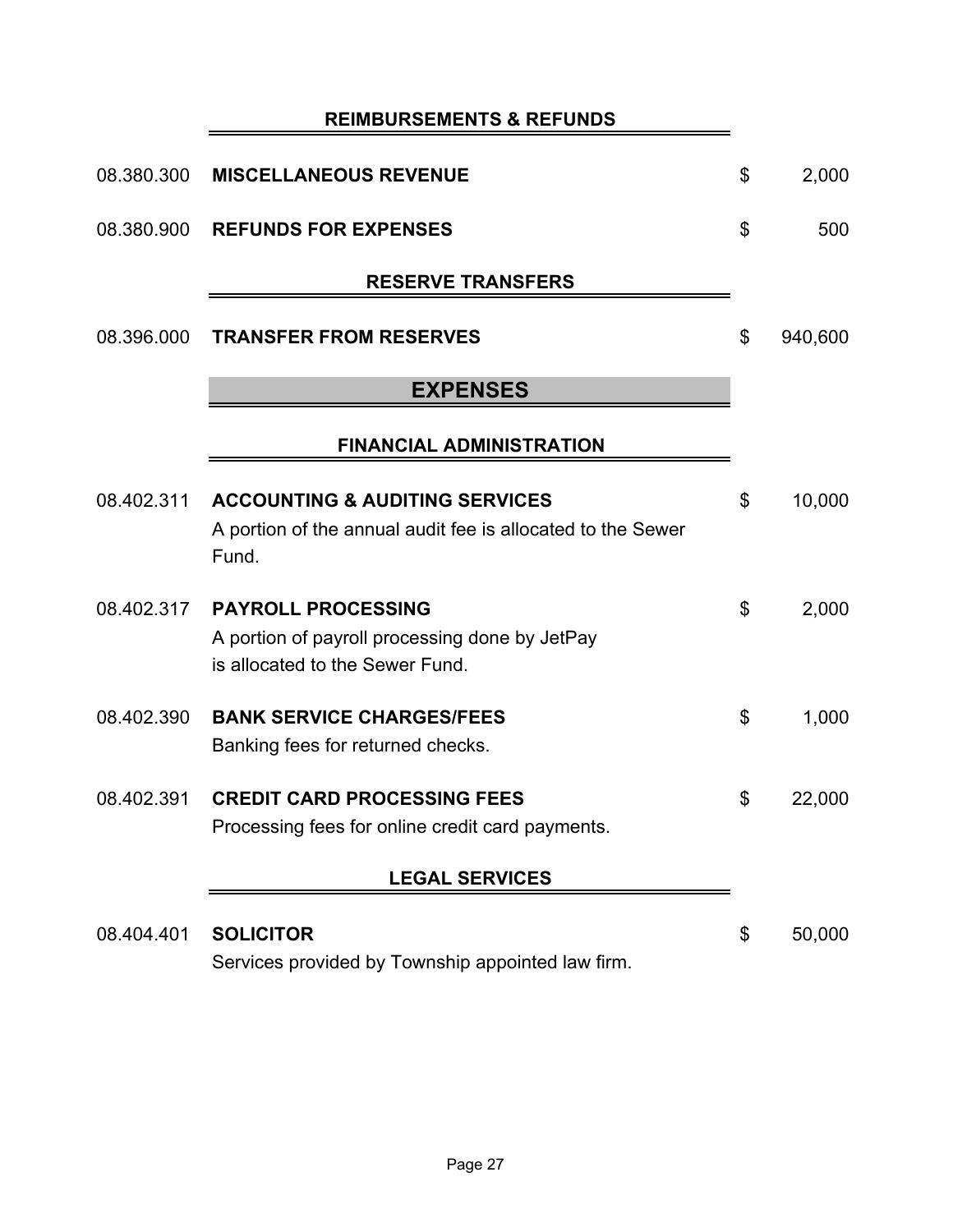## REIMBURSEMENTS & REFUNDS

| | | | |
|---|---|---|---|
| 08.380.300 | **MISCELLANEOUS REVENUE** | $ | 2,000 |
| 08.380.900 | **REFUNDS FOR EXPENSES** | $ | 500 |

## RESERVE TRANSFERS

| | | | |
|---|---|---|---|
| 08.396.000 | **TRANSFER FROM RESERVES** | $ | 940,600 |

# EXPENSES

## FINANCIAL ADMINISTRATION

| | | | |
|---|---|---|---|
| 08.402.311 | **ACCOUNTING & AUDITING SERVICES**<br>A portion of the annual audit fee is allocated to the Sewer Fund. | $ | 10,000 |
| 08.402.317 | **PAYROLL PROCESSING**<br>A portion of payroll processing done by JetPay is allocated to the Sewer Fund. | $ | 2,000 |
| 08.402.390 | **BANK SERVICE CHARGES/FEES**<br>Banking fees for returned checks. | $ | 1,000 |
| 08.402.391 | **CREDIT CARD PROCESSING FEES**<br>Processing fees for online credit card payments. | $ | 22,000 |

## LEGAL SERVICES

| | | | |
|---|---|---|---|
| 08.404.401 | **SOLICITOR**<br>Services provided by Township appointed law firm. | $ | 50,000 |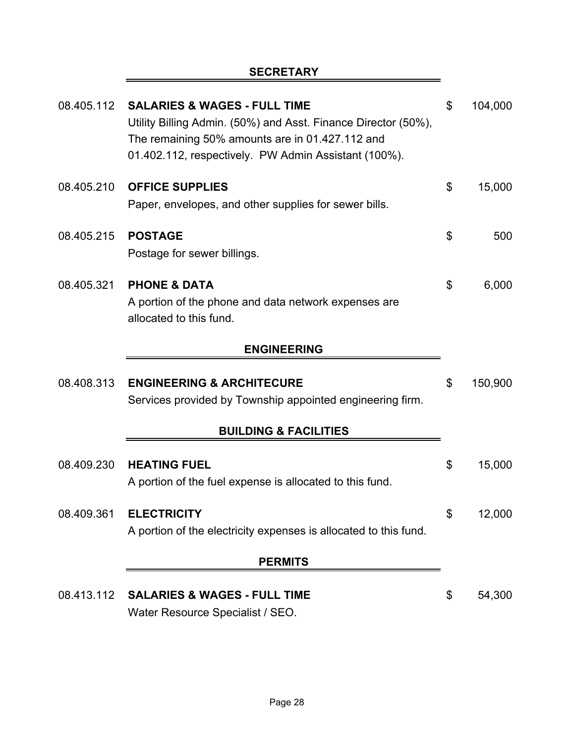## SECRETARY

**08.405.112 SALARIES & WAGES - FULL TIME** — $ 104,000

Utility Billing Admin. (50%) and Asst. Finance Director (50%), The remaining 50% amounts are in 01.427.112 and 01.402.112, respectively. PW Admin Assistant (100%).

**08.405.210 OFFICE SUPPLIES** — $ 15,000

Paper, envelopes, and other supplies for sewer bills.

**08.405.215 POSTAGE** — $ 500

Postage for sewer billings.

**08.405.321 PHONE & DATA** — $ 6,000

A portion of the phone and data network expenses are allocated to this fund.

## ENGINEERING

**08.408.313 ENGINEERING & ARCHITECURE** — $ 150,900

Services provided by Township appointed engineering firm.

## BUILDING & FACILITIES

**08.409.230 HEATING FUEL** — $ 15,000

A portion of the fuel expense is allocated to this fund.

**08.409.361 ELECTRICITY** — $ 12,000

A portion of the electricity expenses is allocated to this fund.

## PERMITS

**08.413.112 SALARIES & WAGES - FULL TIME** — $ 54,300

Water Resource Specialist / SEO.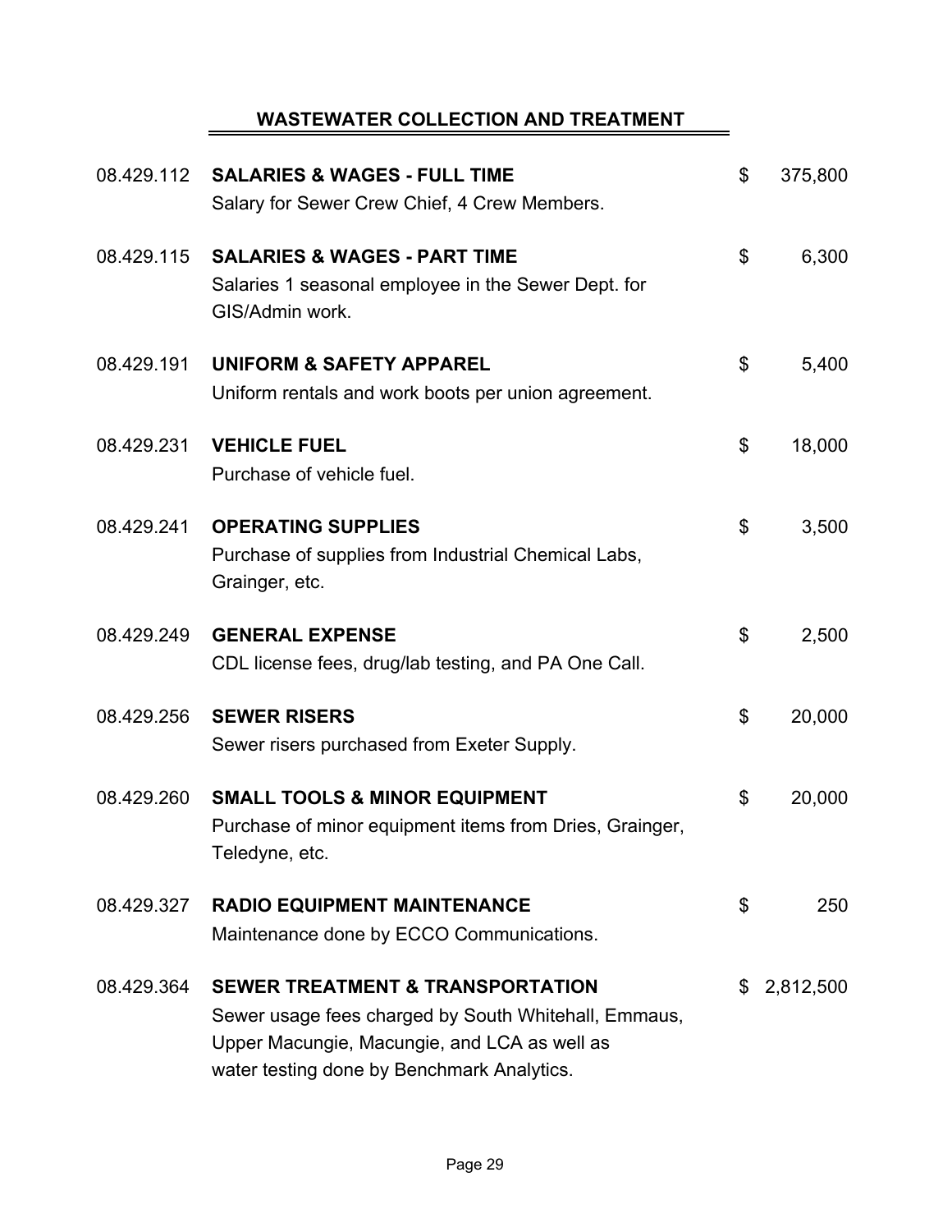## WASTEWATER COLLECTION AND TREATMENT

| Account | Description | Amount |
|---|---|---|
| 08.429.112 | **SALARIES & WAGES - FULL TIME**<br>Salary for Sewer Crew Chief, 4 Crew Members. | $ 375,800 |
| 08.429.115 | **SALARIES & WAGES - PART TIME**<br>Salaries 1 seasonal employee in the Sewer Dept. for GIS/Admin work. | $ 6,300 |
| 08.429.191 | **UNIFORM & SAFETY APPAREL**<br>Uniform rentals and work boots per union agreement. | $ 5,400 |
| 08.429.231 | **VEHICLE FUEL**<br>Purchase of vehicle fuel. | $ 18,000 |
| 08.429.241 | **OPERATING SUPPLIES**<br>Purchase of supplies from Industrial Chemical Labs, Grainger, etc. | $ 3,500 |
| 08.429.249 | **GENERAL EXPENSE**<br>CDL license fees, drug/lab testing, and PA One Call. | $ 2,500 |
| 08.429.256 | **SEWER RISERS**<br>Sewer risers purchased from Exeter Supply. | $ 20,000 |
| 08.429.260 | **SMALL TOOLS & MINOR EQUIPMENT**<br>Purchase of minor equipment items from Dries, Grainger, Teledyne, etc. | $ 20,000 |
| 08.429.327 | **RADIO EQUIPMENT MAINTENANCE**<br>Maintenance done by ECCO Communications. | $ 250 |
| 08.429.364 | **SEWER TREATMENT & TRANSPORTATION**<br>Sewer usage fees charged by South Whitehall, Emmaus, Upper Macungie, Macungie, and LCA as well as water testing done by Benchmark Analytics. | $ 2,812,500 |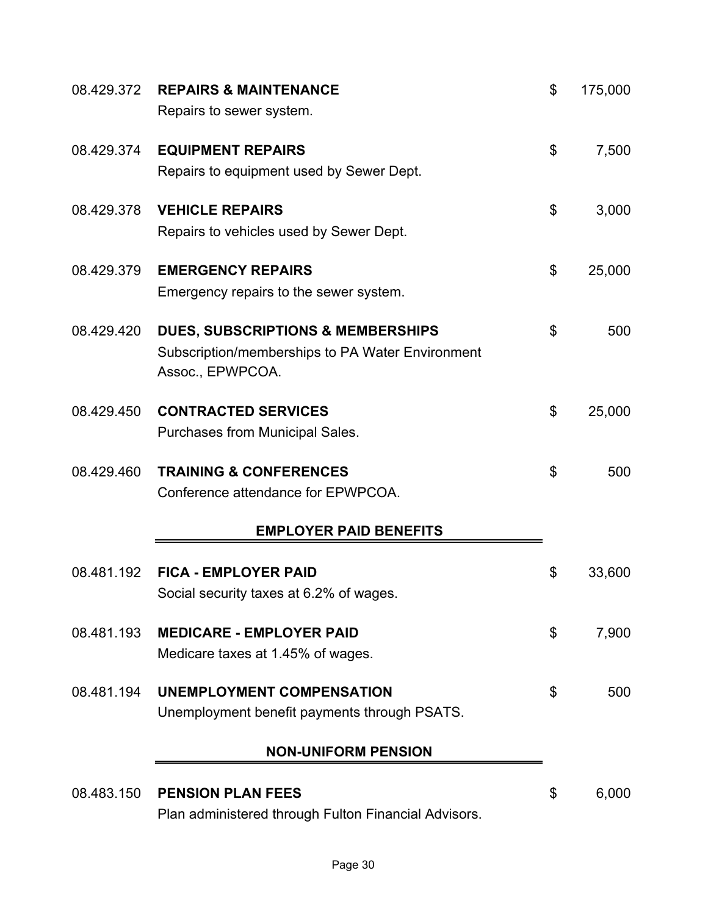| Account | Description | | Amount |
|---|---|---|---|
| 08.429.372 | **REPAIRS & MAINTENANCE**<br>Repairs to sewer system. | $ | 175,000 |
| 08.429.374 | **EQUIPMENT REPAIRS**<br>Repairs to equipment used by Sewer Dept. | $ | 7,500 |
| 08.429.378 | **VEHICLE REPAIRS**<br>Repairs to vehicles used by Sewer Dept. | $ | 3,000 |
| 08.429.379 | **EMERGENCY REPAIRS**<br>Emergency repairs to the sewer system. | $ | 25,000 |
| 08.429.420 | **DUES, SUBSCRIPTIONS & MEMBERSHIPS**<br>Subscription/memberships to PA Water Environment Assoc., EPWPCOA. | $ | 500 |
| 08.429.450 | **CONTRACTED SERVICES**<br>Purchases from Municipal Sales. | $ | 25,000 |
| 08.429.460 | **TRAINING & CONFERENCES**<br>Conference attendance for EPWPCOA. | $ | 500 |

## EMPLOYER PAID BENEFITS

| Account | Description | | Amount |
|---|---|---|---|
| 08.481.192 | **FICA - EMPLOYER PAID**<br>Social security taxes at 6.2% of wages. | $ | 33,600 |
| 08.481.193 | **MEDICARE - EMPLOYER PAID**<br>Medicare taxes at 1.45% of wages. | $ | 7,900 |
| 08.481.194 | **UNEMPLOYMENT COMPENSATION**<br>Unemployment benefit payments through PSATS. | $ | 500 |

## NON-UNIFORM PENSION

| Account | Description | | Amount |
|---|---|---|---|
| 08.483.150 | **PENSION PLAN FEES**<br>Plan administered through Fulton Financial Advisors. | $ | 6,000 |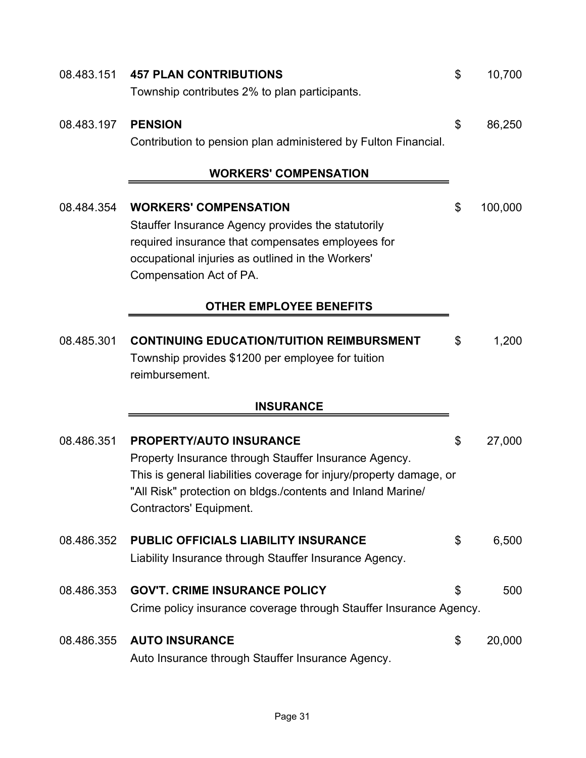08.483.151 **457 PLAN CONTRIBUTIONS** $ 10,700

Township contributes 2% to plan participants.

08.483.197 **PENSION** $ 86,250

Contribution to pension plan administered by Fulton Financial.

## WORKERS' COMPENSATION

08.484.354 **WORKERS' COMPENSATION** $ 100,000

Stauffer Insurance Agency provides the statutorily required insurance that compensates employees for occupational injuries as outlined in the Workers' Compensation Act of PA.

## OTHER EMPLOYEE BENEFITS

08.485.301 **CONTINUING EDUCATION/TUITION REIMBURSMENT** $ 1,200

Township provides $1200 per employee for tuition reimbursement.

## INSURANCE

08.486.351 **PROPERTY/AUTO INSURANCE** $ 27,000

Property Insurance through Stauffer Insurance Agency. This is general liabilities coverage for injury/property damage, or "All Risk" protection on bldgs./contents and Inland Marine/ Contractors' Equipment.

08.486.352 **PUBLIC OFFICIALS LIABILITY INSURANCE** $ 6,500

Liability Insurance through Stauffer Insurance Agency.

08.486.353 **GOV'T. CRIME INSURANCE POLICY** $ 500

Crime policy insurance coverage through Stauffer Insurance Agency.

08.486.355 **AUTO INSURANCE** $ 20,000

Auto Insurance through Stauffer Insurance Agency.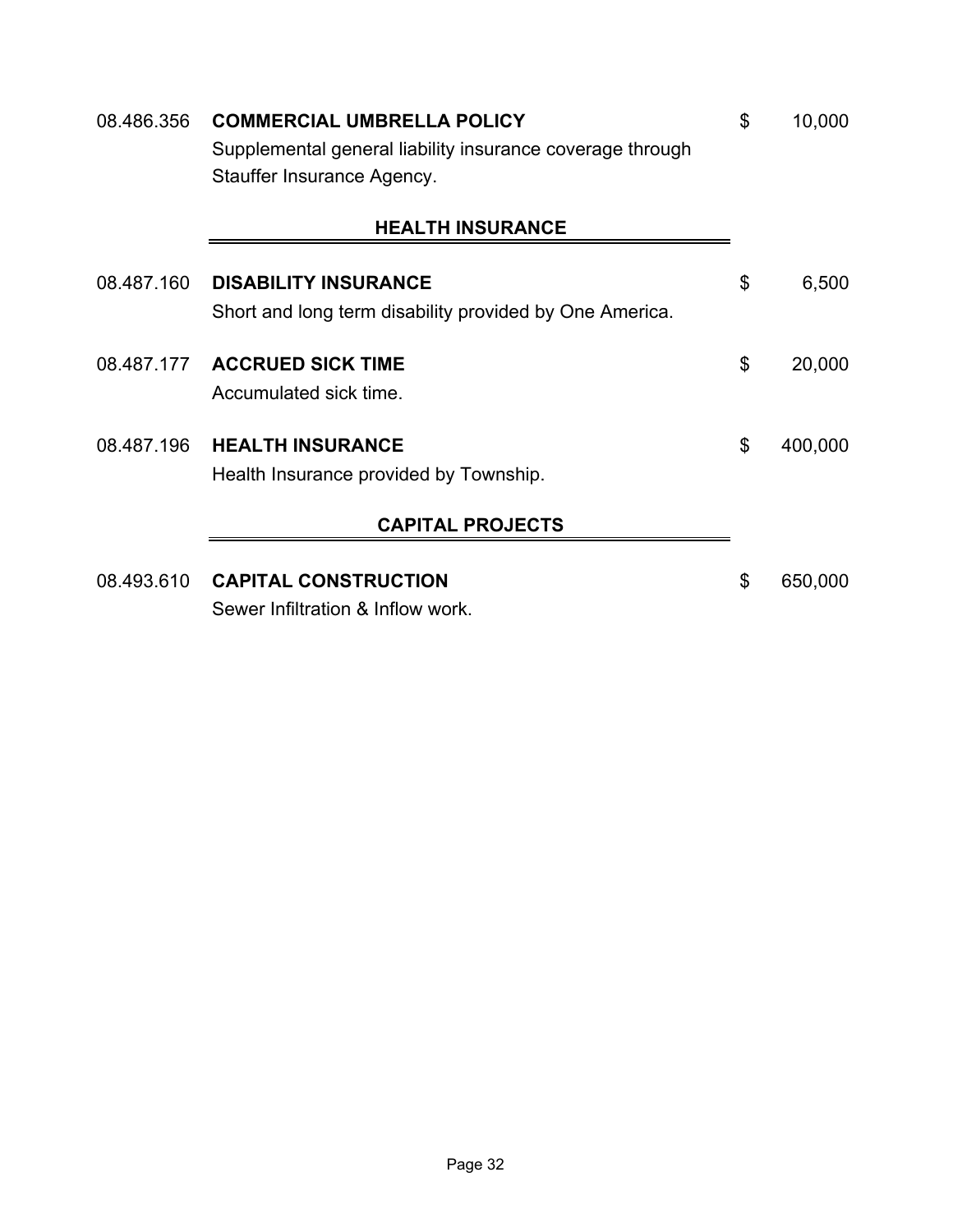08.486.356 **COMMERCIAL UMBRELLA POLICY** $ 10,000

Supplemental general liability insurance coverage through Stauffer Insurance Agency.

## HEALTH INSURANCE

08.487.160 **DISABILITY INSURANCE** $ 6,500

Short and long term disability provided by One America.

08.487.177 **ACCRUED SICK TIME** $ 20,000

Accumulated sick time.

08.487.196 **HEALTH INSURANCE** $ 400,000

Health Insurance provided by Township.

## CAPITAL PROJECTS

08.493.610 **CAPITAL CONSTRUCTION** $ 650,000

Sewer Infiltration & Inflow work.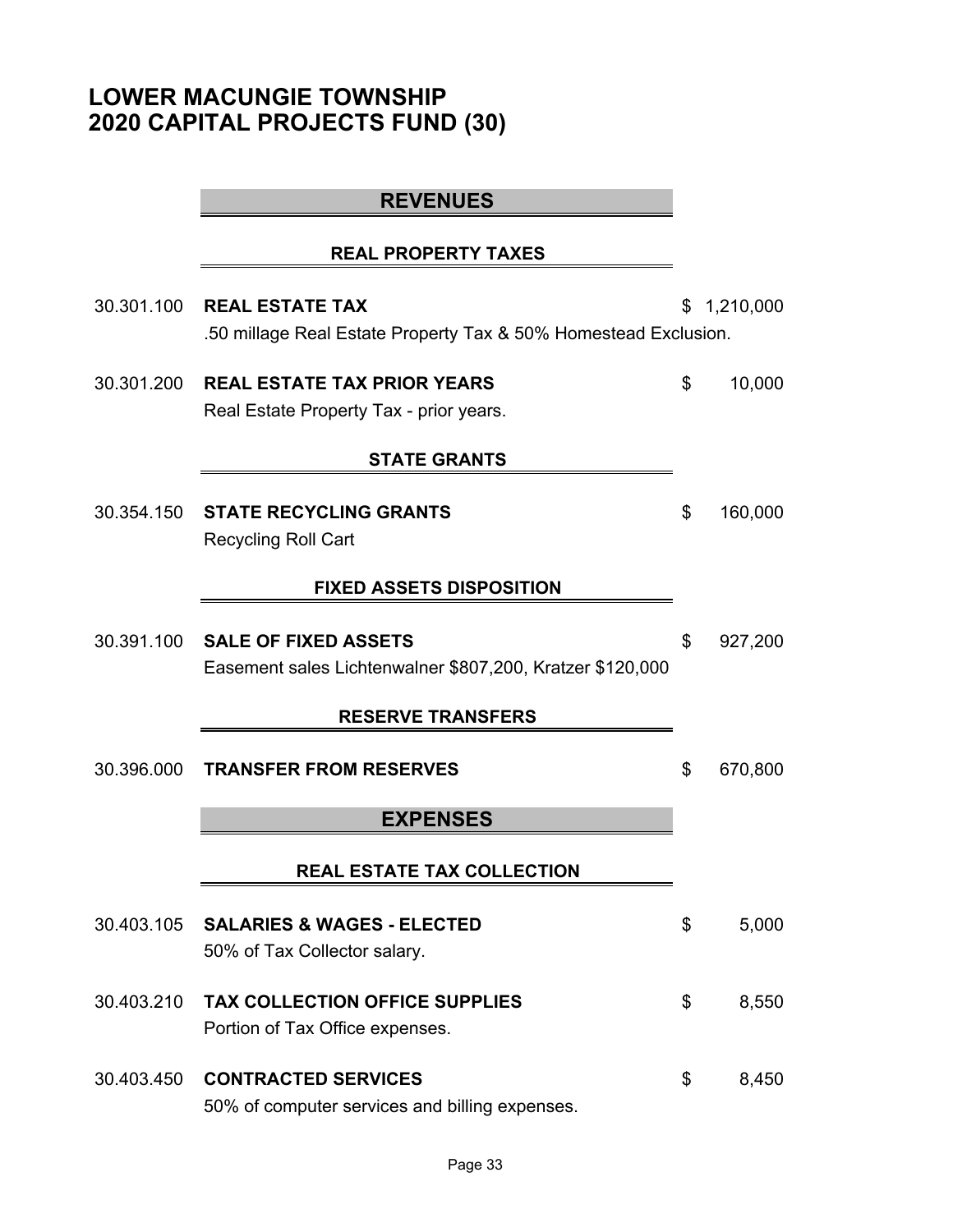# LOWER MACUNGIE TOWNSHIP
# 2020 CAPITAL PROJECTS FUND (30)

## REVENUES

### REAL PROPERTY TAXES

30.301.100 **REAL ESTATE TAX** $ 1,210,000

.50 millage Real Estate Property Tax & 50% Homestead Exclusion.

30.301.200 **REAL ESTATE TAX PRIOR YEARS** $ 10,000

Real Estate Property Tax - prior years.

### STATE GRANTS

30.354.150 **STATE RECYCLING GRANTS** $ 160,000

Recycling Roll Cart

### FIXED ASSETS DISPOSITION

30.391.100 **SALE OF FIXED ASSETS** $ 927,200

Easement sales Lichtenwalner $807,200, Kratzer $120,000

### RESERVE TRANSFERS

30.396.000 **TRANSFER FROM RESERVES** $ 670,800

## EXPENSES

### REAL ESTATE TAX COLLECTION

30.403.105 **SALARIES & WAGES - ELECTED** $ 5,000

50% of Tax Collector salary.

30.403.210 **TAX COLLECTION OFFICE SUPPLIES** $ 8,550

Portion of Tax Office expenses.

30.403.450 **CONTRACTED SERVICES** $ 8,450

50% of computer services and billing expenses.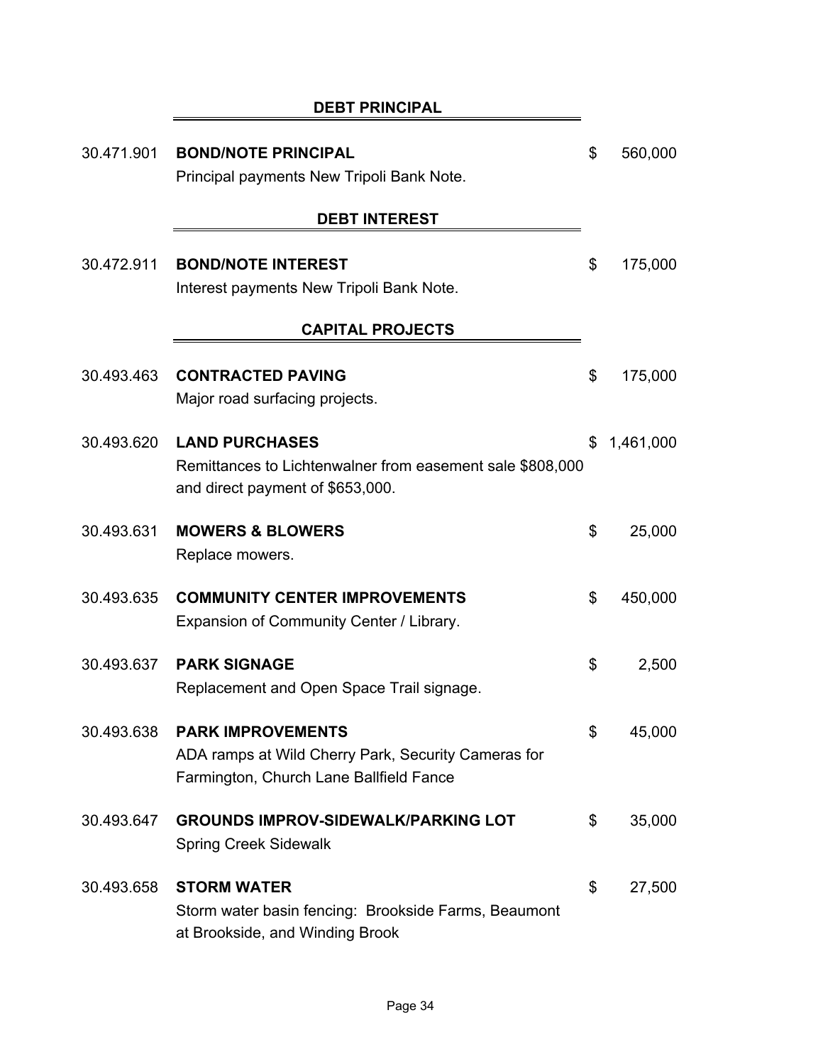## DEBT PRINCIPAL

| | | | |
|---|---|---|---|
| 30.471.901 | **BOND/NOTE PRINCIPAL**<br>Principal payments New Tripoli Bank Note. | $ | 560,000 |

## DEBT INTEREST

| | | | |
|---|---|---|---|
| 30.472.911 | **BOND/NOTE INTEREST**<br>Interest payments New Tripoli Bank Note. | $ | 175,000 |

## CAPITAL PROJECTS

| | | | |
|---|---|---|---|
| 30.493.463 | **CONTRACTED PAVING**<br>Major road surfacing projects. | $ | 175,000 |
| 30.493.620 | **LAND PURCHASES**<br>Remittances to Lichtenwalner from easement sale $808,000 and direct payment of $653,000. | $ | 1,461,000 |
| 30.493.631 | **MOWERS & BLOWERS**<br>Replace mowers. | $ | 25,000 |
| 30.493.635 | **COMMUNITY CENTER IMPROVEMENTS**<br>Expansion of Community Center / Library. | $ | 450,000 |
| 30.493.637 | **PARK SIGNAGE**<br>Replacement and Open Space Trail signage. | $ | 2,500 |
| 30.493.638 | **PARK IMPROVEMENTS**<br>ADA ramps at Wild Cherry Park, Security Cameras for Farmington, Church Lane Ballfield Fance | $ | 45,000 |
| 30.493.647 | **GROUNDS IMPROV-SIDEWALK/PARKING LOT**<br>Spring Creek Sidewalk | $ | 35,000 |
| 30.493.658 | **STORM WATER**<br>Storm water basin fencing: Brookside Farms, Beaumont at Brookside, and Winding Brook | $ | 27,500 |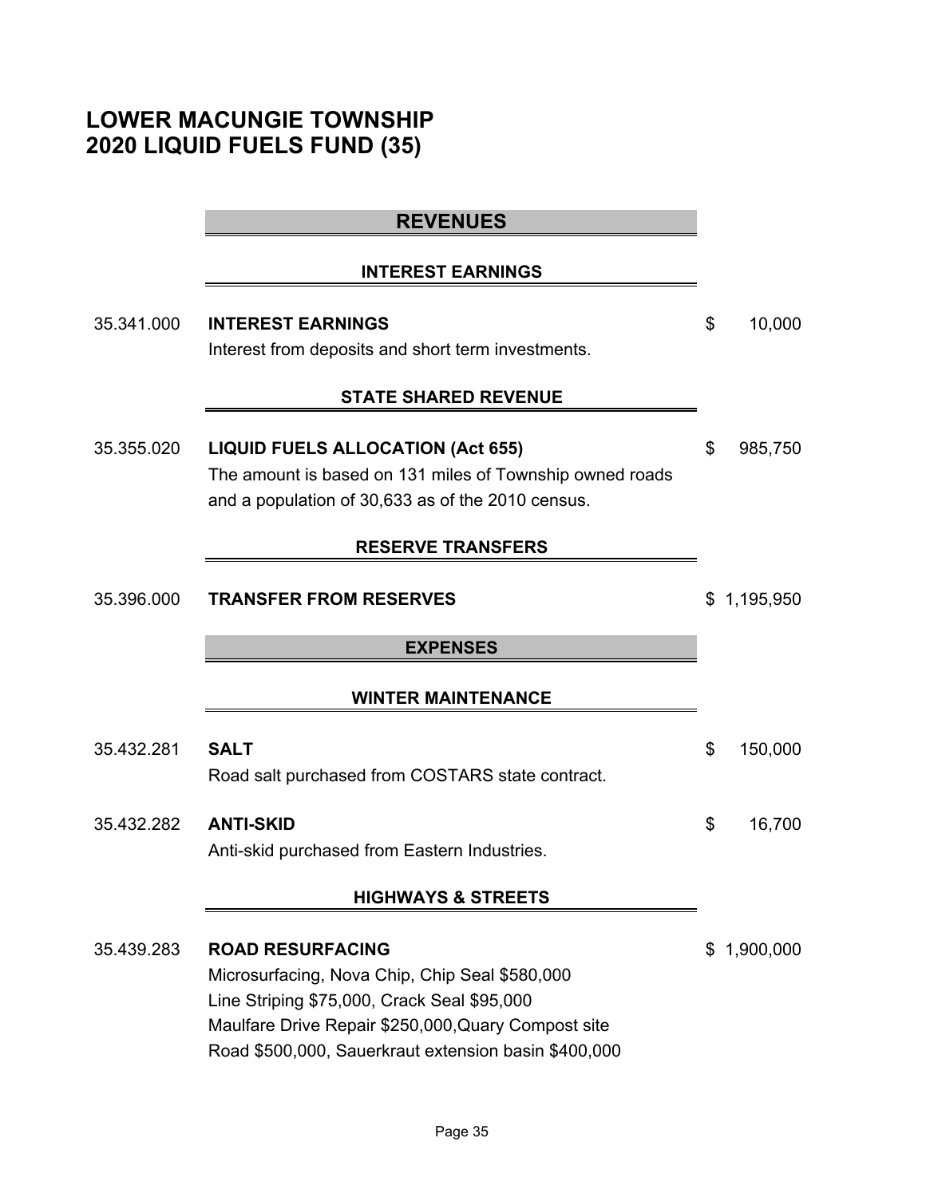# LOWER MACUNGIE TOWNSHIP
# 2020 LIQUID FUELS FUND (35)

## REVENUES

### INTEREST EARNINGS

| | | |
|---|---|---|
| 35.341.000 | **INTEREST EARNINGS**<br>Interest from deposits and short term investments. | $ 10,000 |

### STATE SHARED REVENUE

| | | |
|---|---|---|
| 35.355.020 | **LIQUID FUELS ALLOCATION (Act 655)**<br>The amount is based on 131 miles of Township owned roads and a population of 30,633 as of the 2010 census. | $ 985,750 |

### RESERVE TRANSFERS

| | | |
|---|---|---|
| 35.396.000 | **TRANSFER FROM RESERVES** | $ 1,195,950 |

## EXPENSES

### WINTER MAINTENANCE

| | | |
|---|---|---|
| 35.432.281 | **SALT**<br>Road salt purchased from COSTARS state contract. | $ 150,000 |
| 35.432.282 | **ANTI-SKID**<br>Anti-skid purchased from Eastern Industries. | $ 16,700 |

### HIGHWAYS & STREETS

| | | |
|---|---|---|
| 35.439.283 | **ROAD RESURFACING**<br>Microsurfacing, Nova Chip, Chip Seal $580,000<br>Line Striping $75,000, Crack Seal $95,000<br>Maulfare Drive Repair $250,000,Quary Compost site<br>Road $500,000, Sauerkraut extension basin $400,000 | $ 1,900,000 |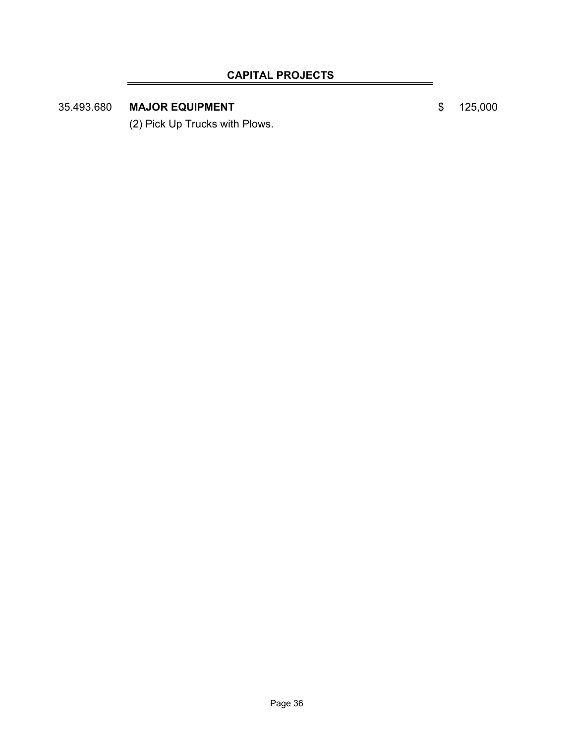## CAPITAL PROJECTS

35.493.680 **MAJOR EQUIPMENT** $ 125,000

(2) Pick Up Trucks with Plows.